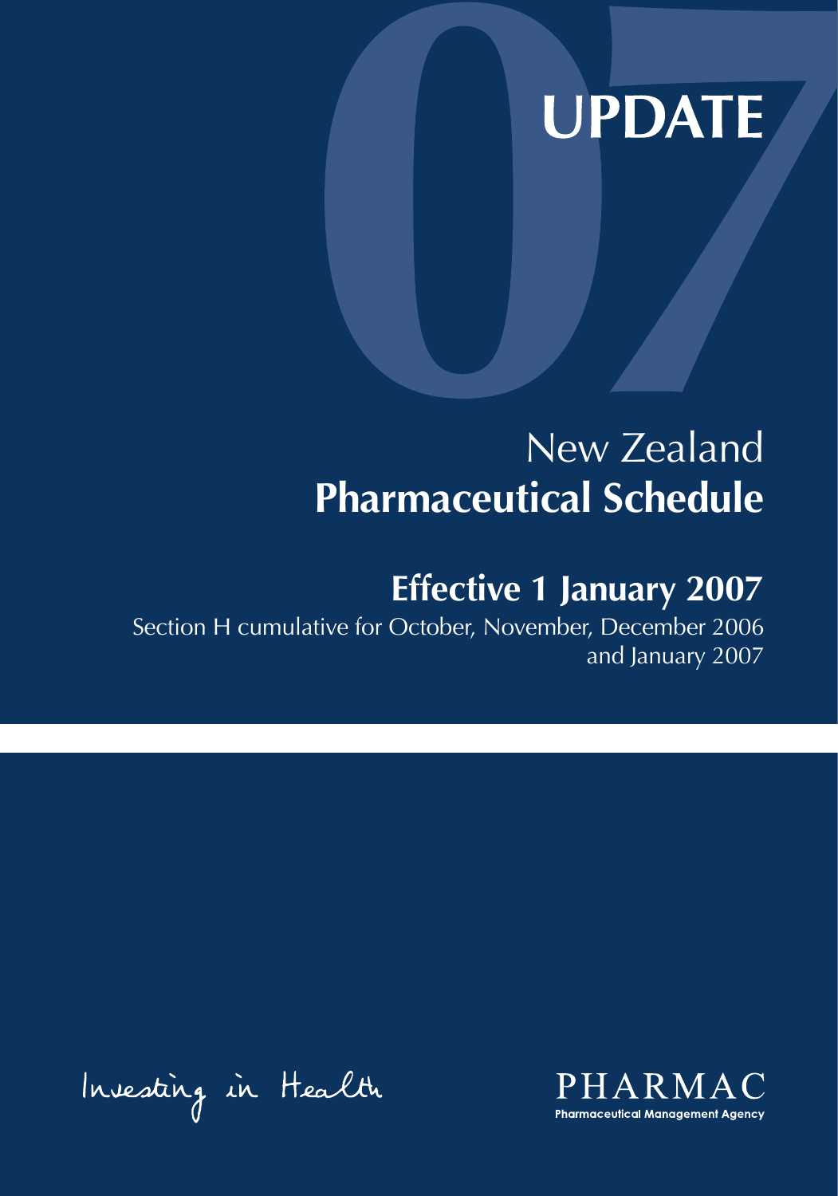# UPDATE

New Zealand
**Pharmaceutical Schedule**

## Effective 1 January 2007

Section H cumulative for October, November, December 2006 and January 2007

Investing in Health

PHARMAC
Pharmaceutical Management Agency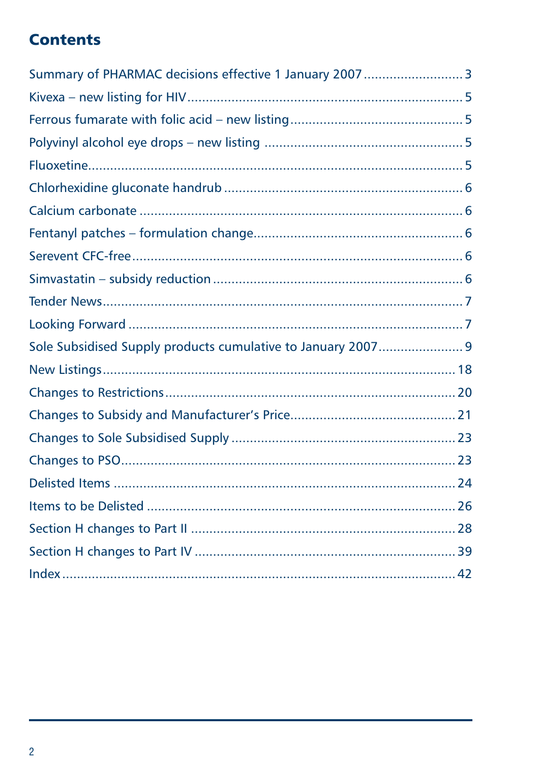# Contents

| | |
|---|---|
| Summary of PHARMAC decisions effective 1 January 2007 | 3 |
| Kivexa – new listing for HIV | 5 |
| Ferrous fumarate with folic acid – new listing | 5 |
| Polyvinyl alcohol eye drops – new listing | 5 |
| Fluoxetine | 5 |
| Chlorhexidine gluconate handrub | 6 |
| Calcium carbonate | 6 |
| Fentanyl patches – formulation change | 6 |
| Serevent CFC-free | 6 |
| Simvastatin – subsidy reduction | 6 |
| Tender News | 7 |
| Looking Forward | 7 |
| Sole Subsidised Supply products cumulative to January 2007 | 9 |
| New Listings | 18 |
| Changes to Restrictions | 20 |
| Changes to Subsidy and Manufacturer's Price | 21 |
| Changes to Sole Subsidised Supply | 23 |
| Changes to PSO | 23 |
| Delisted Items | 24 |
| Items to be Delisted | 26 |
| Section H changes to Part II | 28 |
| Section H changes to Part IV | 39 |
| Index | 42 |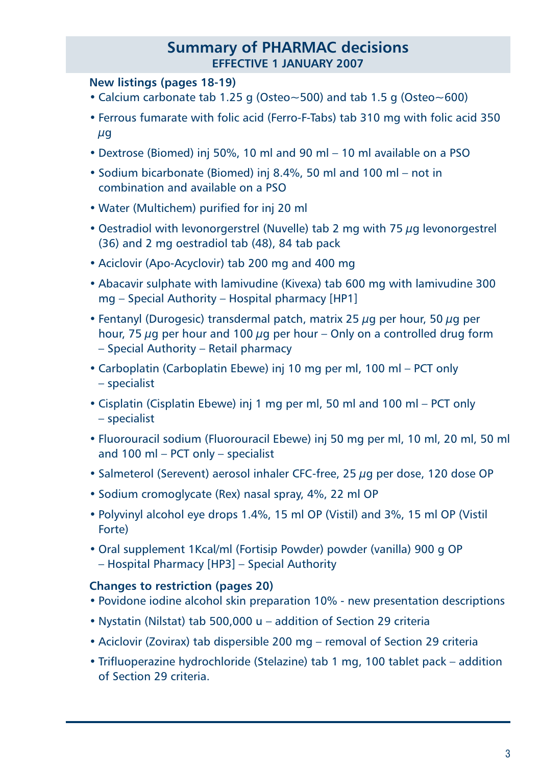# Summary of PHARMAC decisions

**EFFECTIVE 1 JANUARY 2007**

**New listings (pages 18-19)**

- Calcium carbonate tab 1.25 g (Osteo~500) and tab 1.5 g (Osteo~600)
- Ferrous fumarate with folic acid (Ferro-F-Tabs) tab 310 mg with folic acid 350 µg
- Dextrose (Biomed) inj 50%, 10 ml and 90 ml – 10 ml available on a PSO
- Sodium bicarbonate (Biomed) inj 8.4%, 50 ml and 100 ml – not in combination and available on a PSO
- Water (Multichem) purified for inj 20 ml
- Oestradiol with levonorgerstrel (Nuvelle) tab 2 mg with 75 µg levonorgestrel (36) and 2 mg oestradiol tab (48), 84 tab pack
- Aciclovir (Apo-Acyclovir) tab 200 mg and 400 mg
- Abacavir sulphate with lamivudine (Kivexa) tab 600 mg with lamivudine 300 mg – Special Authority – Hospital pharmacy [HP1]
- Fentanyl (Durogesic) transdermal patch, matrix 25 µg per hour, 50 µg per hour, 75 µg per hour and 100 µg per hour – Only on a controlled drug form – Special Authority – Retail pharmacy
- Carboplatin (Carboplatin Ebewe) inj 10 mg per ml, 100 ml – PCT only – specialist
- Cisplatin (Cisplatin Ebewe) inj 1 mg per ml, 50 ml and 100 ml – PCT only – specialist
- Fluorouracil sodium (Fluorouracil Ebewe) inj 50 mg per ml, 10 ml, 20 ml, 50 ml and 100 ml – PCT only – specialist
- Salmeterol (Serevent) aerosol inhaler CFC-free, 25 µg per dose, 120 dose OP
- Sodium cromoglycate (Rex) nasal spray, 4%, 22 ml OP
- Polyvinyl alcohol eye drops 1.4%, 15 ml OP (Vistil) and 3%, 15 ml OP (Vistil Forte)
- Oral supplement 1Kcal/ml (Fortisip Powder) powder (vanilla) 900 g OP – Hospital Pharmacy [HP3] – Special Authority

**Changes to restriction (pages 20)**

- Povidone iodine alcohol skin preparation 10% - new presentation descriptions
- Nystatin (Nilstat) tab 500,000 u – addition of Section 29 criteria
- Aciclovir (Zovirax) tab dispersible 200 mg – removal of Section 29 criteria
- Trifluoperazine hydrochloride (Stelazine) tab 1 mg, 100 tablet pack – addition of Section 29 criteria.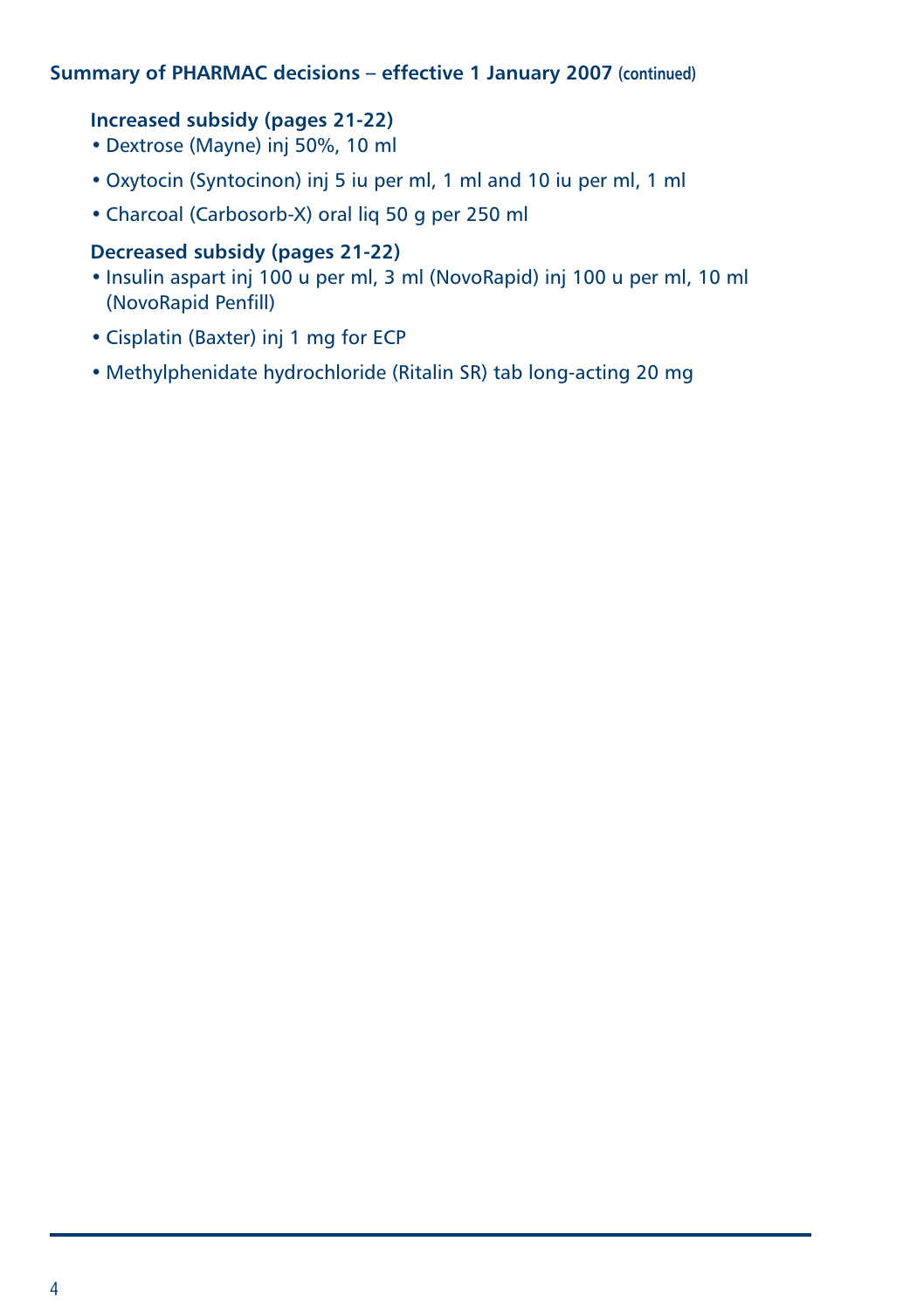## Summary of PHARMAC decisions – effective 1 January 2007 (continued)

### Increased subsidy (pages 21-22)

- Dextrose (Mayne) inj 50%, 10 ml
- Oxytocin (Syntocinon) inj 5 iu per ml, 1 ml and 10 iu per ml, 1 ml
- Charcoal (Carbosorb-X) oral liq 50 g per 250 ml

### Decreased subsidy (pages 21-22)

- Insulin aspart inj 100 u per ml, 3 ml (NovoRapid) inj 100 u per ml, 10 ml (NovoRapid Penfill)
- Cisplatin (Baxter) inj 1 mg for ECP
- Methylphenidate hydrochloride (Ritalin SR) tab long-acting 20 mg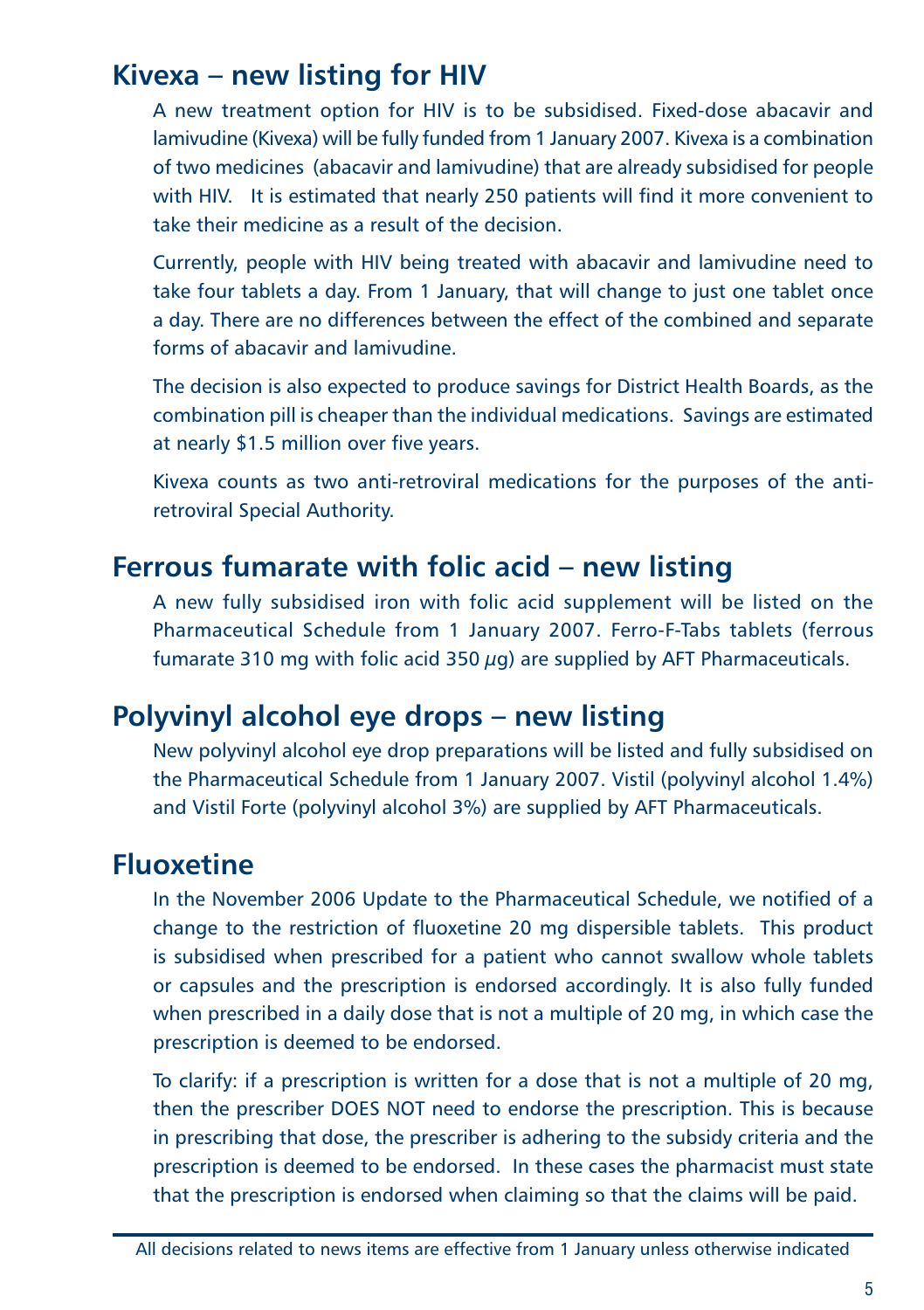## Kivexa – new listing for HIV

A new treatment option for HIV is to be subsidised. Fixed-dose abacavir and lamivudine (Kivexa) will be fully funded from 1 January 2007. Kivexa is a combination of two medicines (abacavir and lamivudine) that are already subsidised for people with HIV. It is estimated that nearly 250 patients will find it more convenient to take their medicine as a result of the decision.

Currently, people with HIV being treated with abacavir and lamivudine need to take four tablets a day. From 1 January, that will change to just one tablet once a day. There are no differences between the effect of the combined and separate forms of abacavir and lamivudine.

The decision is also expected to produce savings for District Health Boards, as the combination pill is cheaper than the individual medications. Savings are estimated at nearly $1.5 million over five years.

Kivexa counts as two anti-retroviral medications for the purposes of the anti-retroviral Special Authority.

## Ferrous fumarate with folic acid – new listing

A new fully subsidised iron with folic acid supplement will be listed on the Pharmaceutical Schedule from 1 January 2007. Ferro-F-Tabs tablets (ferrous fumarate 310 mg with folic acid 350 μg) are supplied by AFT Pharmaceuticals.

## Polyvinyl alcohol eye drops – new listing

New polyvinyl alcohol eye drop preparations will be listed and fully subsidised on the Pharmaceutical Schedule from 1 January 2007. Vistil (polyvinyl alcohol 1.4%) and Vistil Forte (polyvinyl alcohol 3%) are supplied by AFT Pharmaceuticals.

## Fluoxetine

In the November 2006 Update to the Pharmaceutical Schedule, we notified of a change to the restriction of fluoxetine 20 mg dispersible tablets. This product is subsidised when prescribed for a patient who cannot swallow whole tablets or capsules and the prescription is endorsed accordingly. It is also fully funded when prescribed in a daily dose that is not a multiple of 20 mg, in which case the prescription is deemed to be endorsed.

To clarify: if a prescription is written for a dose that is not a multiple of 20 mg, then the prescriber DOES NOT need to endorse the prescription. This is because in prescribing that dose, the prescriber is adhering to the subsidy criteria and the prescription is deemed to be endorsed. In these cases the pharmacist must state that the prescription is endorsed when claiming so that the claims will be paid.

All decisions related to news items are effective from 1 January unless otherwise indicated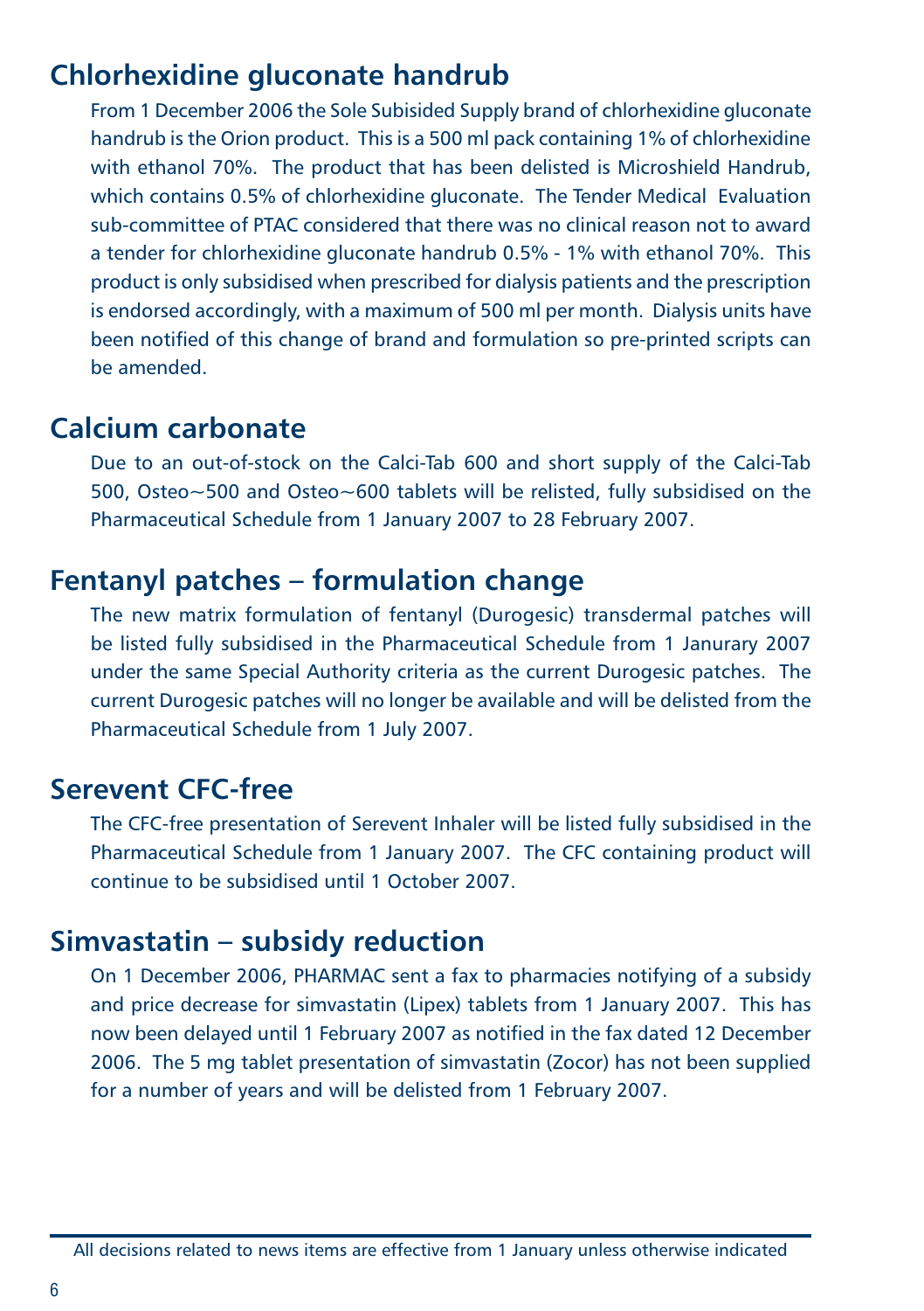## Chlorhexidine gluconate handrub

From 1 December 2006 the Sole Subisided Supply brand of chlorhexidine gluconate handrub is the Orion product. This is a 500 ml pack containing 1% of chlorhexidine with ethanol 70%. The product that has been delisted is Microshield Handrub, which contains 0.5% of chlorhexidine gluconate. The Tender Medical Evaluation sub-committee of PTAC considered that there was no clinical reason not to award a tender for chlorhexidine gluconate handrub 0.5% - 1% with ethanol 70%. This product is only subsidised when prescribed for dialysis patients and the prescription is endorsed accordingly, with a maximum of 500 ml per month. Dialysis units have been notified of this change of brand and formulation so pre-printed scripts can be amended.

## Calcium carbonate

Due to an out-of-stock on the Calci-Tab 600 and short supply of the Calci-Tab 500, Osteo~500 and Osteo~600 tablets will be relisted, fully subsidised on the Pharmaceutical Schedule from 1 January 2007 to 28 February 2007.

## Fentanyl patches – formulation change

The new matrix formulation of fentanyl (Durogesic) transdermal patches will be listed fully subsidised in the Pharmaceutical Schedule from 1 Janurary 2007 under the same Special Authority criteria as the current Durogesic patches. The current Durogesic patches will no longer be available and will be delisted from the Pharmaceutical Schedule from 1 July 2007.

## Serevent CFC-free

The CFC-free presentation of Serevent Inhaler will be listed fully subsidised in the Pharmaceutical Schedule from 1 January 2007. The CFC containing product will continue to be subsidised until 1 October 2007.

## Simvastatin – subsidy reduction

On 1 December 2006, PHARMAC sent a fax to pharmacies notifying of a subsidy and price decrease for simvastatin (Lipex) tablets from 1 January 2007. This has now been delayed until 1 February 2007 as notified in the fax dated 12 December 2006. The 5 mg tablet presentation of simvastatin (Zocor) has not been supplied for a number of years and will be delisted from 1 February 2007.

All decisions related to news items are effective from 1 January unless otherwise indicated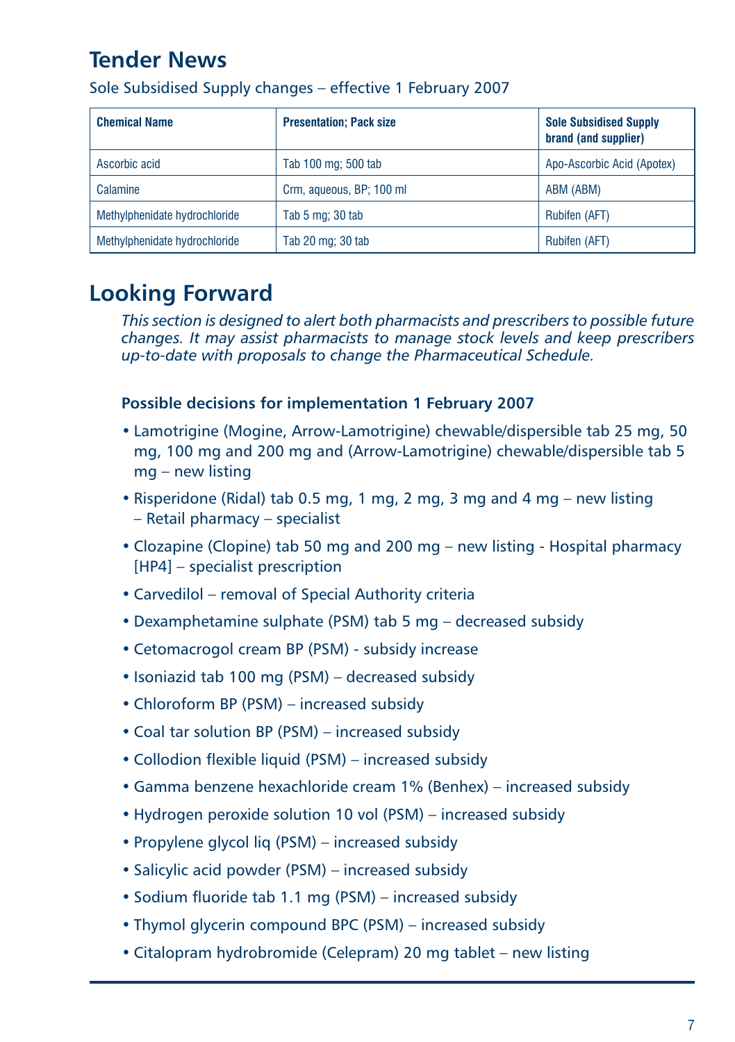## Tender News

Sole Subsidised Supply changes – effective 1 February 2007

| Chemical Name | Presentation; Pack size | Sole Subsidised Supply brand (and supplier) |
|---|---|---|
| Ascorbic acid | Tab 100 mg; 500 tab | Apo-Ascorbic Acid (Apotex) |
| Calamine | Crm, aqueous, BP; 100 ml | ABM (ABM) |
| Methylphenidate hydrochloride | Tab 5 mg; 30 tab | Rubifen (AFT) |
| Methylphenidate hydrochloride | Tab 20 mg; 30 tab | Rubifen (AFT) |

## Looking Forward

*This section is designed to alert both pharmacists and prescribers to possible future changes. It may assist pharmacists to manage stock levels and keep prescribers up-to-date with proposals to change the Pharmaceutical Schedule.*

**Possible decisions for implementation 1 February 2007**

- Lamotrigine (Mogine, Arrow-Lamotrigine) chewable/dispersible tab 25 mg, 50 mg, 100 mg and 200 mg and (Arrow-Lamotrigine) chewable/dispersible tab 5 mg – new listing
- Risperidone (Ridal) tab 0.5 mg, 1 mg, 2 mg, 3 mg and 4 mg – new listing – Retail pharmacy – specialist
- Clozapine (Clopine) tab 50 mg and 200 mg – new listing - Hospital pharmacy [HP4] – specialist prescription
- Carvedilol – removal of Special Authority criteria
- Dexamphetamine sulphate (PSM) tab 5 mg – decreased subsidy
- Cetomacrogol cream BP (PSM) - subsidy increase
- Isoniazid tab 100 mg (PSM) – decreased subsidy
- Chloroform BP (PSM) – increased subsidy
- Coal tar solution BP (PSM) – increased subsidy
- Collodion flexible liquid (PSM) – increased subsidy
- Gamma benzene hexachloride cream 1% (Benhex) – increased subsidy
- Hydrogen peroxide solution 10 vol (PSM) – increased subsidy
- Propylene glycol liq (PSM) – increased subsidy
- Salicylic acid powder (PSM) – increased subsidy
- Sodium fluoride tab 1.1 mg (PSM) – increased subsidy
- Thymol glycerin compound BPC (PSM) – increased subsidy
- Citalopram hydrobromide (Celepram) 20 mg tablet – new listing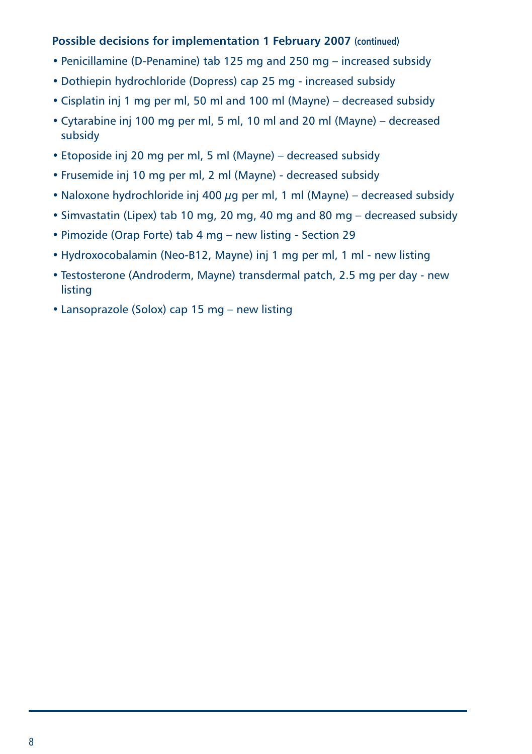### Possible decisions for implementation 1 February 2007 (continued)

- Penicillamine (D-Penamine) tab 125 mg and 250 mg – increased subsidy
- Dothiepin hydrochloride (Dopress) cap 25 mg - increased subsidy
- Cisplatin inj 1 mg per ml, 50 ml and 100 ml (Mayne) – decreased subsidy
- Cytarabine inj 100 mg per ml, 5 ml, 10 ml and 20 ml (Mayne) – decreased subsidy
- Etoposide inj 20 mg per ml, 5 ml (Mayne) – decreased subsidy
- Frusemide inj 10 mg per ml, 2 ml (Mayne) - decreased subsidy
- Naloxone hydrochloride inj 400 µg per ml, 1 ml (Mayne) – decreased subsidy
- Simvastatin (Lipex) tab 10 mg, 20 mg, 40 mg and 80 mg – decreased subsidy
- Pimozide (Orap Forte) tab 4 mg – new listing - Section 29
- Hydroxocobalamin (Neo-B12, Mayne) inj 1 mg per ml, 1 ml - new listing
- Testosterone (Androderm, Mayne) transdermal patch, 2.5 mg per day - new listing
- Lansoprazole (Solox) cap 15 mg – new listing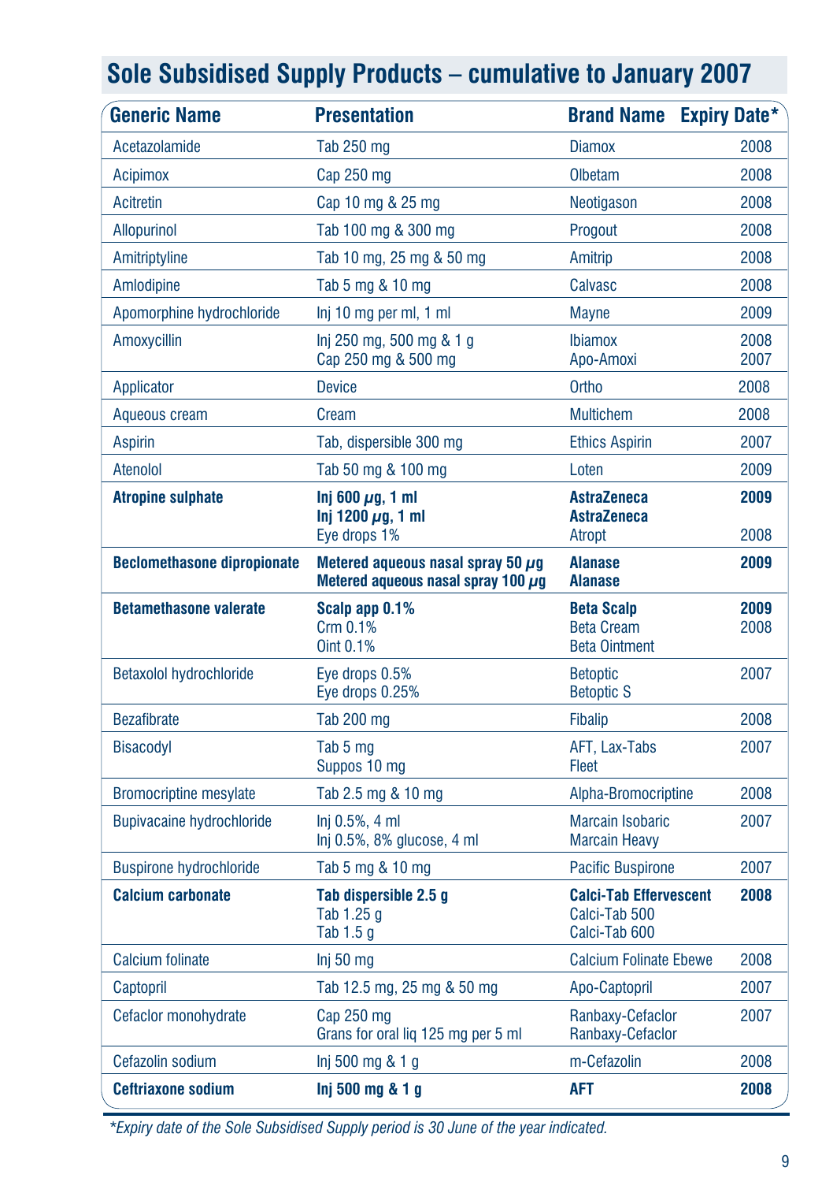# Sole Subsidised Supply Products – cumulative to January 2007

| Generic Name | Presentation | Brand Name | Expiry Date* |
|---|---|---|---|
| Acetazolamide | Tab 250 mg | Diamox | 2008 |
| Acipimox | Cap 250 mg | Olbetam | 2008 |
| Acitretin | Cap 10 mg & 25 mg | Neotigason | 2008 |
| Allopurinol | Tab 100 mg & 300 mg | Progout | 2008 |
| Amitriptyline | Tab 10 mg, 25 mg & 50 mg | Amitrip | 2008 |
| Amlodipine | Tab 5 mg & 10 mg | Calvasc | 2008 |
| Apomorphine hydrochloride | Inj 10 mg per ml, 1 ml | Mayne | 2009 |
| Amoxycillin | Inj 250 mg, 500 mg & 1 g<br>Cap 250 mg & 500 mg | Ibiamox<br>Apo-Amoxi | 2008<br>2007 |
| Applicator | Device | Ortho | 2008 |
| Aqueous cream | Cream | Multichem | 2008 |
| Aspirin | Tab, dispersible 300 mg | Ethics Aspirin | 2007 |
| Atenolol | Tab 50 mg & 100 mg | Loten | 2009 |
| **Atropine sulphate** | **Inj 600 μg, 1 ml**<br>**Inj 1200 μg, 1 ml**<br>Eye drops 1% | **AstraZeneca**<br>**AstraZeneca**<br>Atropt | **2009**<br><br>2008 |
| **Beclomethasone dipropionate** | **Metered aqueous nasal spray 50 μg**<br>**Metered aqueous nasal spray 100 μg** | **Alanase**<br>**Alanase** | **2009** |
| **Betamethasone valerate** | **Scalp app 0.1%**<br>Crm 0.1%<br>Oint 0.1% | **Beta Scalp**<br>Beta Cream<br>Beta Ointment | **2009**<br>2008 |
| Betaxolol hydrochloride | Eye drops 0.5%<br>Eye drops 0.25% | Betoptic<br>Betoptic S | 2007 |
| Bezafibrate | Tab 200 mg | Fibalip | 2008 |
| Bisacodyl | Tab 5 mg<br>Suppos 10 mg | AFT, Lax-Tabs<br>Fleet | 2007 |
| Bromocriptine mesylate | Tab 2.5 mg & 10 mg | Alpha-Bromocriptine | 2008 |
| Bupivacaine hydrochloride | Inj 0.5%, 4 ml<br>Inj 0.5%, 8% glucose, 4 ml | Marcain Isobaric<br>Marcain Heavy | 2007 |
| Buspirone hydrochloride | Tab 5 mg & 10 mg | Pacific Buspirone | 2007 |
| **Calcium carbonate** | **Tab dispersible 2.5 g**<br>Tab 1.25 g<br>Tab 1.5 g | **Calci-Tab Effervescent**<br>Calci-Tab 500<br>Calci-Tab 600 | **2008** |
| Calcium folinate | Inj 50 mg | Calcium Folinate Ebewe | 2008 |
| Captopril | Tab 12.5 mg, 25 mg & 50 mg | Apo-Captopril | 2007 |
| Cefaclor monohydrate | Cap 250 mg<br>Grans for oral liq 125 mg per 5 ml | Ranbaxy-Cefaclor<br>Ranbaxy-Cefaclor | 2007 |
| Cefazolin sodium | Inj 500 mg & 1 g | m-Cefazolin | 2008 |
| **Ceftriaxone sodium** | **Inj 500 mg & 1 g** | **AFT** | **2008** |

*\*Expiry date of the Sole Subsidised Supply period is 30 June of the year indicated.*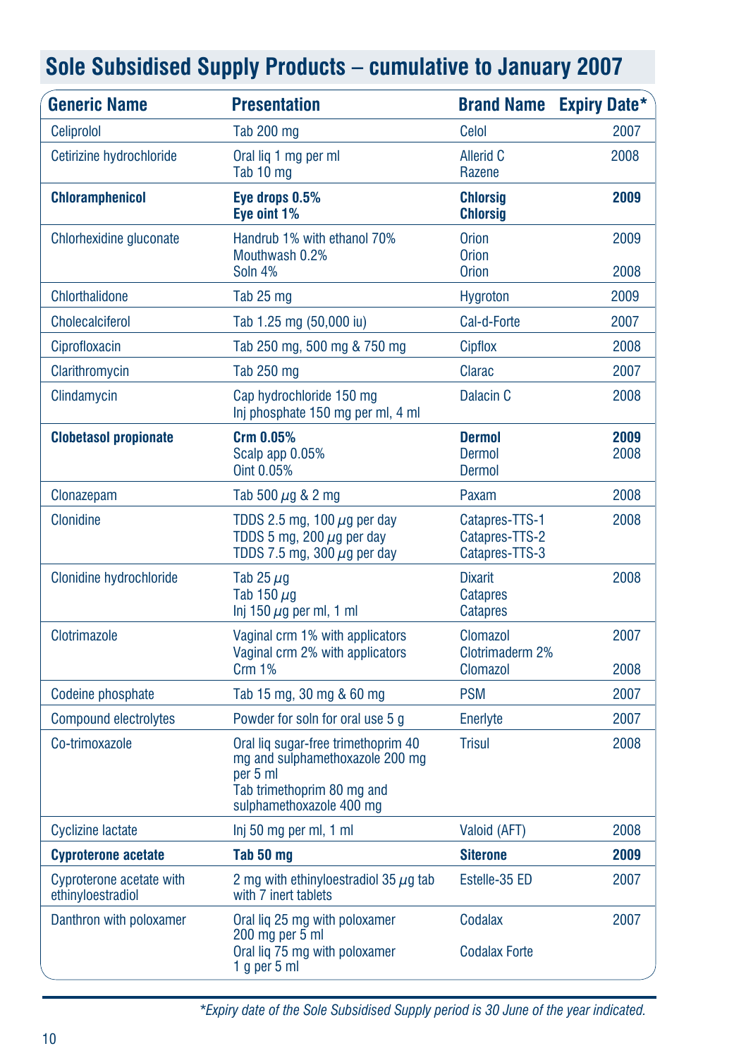## Sole Subsidised Supply Products – cumulative to January 2007

| Generic Name | Presentation | Brand Name | Expiry Date* |
|---|---|---|---|
| Celiprolol | Tab 200 mg | Celol | 2007 |
| Cetirizine hydrochloride | Oral liq 1 mg per ml<br>Tab 10 mg | Allerid C<br>Razene | 2008 |
| **Chloramphenicol** | **Eye drops 0.5%**<br>**Eye oint 1%** | **Chlorsig**<br>**Chlorsig** | **2009** |
| Chlorhexidine gluconate | Handrub 1% with ethanol 70%<br>Mouthwash 0.2%<br>Soln 4% | Orion<br>Orion<br>Orion | 2009<br><br>2008 |
| Chlorthalidone | Tab 25 mg | Hygroton | 2009 |
| Cholecalciferol | Tab 1.25 mg (50,000 iu) | Cal-d-Forte | 2007 |
| Ciprofloxacin | Tab 250 mg, 500 mg & 750 mg | Cipflox | 2008 |
| Clarithromycin | Tab 250 mg | Clarac | 2007 |
| Clindamycin | Cap hydrochloride 150 mg<br>Inj phosphate 150 mg per ml, 4 ml | Dalacin C | 2008 |
| **Clobetasol propionate** | **Crm 0.05%**<br>Scalp app 0.05%<br>Oint 0.05% | **Dermol**<br>Dermol<br>Dermol | **2009**<br>2008 |
| Clonazepam | Tab 500 µg & 2 mg | Paxam | 2008 |
| Clonidine | TDDS 2.5 mg, 100 µg per day<br>TDDS 5 mg, 200 µg per day<br>TDDS 7.5 mg, 300 µg per day | Catapres-TTS-1<br>Catapres-TTS-2<br>Catapres-TTS-3 | 2008 |
| Clonidine hydrochloride | Tab 25 µg<br>Tab 150 µg<br>Inj 150 µg per ml, 1 ml | Dixarit<br>Catapres<br>Catapres | 2008 |
| Clotrimazole | Vaginal crm 1% with applicators<br>Vaginal crm 2% with applicators<br>Crm 1% | Clomazol<br>Clotrimaderm 2%<br>Clomazol | 2007<br><br>2008 |
| Codeine phosphate | Tab 15 mg, 30 mg & 60 mg | PSM | 2007 |
| Compound electrolytes | Powder for soln for oral use 5 g | Enerlyte | 2007 |
| Co-trimoxazole | Oral liq sugar-free trimethoprim 40 mg and sulphamethoxazole 200 mg per 5 ml<br>Tab trimethoprim 80 mg and sulphamethoxazole 400 mg | Trisul | 2008 |
| Cyclizine lactate | Inj 50 mg per ml, 1 ml | Valoid (AFT) | 2008 |
| **Cyproterone acetate** | **Tab 50 mg** | **Siterone** | **2009** |
| Cyproterone acetate with ethinyloestradiol | 2 mg with ethinyloestradiol 35 µg tab with 7 inert tablets | Estelle-35 ED | 2007 |
| Danthron with poloxamer | Oral liq 25 mg with poloxamer 200 mg per 5 ml<br>Oral liq 75 mg with poloxamer 1 g per 5 ml | Codalax<br>Codalax Forte | 2007 |

*Expiry date of the Sole Subsidised Supply period is 30 June of the year indicated.*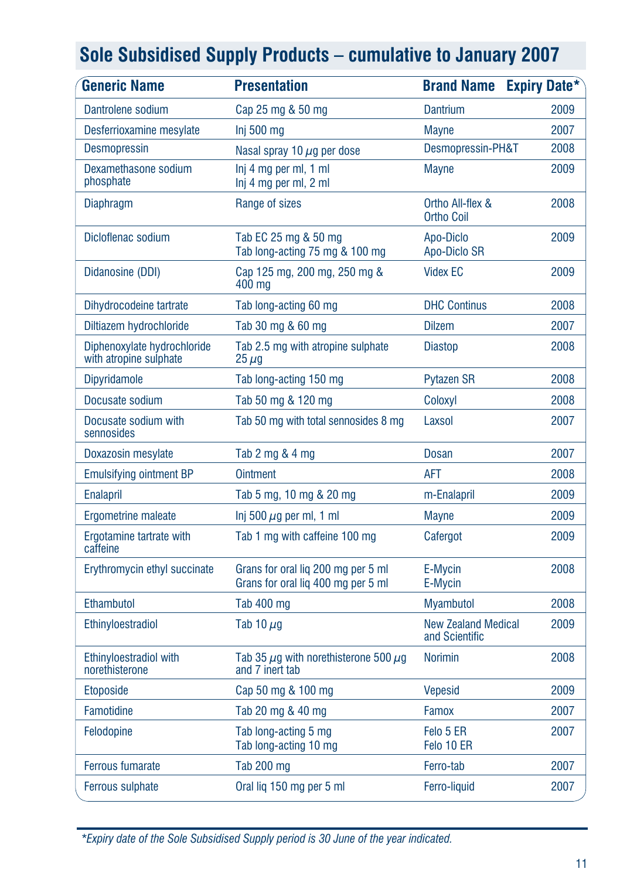# Sole Subsidised Supply Products – cumulative to January 2007

| Generic Name | Presentation | Brand Name | Expiry Date* |
|---|---|---|---|
| Dantrolene sodium | Cap 25 mg & 50 mg | Dantrium | 2009 |
| Desferrioxamine mesylate | Inj 500 mg | Mayne | 2007 |
| Desmopressin | Nasal spray 10 $\mu$g per dose | Desmopressin-PH&T | 2008 |
| Dexamethasone sodium phosphate | Inj 4 mg per ml, 1 ml<br>Inj 4 mg per ml, 2 ml | Mayne | 2009 |
| Diaphragm | Range of sizes | Ortho All-flex & Ortho Coil | 2008 |
| Dicloflenac sodium | Tab EC 25 mg & 50 mg<br>Tab long-acting 75 mg & 100 mg | Apo-Diclo<br>Apo-Diclo SR | 2009 |
| Didanosine (DDI) | Cap 125 mg, 200 mg, 250 mg & 400 mg | Videx EC | 2009 |
| Dihydrocodeine tartrate | Tab long-acting 60 mg | DHC Continus | 2008 |
| Diltiazem hydrochloride | Tab 30 mg & 60 mg | Dilzem | 2007 |
| Diphenoxylate hydrochloride with atropine sulphate | Tab 2.5 mg with atropine sulphate 25 $\mu$g | Diastop | 2008 |
| Dipyridamole | Tab long-acting 150 mg | Pytazen SR | 2008 |
| Docusate sodium | Tab 50 mg & 120 mg | Coloxyl | 2008 |
| Docusate sodium with sennosides | Tab 50 mg with total sennosides 8 mg | Laxsol | 2007 |
| Doxazosin mesylate | Tab 2 mg & 4 mg | Dosan | 2007 |
| Emulsifying ointment BP | Ointment | AFT | 2008 |
| Enalapril | Tab 5 mg, 10 mg & 20 mg | m-Enalapril | 2009 |
| Ergometrine maleate | Inj 500 $\mu$g per ml, 1 ml | Mayne | 2009 |
| Ergotamine tartrate with caffeine | Tab 1 mg with caffeine 100 mg | Cafergot | 2009 |
| Erythromycin ethyl succinate | Grans for oral liq 200 mg per 5 ml<br>Grans for oral liq 400 mg per 5 ml | E-Mycin<br>E-Mycin | 2008 |
| Ethambutol | Tab 400 mg | Myambutol | 2008 |
| Ethinyloestradiol | Tab 10 $\mu$g | New Zealand Medical and Scientific | 2009 |
| Ethinyloestradiol with norethisterone | Tab 35 $\mu$g with norethisterone 500 $\mu$g and 7 inert tab | Norimin | 2008 |
| Etoposide | Cap 50 mg & 100 mg | Vepesid | 2009 |
| Famotidine | Tab 20 mg & 40 mg | Famox | 2007 |
| Felodopine | Tab long-acting 5 mg<br>Tab long-acting 10 mg | Felo 5 ER<br>Felo 10 ER | 2007 |
| Ferrous fumarate | Tab 200 mg | Ferro-tab | 2007 |
| Ferrous sulphate | Oral liq 150 mg per 5 ml | Ferro-liquid | 2007 |

*\*Expiry date of the Sole Subsidised Supply period is 30 June of the year indicated.*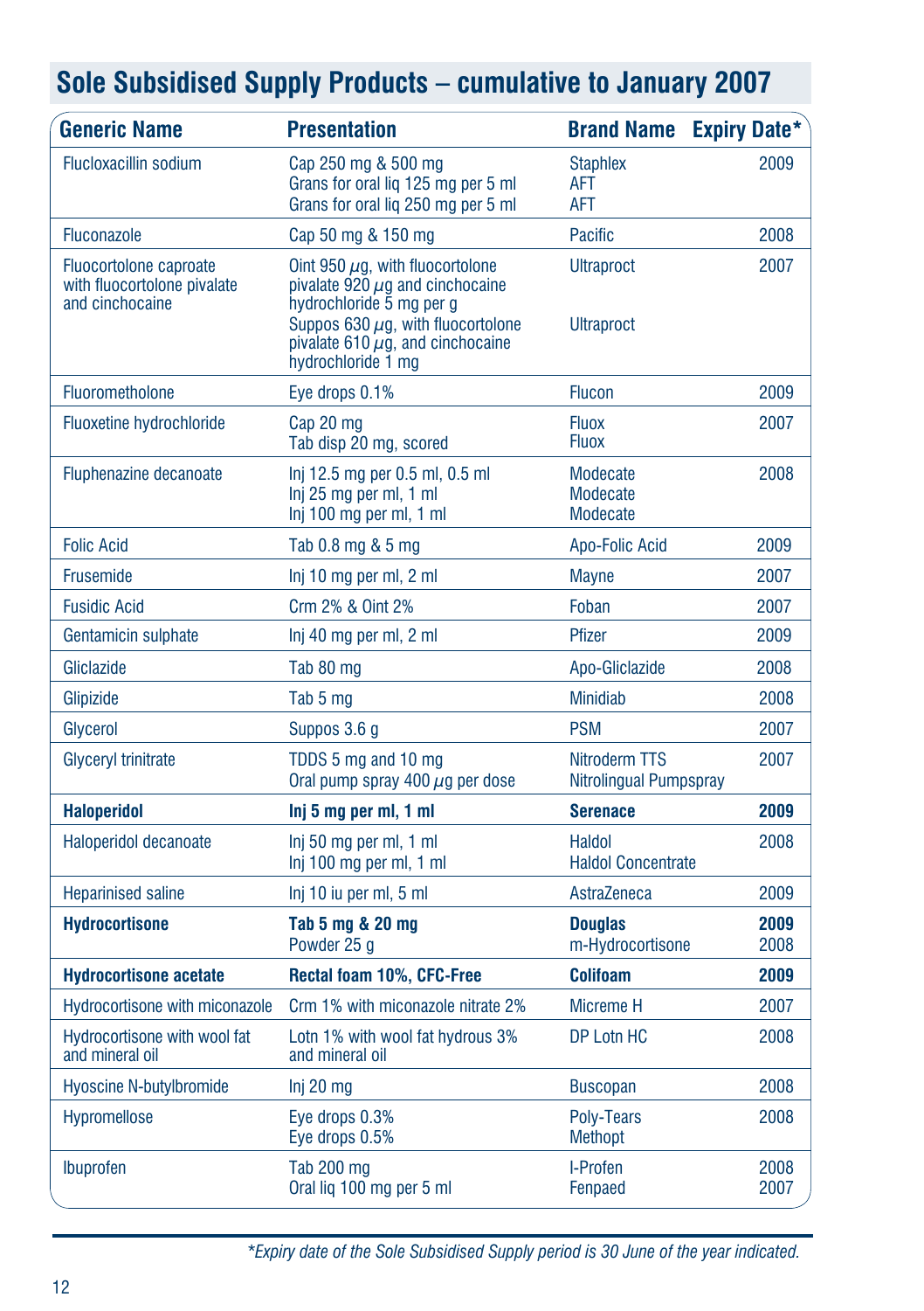## Sole Subsidised Supply Products – cumulative to January 2007

| Generic Name | Presentation | Brand Name | Expiry Date* |
|---|---|---|---|
| Flucloxacillin sodium | Cap 250 mg & 500 mg<br>Grans for oral liq 125 mg per 5 ml<br>Grans for oral liq 250 mg per 5 ml | Staphlex<br>AFT<br>AFT | 2009 |
| Fluconazole | Cap 50 mg & 150 mg | Pacific | 2008 |
| Fluocortolone caproate with fluocortolone pivalate and cinchocaine | Oint 950 µg, with fluocortolone pivalate 920 µg and cinchocaine hydrochloride 5 mg per g<br>Suppos 630 µg, with fluocortolone pivalate 610 µg, and cinchocaine hydrochloride 1 mg | Ultraproct<br><br>Ultraproct | 2007 |
| Fluorometholone | Eye drops 0.1% | Flucon | 2009 |
| Fluoxetine hydrochloride | Cap 20 mg<br>Tab disp 20 mg, scored | Fluox<br>Fluox | 2007 |
| Fluphenazine decanoate | Inj 12.5 mg per 0.5 ml, 0.5 ml<br>Inj 25 mg per ml, 1 ml<br>Inj 100 mg per ml, 1 ml | Modecate<br>Modecate<br>Modecate | 2008 |
| Folic Acid | Tab 0.8 mg & 5 mg | Apo-Folic Acid | 2009 |
| Frusemide | Inj 10 mg per ml, 2 ml | Mayne | 2007 |
| Fusidic Acid | Crm 2% & Oint 2% | Foban | 2007 |
| Gentamicin sulphate | Inj 40 mg per ml, 2 ml | Pfizer | 2009 |
| Gliclazide | Tab 80 mg | Apo-Gliclazide | 2008 |
| Glipizide | Tab 5 mg | Minidiab | 2008 |
| Glycerol | Suppos 3.6 g | PSM | 2007 |
| Glyceryl trinitrate | TDDS 5 mg and 10 mg<br>Oral pump spray 400 µg per dose | Nitroderm TTS<br>Nitrolingual Pumpspray | 2007 |
| **Haloperidol** | **Inj 5 mg per ml, 1 ml** | **Serenace** | **2009** |
| Haloperidol decanoate | Inj 50 mg per ml, 1 ml<br>Inj 100 mg per ml, 1 ml | Haldol<br>Haldol Concentrate | 2008 |
| Heparinised saline | Inj 10 iu per ml, 5 ml | AstraZeneca | 2009 |
| **Hydrocortisone** | **Tab 5 mg & 20 mg**<br>Powder 25 g | **Douglas**<br>m-Hydrocortisone | **2009**<br>2008 |
| **Hydrocortisone acetate** | **Rectal foam 10%, CFC-Free** | **Colifoam** | **2009** |
| Hydrocortisone with miconazole | Crm 1% with miconazole nitrate 2% | Micreme H | 2007 |
| Hydrocortisone with wool fat and mineral oil | Lotn 1% with wool fat hydrous 3% and mineral oil | DP Lotn HC | 2008 |
| Hyoscine N-butylbromide | Inj 20 mg | Buscopan | 2008 |
| Hypromellose | Eye drops 0.3%<br>Eye drops 0.5% | Poly-Tears<br>Methopt | 2008 |
| Ibuprofen | Tab 200 mg<br>Oral liq 100 mg per 5 ml | I-Profen<br>Fenpaed | 2008<br>2007 |

*\*Expiry date of the Sole Subsidised Supply period is 30 June of the year indicated.*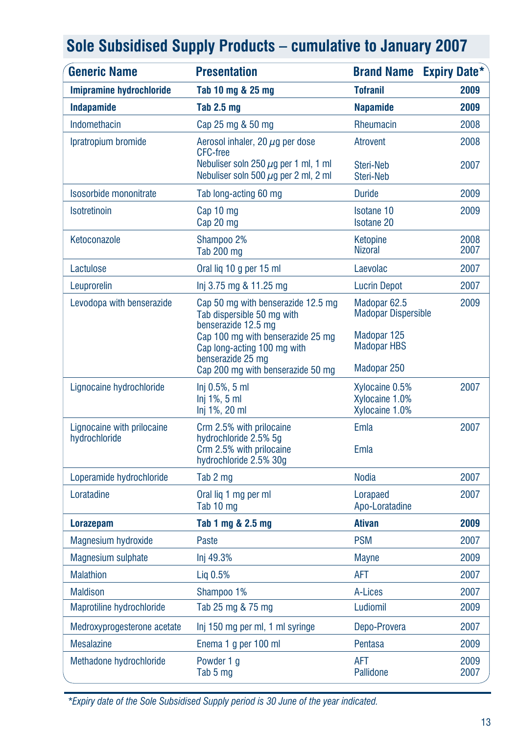## Sole Subsidised Supply Products – cumulative to January 2007

| Generic Name | Presentation | Brand Name | Expiry Date* |
|---|---|---|---|
| **Imipramine hydrochloride** | **Tab 10 mg & 25 mg** | **Tofranil** | **2009** |
| **Indapamide** | **Tab 2.5 mg** | **Napamide** | **2009** |
| Indomethacin | Cap 25 mg & 50 mg | Rheumacin | 2008 |
| Ipratropium bromide | Aerosol inhaler, 20 µg per dose CFC-free<br>Nebuliser soln 250 µg per 1 ml, 1 ml<br>Nebuliser soln 500 µg per 2 ml, 2 ml | Atrovent<br><br>Steri-Neb<br>Steri-Neb | 2008<br><br>2007 |
| Isosorbide mononitrate | Tab long-acting 60 mg | Duride | 2009 |
| Isotretinoin | Cap 10 mg<br>Cap 20 mg | Isotane 10<br>Isotane 20 | 2009 |
| Ketoconazole | Shampoo 2%<br>Tab 200 mg | Ketopine<br>Nizoral | 2008<br>2007 |
| Lactulose | Oral liq 10 g per 15 ml | Laevolac | 2007 |
| Leuprorelin | Inj 3.75 mg & 11.25 mg | Lucrin Depot | 2007 |
| Levodopa with benserazide | Cap 50 mg with benserazide 12.5 mg<br>Tab dispersible 50 mg with benserazide 12.5 mg<br>Cap 100 mg with benserazide 25 mg<br>Cap long-acting 100 mg with benserazide 25 mg<br>Cap 200 mg with benserazide 50 mg | Madopar 62.5<br>Madopar Dispersible<br>Madopar 125<br>Madopar HBS<br>Madopar 250 | 2009 |
| Lignocaine hydrochloride | Inj 0.5%, 5 ml<br>Inj 1%, 5 ml<br>Inj 1%, 20 ml | Xylocaine 0.5%<br>Xylocaine 1.0%<br>Xylocaine 1.0% | 2007 |
| Lignocaine with prilocaine hydrochloride | Crm 2.5% with prilocaine hydrochloride 2.5% 5g<br>Crm 2.5% with prilocaine hydrochloride 2.5% 30g | Emla<br>Emla | 2007 |
| Loperamide hydrochloride | Tab 2 mg | Nodia | 2007 |
| Loratadine | Oral liq 1 mg per ml<br>Tab 10 mg | Lorapaed<br>Apo-Loratadine | 2007 |
| **Lorazepam** | **Tab 1 mg & 2.5 mg** | **Ativan** | **2009** |
| Magnesium hydroxide | Paste | PSM | 2007 |
| Magnesium sulphate | Inj 49.3% | Mayne | 2009 |
| Malathion | Liq 0.5% | AFT | 2007 |
| Maldison | Shampoo 1% | A-Lices | 2007 |
| Maprotiline hydrochloride | Tab 25 mg & 75 mg | Ludiomil | 2009 |
| Medroxyprogesterone acetate | Inj 150 mg per ml, 1 ml syringe | Depo-Provera | 2007 |
| Mesalazine | Enema 1 g per 100 ml | Pentasa | 2009 |
| Methadone hydrochloride | Powder 1 g<br>Tab 5 mg | AFT<br>Pallidone | 2009<br>2007 |

*\*Expiry date of the Sole Subsidised Supply period is 30 June of the year indicated.*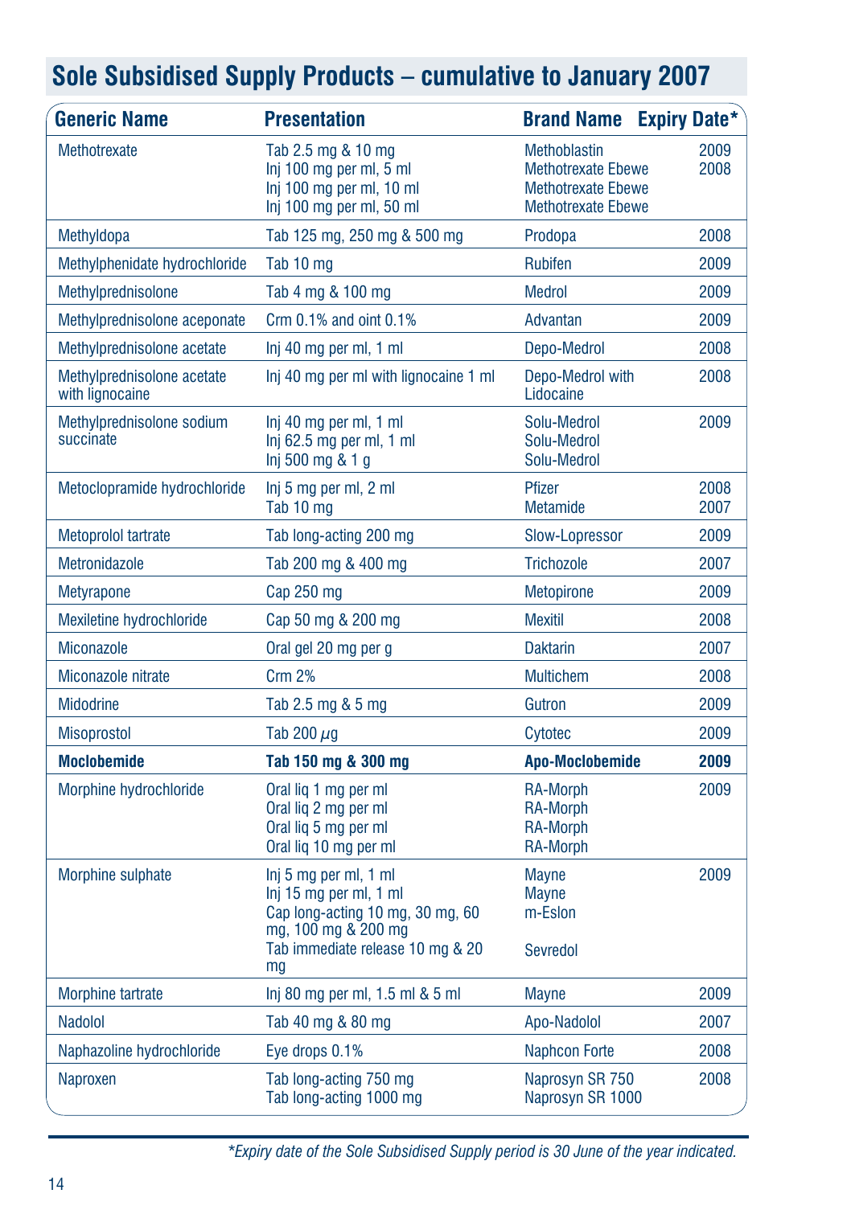# Sole Subsidised Supply Products – cumulative to January 2007

| Generic Name | Presentation | Brand Name | Expiry Date* |
|---|---|---|---|
| Methotrexate | Tab 2.5 mg & 10 mg<br>Inj 100 mg per ml, 5 ml<br>Inj 100 mg per ml, 10 ml<br>Inj 100 mg per ml, 50 ml | Methoblastin<br>Methotrexate Ebewe<br>Methotrexate Ebewe<br>Methotrexate Ebewe | 2009<br>2008 |
| Methyldopa | Tab 125 mg, 250 mg & 500 mg | Prodopa | 2008 |
| Methylphenidate hydrochloride | Tab 10 mg | Rubifen | 2009 |
| Methylprednisolone | Tab 4 mg & 100 mg | Medrol | 2009 |
| Methylprednisolone aceponate | Crm 0.1% and oint 0.1% | Advantan | 2009 |
| Methylprednisolone acetate | Inj 40 mg per ml, 1 ml | Depo-Medrol | 2008 |
| Methylprednisolone acetate with lignocaine | Inj 40 mg per ml with lignocaine 1 ml | Depo-Medrol with Lidocaine | 2008 |
| Methylprednisolone sodium succinate | Inj 40 mg per ml, 1 ml<br>Inj 62.5 mg per ml, 1 ml<br>Inj 500 mg & 1 g | Solu-Medrol<br>Solu-Medrol<br>Solu-Medrol | 2009 |
| Metoclopramide hydrochloride | Inj 5 mg per ml, 2 ml<br>Tab 10 mg | Pfizer<br>Metamide | 2008<br>2007 |
| Metoprolol tartrate | Tab long-acting 200 mg | Slow-Lopressor | 2009 |
| Metronidazole | Tab 200 mg & 400 mg | Trichozole | 2007 |
| Metyrapone | Cap 250 mg | Metopirone | 2009 |
| Mexiletine hydrochloride | Cap 50 mg & 200 mg | Mexitil | 2008 |
| Miconazole | Oral gel 20 mg per g | Daktarin | 2007 |
| Miconazole nitrate | Crm 2% | Multichem | 2008 |
| Midodrine | Tab 2.5 mg & 5 mg | Gutron | 2009 |
| Misoprostol | Tab 200 $\mu$g | Cytotec | 2009 |
| **Moclobemide** | **Tab 150 mg & 300 mg** | **Apo-Moclobemide** | **2009** |
| Morphine hydrochloride | Oral liq 1 mg per ml<br>Oral liq 2 mg per ml<br>Oral liq 5 mg per ml<br>Oral liq 10 mg per ml | RA-Morph<br>RA-Morph<br>RA-Morph<br>RA-Morph | 2009 |
| Morphine sulphate | Inj 5 mg per ml, 1 ml<br>Inj 15 mg per ml, 1 ml<br>Cap long-acting 10 mg, 30 mg, 60 mg, 100 mg & 200 mg<br>Tab immediate release 10 mg & 20 mg | Mayne<br>Mayne<br>m-Eslon<br>Sevredol | 2009 |
| Morphine tartrate | Inj 80 mg per ml, 1.5 ml & 5 ml | Mayne | 2009 |
| Nadolol | Tab 40 mg & 80 mg | Apo-Nadolol | 2007 |
| Naphazoline hydrochloride | Eye drops 0.1% | Naphcon Forte | 2008 |
| Naproxen | Tab long-acting 750 mg<br>Tab long-acting 1000 mg | Naprosyn SR 750<br>Naprosyn SR 1000 | 2008 |

*\*Expiry date of the Sole Subsidised Supply period is 30 June of the year indicated.*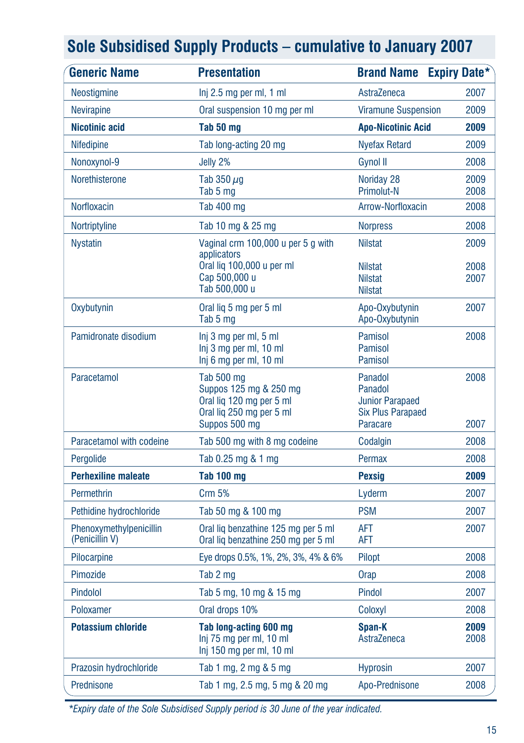## Sole Subsidised Supply Products – cumulative to January 2007

| Generic Name | Presentation | Brand Name | Expiry Date* |
|---|---|---|---|
| Neostigmine | Inj 2.5 mg per ml, 1 ml | AstraZeneca | 2007 |
| Nevirapine | Oral suspension 10 mg per ml | Viramune Suspension | 2009 |
| **Nicotinic acid** | **Tab 50 mg** | **Apo-Nicotinic Acid** | **2009** |
| Nifedipine | Tab long-acting 20 mg | Nyefax Retard | 2009 |
| Nonoxynol-9 | Jelly 2% | Gynol II | 2008 |
| Norethisterone | Tab 350 $\mu$g<br>Tab 5 mg | Noriday 28<br>Primolut-N | 2009<br>2008 |
| Norfloxacin | Tab 400 mg | Arrow-Norfloxacin | 2008 |
| Nortriptyline | Tab 10 mg & 25 mg | Norpress | 2008 |
| Nystatin | Vaginal crm 100,000 u per 5 g with applicators<br>Oral liq 100,000 u per ml<br>Cap 500,000 u<br>Tab 500,000 u | Nilstat<br>Nilstat<br>Nilstat<br>Nilstat | 2009<br>2008<br>2007 |
| Oxybutynin | Oral liq 5 mg per 5 ml<br>Tab 5 mg | Apo-Oxybutynin<br>Apo-Oxybutynin | 2007 |
| Pamidronate disodium | Inj 3 mg per ml, 5 ml<br>Inj 3 mg per ml, 10 ml<br>Inj 6 mg per ml, 10 ml | Pamisol<br>Pamisol<br>Pamisol | 2008 |
| Paracetamol | Tab 500 mg<br>Suppos 125 mg & 250 mg<br>Oral liq 120 mg per 5 ml<br>Oral liq 250 mg per 5 ml<br>Suppos 500 mg | Panadol<br>Panadol<br>Junior Parapaed<br>Six Plus Parapaed<br>Paracare | 2008<br><br><br><br>2007 |
| Paracetamol with codeine | Tab 500 mg with 8 mg codeine | Codalgin | 2008 |
| Pergolide | Tab 0.25 mg & 1 mg | Permax | 2008 |
| **Perhexiline maleate** | **Tab 100 mg** | **Pexsig** | **2009** |
| Permethrin | Crm 5% | Lyderm | 2007 |
| Pethidine hydrochloride | Tab 50 mg & 100 mg | PSM | 2007 |
| Phenoxymethylpenicillin (Penicillin V) | Oral liq benzathine 125 mg per 5 ml<br>Oral liq benzathine 250 mg per 5 ml | AFT<br>AFT | 2007 |
| Pilocarpine | Eye drops 0.5%, 1%, 2%, 3%, 4% & 6% | Pilopt | 2008 |
| Pimozide | Tab 2 mg | Orap | 2008 |
| Pindolol | Tab 5 mg, 10 mg & 15 mg | Pindol | 2007 |
| Poloxamer | Oral drops 10% | Coloxyl | 2008 |
| **Potassium chloride** | **Tab long-acting 600 mg**<br>Inj 75 mg per ml, 10 ml<br>Inj 150 mg per ml, 10 ml | **Span-K**<br>AstraZeneca | **2009**<br>2008 |
| Prazosin hydrochloride | Tab 1 mg, 2 mg & 5 mg | Hyprosin | 2007 |
| Prednisone | Tab 1 mg, 2.5 mg, 5 mg & 20 mg | Apo-Prednisone | 2008 |

*\*Expiry date of the Sole Subsidised Supply period is 30 June of the year indicated.*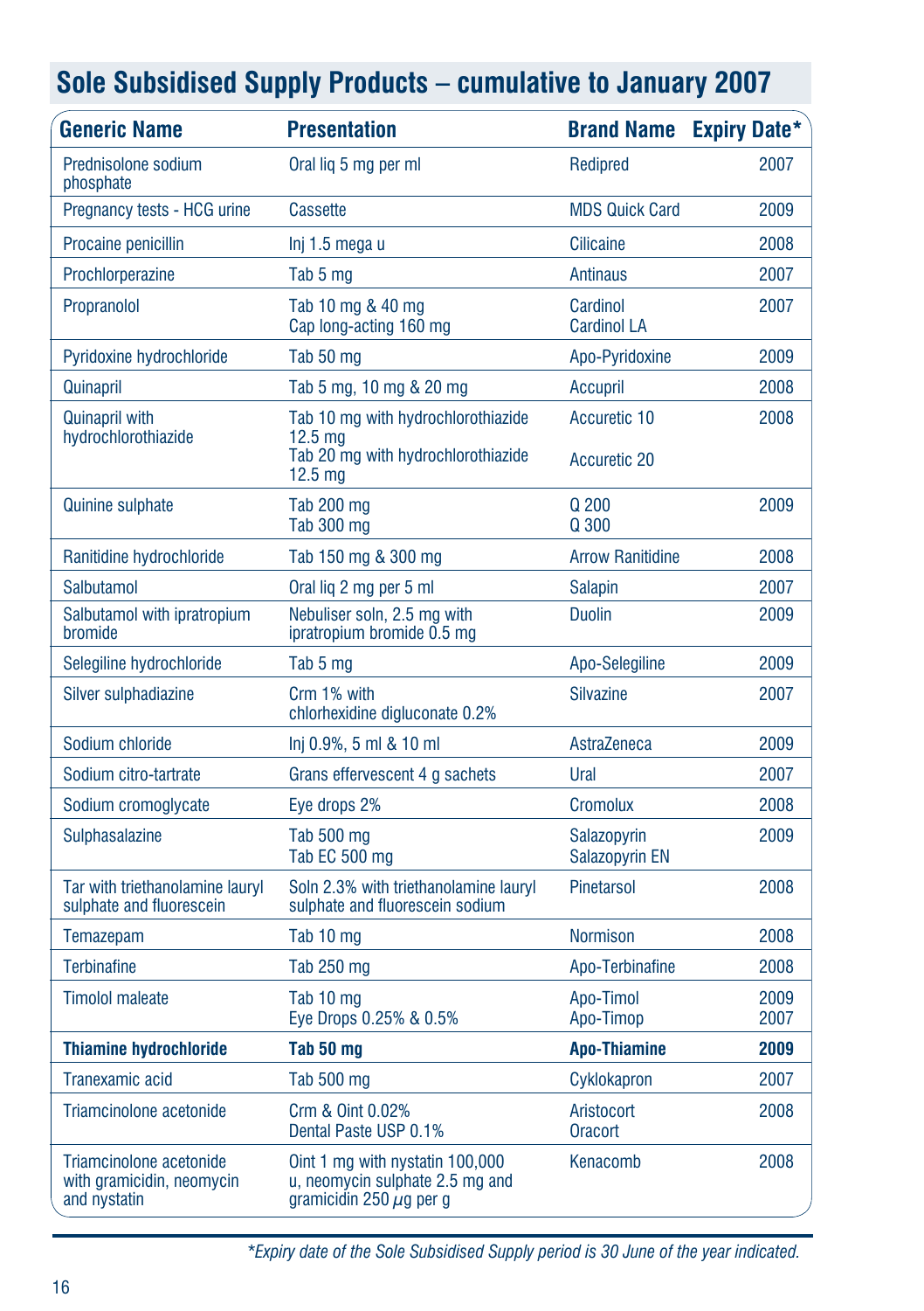# Sole Subsidised Supply Products – cumulative to January 2007

| Generic Name | Presentation | Brand Name | Expiry Date* |
|---|---|---|---|
| Prednisolone sodium phosphate | Oral liq 5 mg per ml | Redipred | 2007 |
| Pregnancy tests - HCG urine | Cassette | MDS Quick Card | 2009 |
| Procaine penicillin | Inj 1.5 mega u | Cilicaine | 2008 |
| Prochlorperazine | Tab 5 mg | Antinaus | 2007 |
| Propranolol | Tab 10 mg & 40 mg<br>Cap long-acting 160 mg | Cardinol<br>Cardinol LA | 2007 |
| Pyridoxine hydrochloride | Tab 50 mg | Apo-Pyridoxine | 2009 |
| Quinapril | Tab 5 mg, 10 mg & 20 mg | Accupril | 2008 |
| Quinapril with hydrochlorothiazide | Tab 10 mg with hydrochlorothiazide 12.5 mg<br>Tab 20 mg with hydrochlorothiazide 12.5 mg | Accuretic 10<br>Accuretic 20 | 2008 |
| Quinine sulphate | Tab 200 mg<br>Tab 300 mg | Q 200<br>Q 300 | 2009 |
| Ranitidine hydrochloride | Tab 150 mg & 300 mg | Arrow Ranitidine | 2008 |
| Salbutamol | Oral liq 2 mg per 5 ml | Salapin | 2007 |
| Salbutamol with ipratropium bromide | Nebuliser soln, 2.5 mg with ipratropium bromide 0.5 mg | Duolin | 2009 |
| Selegiline hydrochloride | Tab 5 mg | Apo-Selegiline | 2009 |
| Silver sulphadiazine | Crm 1% with chlorhexidine digluconate 0.2% | Silvazine | 2007 |
| Sodium chloride | Inj 0.9%, 5 ml & 10 ml | AstraZeneca | 2009 |
| Sodium citro-tartrate | Grans effervescent 4 g sachets | Ural | 2007 |
| Sodium cromoglycate | Eye drops 2% | Cromolux | 2008 |
| Sulphasalazine | Tab 500 mg<br>Tab EC 500 mg | Salazopyrin<br>Salazopyrin EN | 2009 |
| Tar with triethanolamine lauryl sulphate and fluorescein | Soln 2.3% with triethanolamine lauryl sulphate and fluorescein sodium | Pinetarsol | 2008 |
| Temazepam | Tab 10 mg | Normison | 2008 |
| Terbinafine | Tab 250 mg | Apo-Terbinafine | 2008 |
| Timolol maleate | Tab 10 mg<br>Eye Drops 0.25% & 0.5% | Apo-Timol<br>Apo-Timop | 2009<br>2007 |
| **Thiamine hydrochloride** | **Tab 50 mg** | **Apo-Thiamine** | **2009** |
| Tranexamic acid | Tab 500 mg | Cyklokapron | 2007 |
| Triamcinolone acetonide | Crm & Oint 0.02%<br>Dental Paste USP 0.1% | Aristocort<br>Oracort | 2008 |
| Triamcinolone acetonide with gramicidin, neomycin and nystatin | Oint 1 mg with nystatin 100,000 u, neomycin sulphate 2.5 mg and gramicidin 250 µg per g | Kenacomb | 2008 |

*\*Expiry date of the Sole Subsidised Supply period is 30 June of the year indicated.*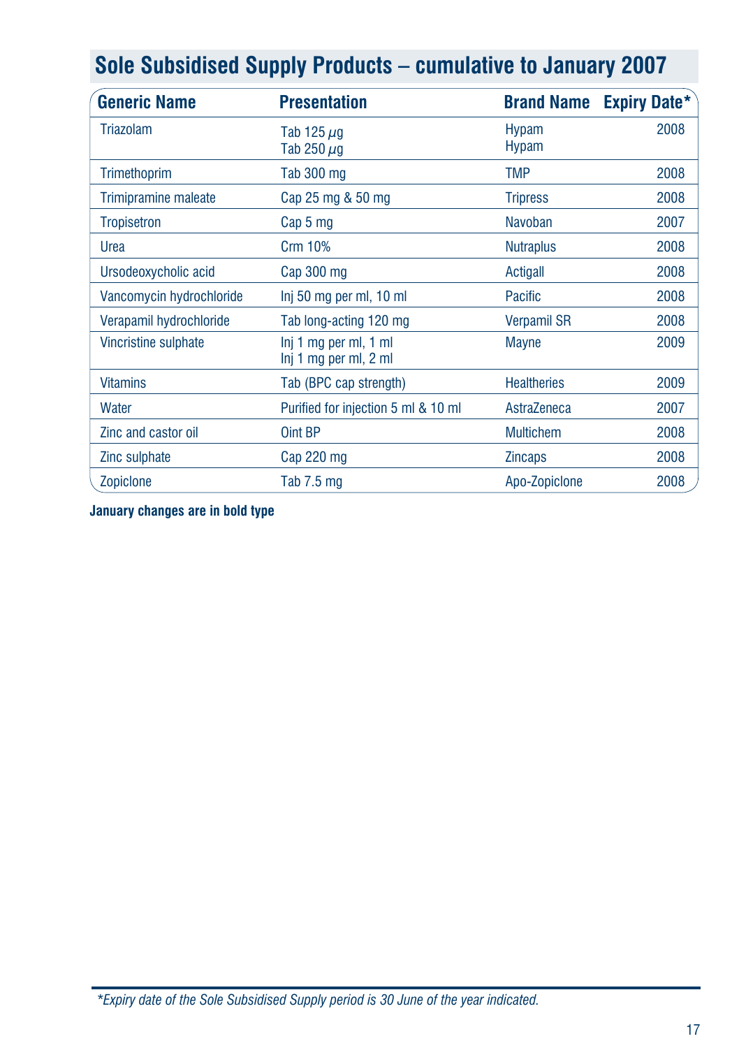## Sole Subsidised Supply Products – cumulative to January 2007

| Generic Name | Presentation | Brand Name | Expiry Date* |
|---|---|---|---|
| Triazolam | Tab 125 µg<br>Tab 250 µg | Hypam<br>Hypam | 2008 |
| Trimethoprim | Tab 300 mg | TMP | 2008 |
| Trimipramine maleate | Cap 25 mg & 50 mg | Tripress | 2008 |
| Tropisetron | Cap 5 mg | Navoban | 2007 |
| Urea | Crm 10% | Nutraplus | 2008 |
| Ursodeoxycholic acid | Cap 300 mg | Actigall | 2008 |
| Vancomycin hydrochloride | Inj 50 mg per ml, 10 ml | Pacific | 2008 |
| Verapamil hydrochloride | Tab long-acting 120 mg | Verpamil SR | 2008 |
| Vincristine sulphate | Inj 1 mg per ml, 1 ml<br>Inj 1 mg per ml, 2 ml | Mayne | 2009 |
| Vitamins | Tab (BPC cap strength) | Healtheries | 2009 |
| Water | Purified for injection 5 ml & 10 ml | AstraZeneca | 2007 |
| Zinc and castor oil | Oint BP | Multichem | 2008 |
| Zinc sulphate | Cap 220 mg | Zincaps | 2008 |
| Zopiclone | Tab 7.5 mg | Apo-Zopiclone | 2008 |

**January changes are in bold type**

*\*Expiry date of the Sole Subsidised Supply period is 30 June of the year indicated.*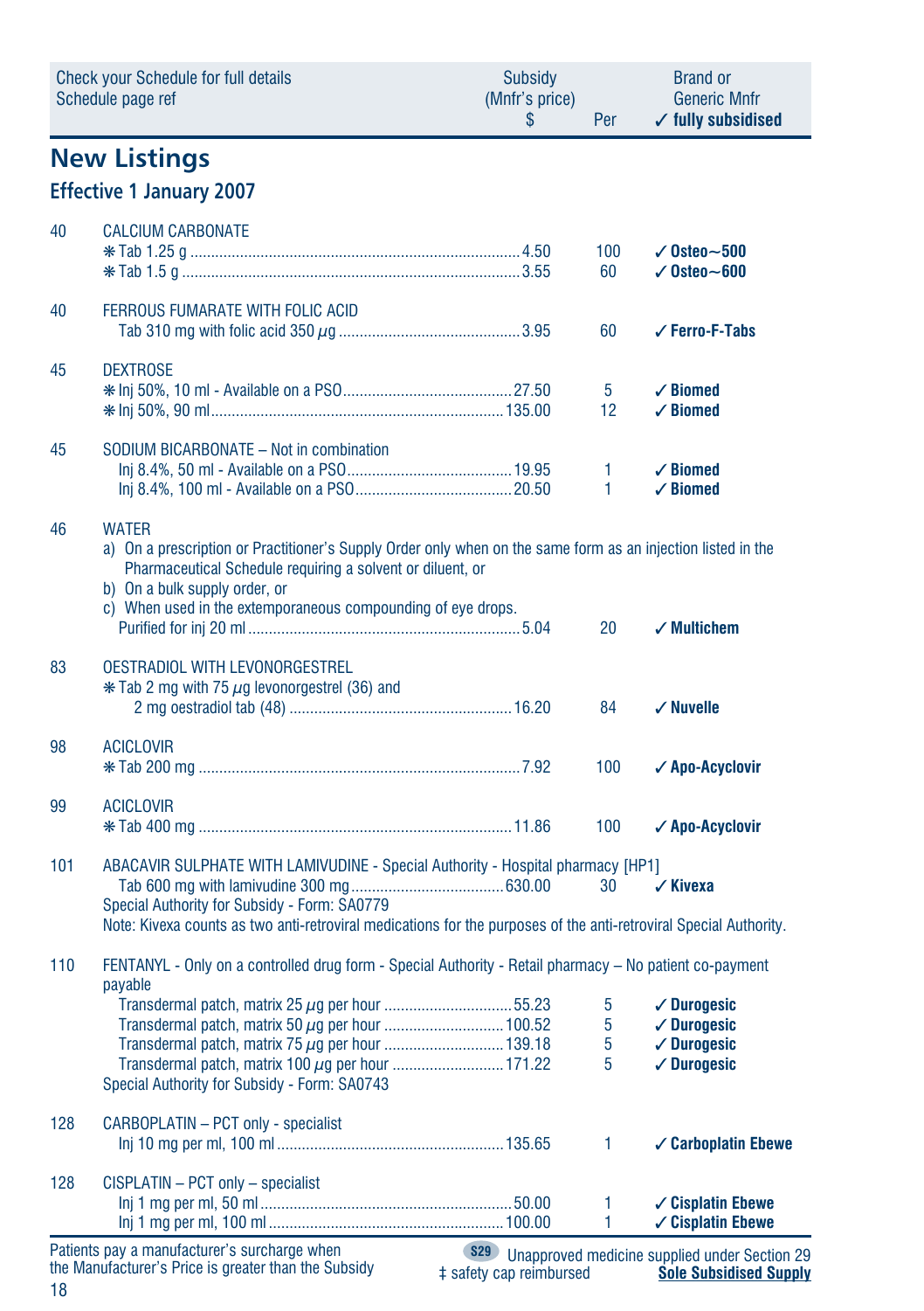| Check your Schedule for full details Schedule page ref | | Subsidy (Mnfr's price) $ | Per | Brand or Generic Mnfr ✓ fully subsidised |
|---|---|---|---|---|

## New Listings

### Effective 1 January 2007

| | | | | |
|---|---|---|---|---|
| 40 | CALCIUM CARBONATE | | | |
| | ✱ Tab 1.25 g | 4.50 | 100 | ✓ **Osteo~500** |
| | ✱ Tab 1.5 g | 3.55 | 60 | ✓ **Osteo~600** |
| 40 | FERROUS FUMARATE WITH FOLIC ACID | | | |
| | Tab 310 mg with folic acid 350 µg | 3.95 | 60 | ✓ **Ferro-F-Tabs** |
| 45 | DEXTROSE | | | |
| | ✱ Inj 50%, 10 ml - Available on a PSO | 27.50 | 5 | ✓ **Biomed** |
| | ✱ Inj 50%, 90 ml | 135.00 | 12 | ✓ **Biomed** |
| 45 | SODIUM BICARBONATE – Not in combination | | | |
| | Inj 8.4%, 50 ml - Available on a PSO | 19.95 | 1 | ✓ **Biomed** |
| | Inj 8.4%, 100 ml - Available on a PSO | 20.50 | 1 | ✓ **Biomed** |
| 46 | WATER<br>a) On a prescription or Practitioner's Supply Order only when on the same form as an injection listed in the Pharmaceutical Schedule requiring a solvent or diluent, or<br>b) On a bulk supply order, or<br>c) When used in the extemporaneous compounding of eye drops. | | | |
| | Purified for inj 20 ml | 5.04 | 20 | ✓ **Multichem** |
| 83 | OESTRADIOL WITH LEVONORGESTREL | | | |
| | ✱ Tab 2 mg with 75 µg levonorgestrel (36) and 2 mg oestradiol tab (48) | 16.20 | 84 | ✓ **Nuvelle** |
| 98 | ACICLOVIR | | | |
| | ✱ Tab 200 mg | 7.92 | 100 | ✓ **Apo-Acyclovir** |
| 99 | ACICLOVIR | | | |
| | ✱ Tab 400 mg | 11.86 | 100 | ✓ **Apo-Acyclovir** |
| 101 | ABACAVIR SULPHATE WITH LAMIVUDINE - Special Authority - Hospital pharmacy [HP1] | | | |
| | Tab 600 mg with lamivudine 300 mg | 630.00 | 30 | ✓ **Kivexa** |
| | Special Authority for Subsidy - Form: SA0779<br>Note: Kivexa counts as two anti-retroviral medications for the purposes of the anti-retroviral Special Authority. | | | |
| 110 | FENTANYL - Only on a controlled drug form - Special Authority - Retail pharmacy – No patient co-payment payable | | | |
| | Transdermal patch, matrix 25 µg per hour | 55.23 | 5 | ✓ **Durogesic** |
| | Transdermal patch, matrix 50 µg per hour | 100.52 | 5 | ✓ **Durogesic** |
| | Transdermal patch, matrix 75 µg per hour | 139.18 | 5 | ✓ **Durogesic** |
| | Transdermal patch, matrix 100 µg per hour | 171.22 | 5 | ✓ **Durogesic** |
| | Special Authority for Subsidy - Form: SA0743 | | | |
| 128 | CARBOPLATIN – PCT only - specialist | | | |
| | Inj 10 mg per ml, 100 ml | 135.65 | 1 | ✓ **Carboplatin Ebewe** |
| 128 | CISPLATIN – PCT only – specialist | | | |
| | Inj 1 mg per ml, 50 ml | 50.00 | 1 | ✓ **Cisplatin Ebewe** |
| | Inj 1 mg per ml, 100 ml | 100.00 | 1 | ✓ **Cisplatin Ebewe** |

Patients pay a manufacturer's surcharge when the Manufacturer's Price is greater than the Subsidy

S29 Unapproved medicine supplied under Section 29

‡ safety cap reimbursed

<u>Sole Subsidised Supply</u>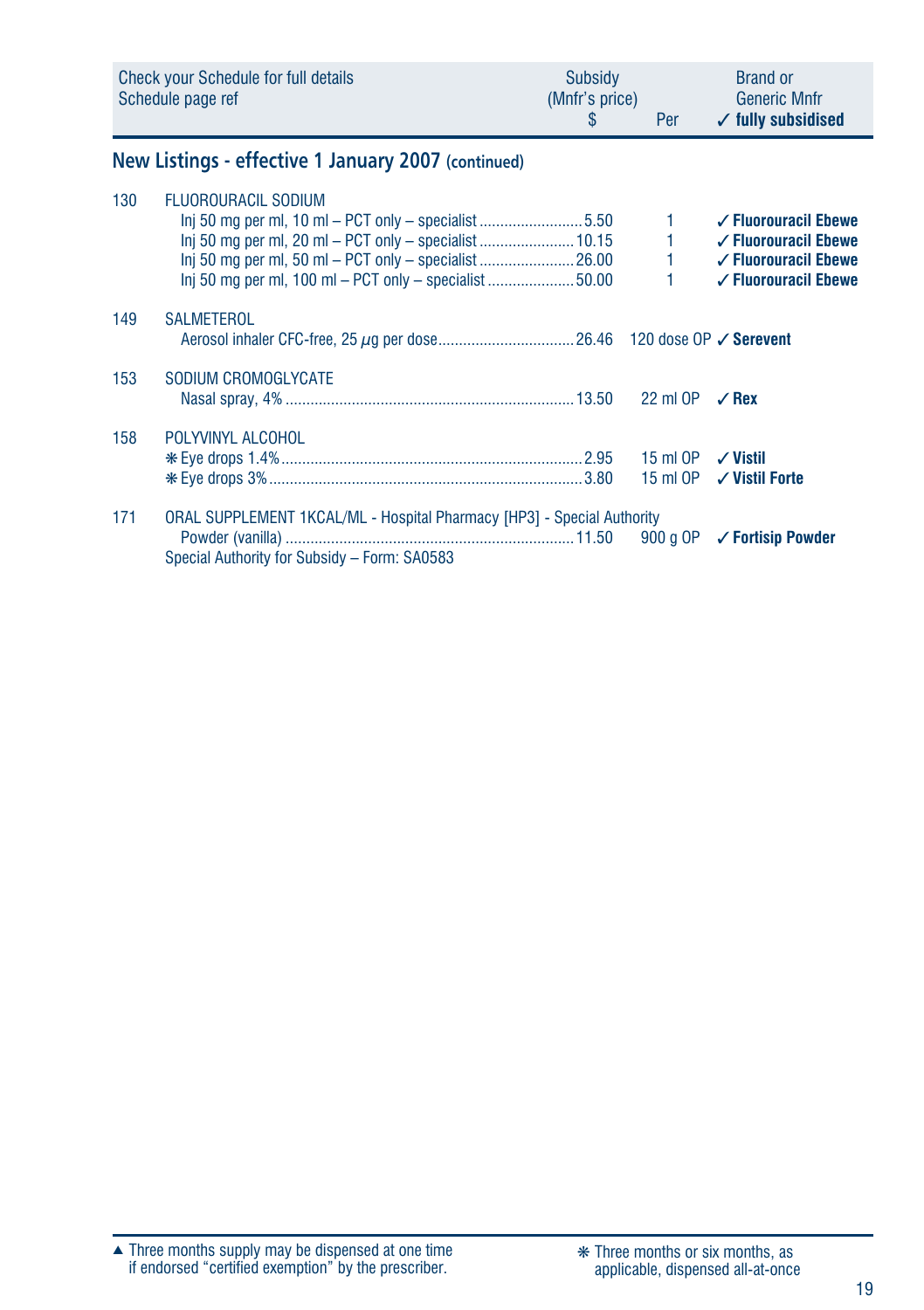| Check your Schedule for full details Schedule page ref | | Subsidy (Mnfr's price) $ | Per | Brand or Generic Mnfr ✓ fully subsidised |
|---|---|---|---|---|

## New Listings - effective 1 January 2007 (continued)

| | | | | |
|---|---|---|---|---|
| 130 | FLUOROURACIL SODIUM | | | |
| | Inj 50 mg per ml, 10 ml – PCT only – specialist | 5.50 | 1 | ✓ **Fluorouracil Ebewe** |
| | Inj 50 mg per ml, 20 ml – PCT only – specialist | 10.15 | 1 | ✓ **Fluorouracil Ebewe** |
| | Inj 50 mg per ml, 50 ml – PCT only – specialist | 26.00 | 1 | ✓ **Fluorouracil Ebewe** |
| | Inj 50 mg per ml, 100 ml – PCT only – specialist | 50.00 | 1 | ✓ **Fluorouracil Ebewe** |
| 149 | SALMETEROL | | | |
| | Aerosol inhaler CFC-free, 25 $\mu$g per dose | 26.46 | 120 dose OP | ✓ **Serevent** |
| 153 | SODIUM CROMOGLYCATE | | | |
| | Nasal spray, 4% | 13.50 | 22 ml OP | ✓ **Rex** |
| 158 | POLYVINYL ALCOHOL | | | |
| | ❋ Eye drops 1.4% | 2.95 | 15 ml OP | ✓ **Vistil** |
| | ❋ Eye drops 3% | 3.80 | 15 ml OP | ✓ **Vistil Forte** |
| 171 | ORAL SUPPLEMENT 1KCAL/ML - Hospital Pharmacy [HP3] - Special Authority | | | |
| | Powder (vanilla) | 11.50 | 900 g OP | ✓ **Fortisip Powder** |
| | Special Authority for Subsidy – Form: SA0583 | | | |

▲ Three months supply may be dispensed at one time if endorsed "certified exemption" by the prescriber.

❋ Three months or six months, as applicable, dispensed all-at-once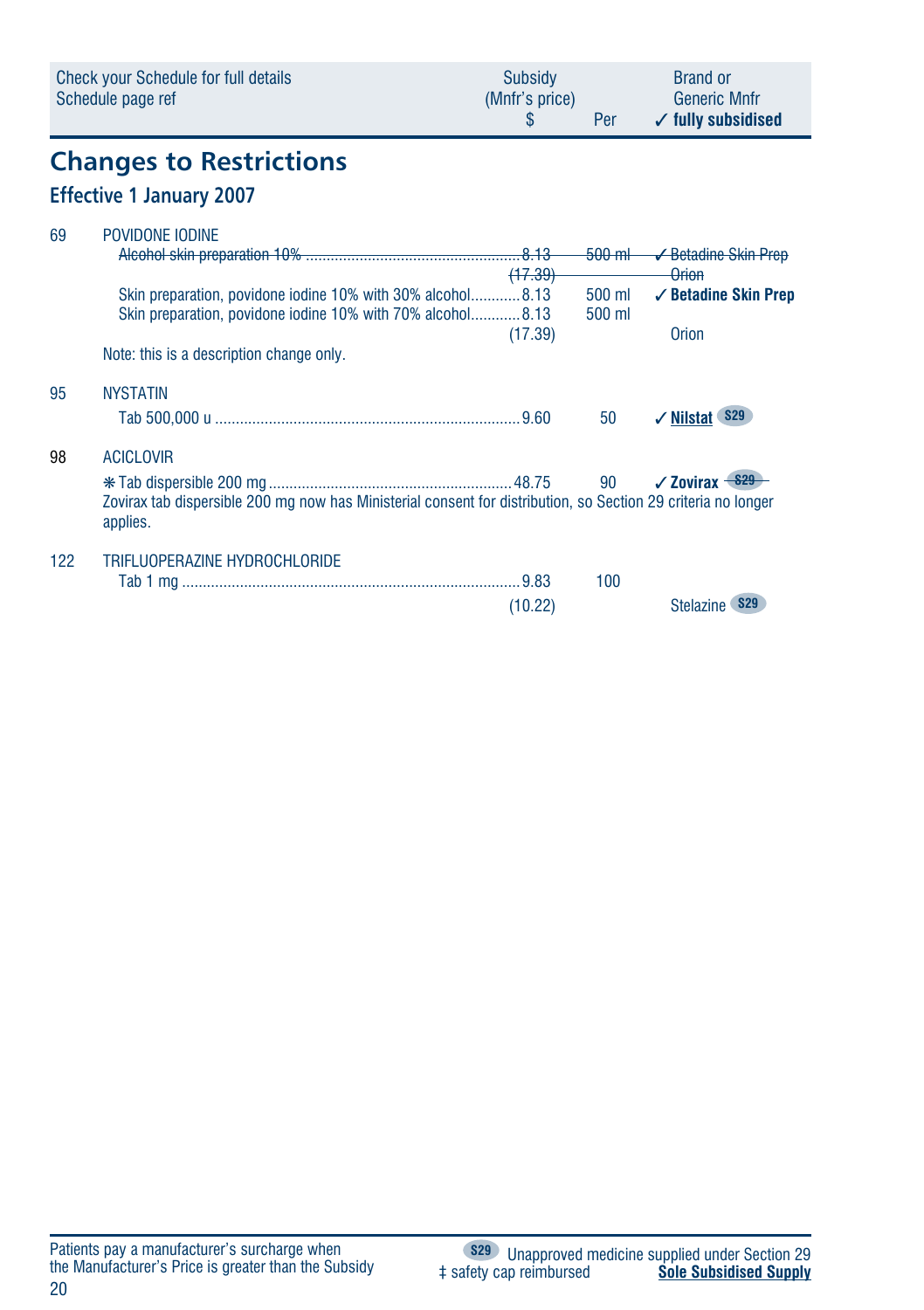| Check your Schedule for full details Schedule page ref | | Subsidy (Mnfr's price) $ | Per | Brand or Generic Mnfr ✓ **fully subsidised** |
|---|---|---|---|---|

## Changes to Restrictions

### Effective 1 January 2007

| | | | | |
|---|---|---|---|---|
| 69 | POVIDONE IODINE | | | |
| | ~~Alcohol skin preparation 10%~~ | ~~8.13~~ ~~(17.39)~~ | ~~500 ml~~ | ~~✓ Betadine Skin Prep~~ ~~Orion~~ |
| | Skin preparation, povidone iodine 10% with 30% alcohol | 8.13 | 500 ml | ✓ **Betadine Skin Prep** |
| | Skin preparation, povidone iodine 10% with 70% alcohol | 8.13 (17.39) | 500 ml | Orion |
| | Note: this is a description change only. | | | |
| 95 | NYSTATIN | | | |
| | Tab 500,000 u | 9.60 | 50 | ✓ **<u>Nilstat</u>** S29 |
| 98 | ACICLOVIR | | | |
| | ❋ Tab dispersible 200 mg | 48.75 | 90 | ✓ **Zovirax** ~~S29~~ |
| | Zovirax tab dispersible 200 mg now has Ministerial consent for distribution, so Section 29 criteria no longer applies. | | | |
| 122 | TRIFLUOPERAZINE HYDROCHLORIDE | | | |
| | Tab 1 mg | 9.83 (10.22) | 100 | Stelazine S29 |

Patients pay a manufacturer's surcharge when the Manufacturer's Price is greater than the Subsidy

S29 Unapproved medicine supplied under Section 29

‡ safety cap reimbursed

**<u>Sole Subsidised Supply</u>**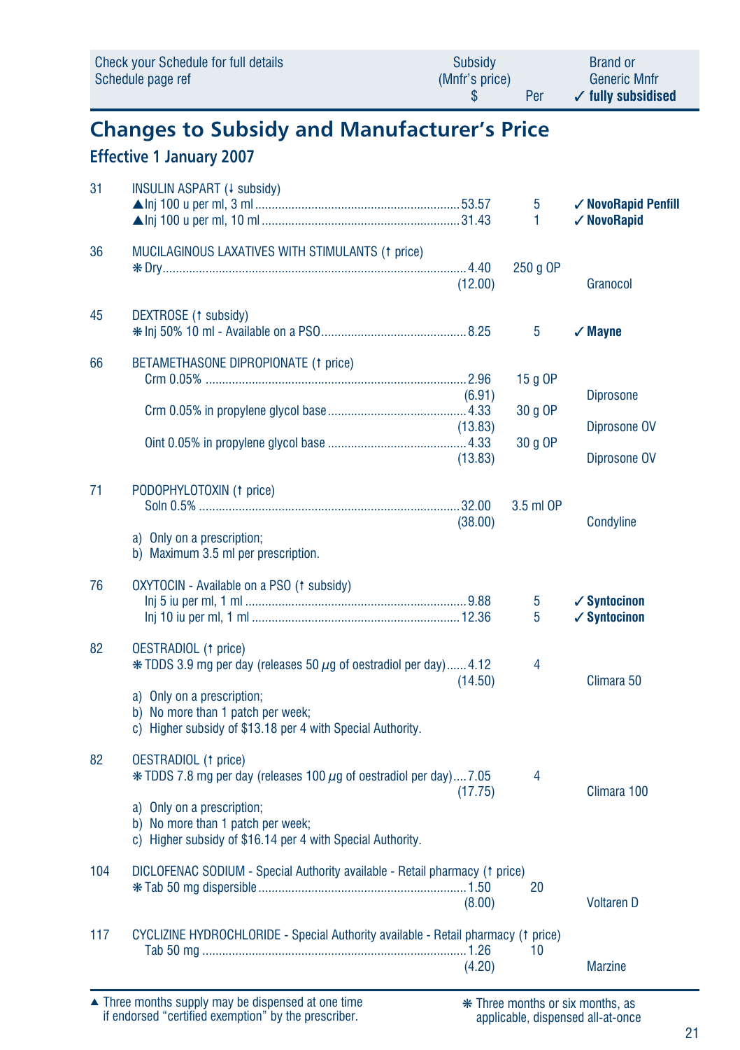| Check your Schedule for full details Schedule page ref | | Subsidy (Mnfr's price) $ | Per | Brand or Generic Mnfr ✓ fully subsidised |
|---|---|---|---|---|

## Changes to Subsidy and Manufacturer's Price

### Effective 1 January 2007

| Page | Item | Subsidy (Mnfr's price) $ | Per | Brand or Generic Mnfr |
|---|---|---|---|---|
| 31 | INSULIN ASPART (↓ subsidy) | | | |
| | ▲Inj 100 u per ml, 3 ml | 53.57 | 5 | ✓ **NovoRapid Penfill** |
| | ▲Inj 100 u per ml, 10 ml | 31.43 | 1 | ✓ **NovoRapid** |
| 36 | MUCILAGINOUS LAXATIVES WITH STIMULANTS (↑ price) | | | |
| | ❋ Dry | 4.40 (12.00) | 250 g OP | Granocol |
| 45 | DEXTROSE (↑ subsidy) | | | |
| | ❋ Inj 50% 10 ml - Available on a PSO | 8.25 | 5 | ✓ **Mayne** |
| 66 | BETAMETHASONE DIPROPIONATE (↑ price) | | | |
| | Crm 0.05% | 2.96 (6.91) | 15 g OP | Diprosone |
| | Crm 0.05% in propylene glycol base | 4.33 (13.83) | 30 g OP | Diprosone OV |
| | Oint 0.05% in propylene glycol base | 4.33 (13.83) | 30 g OP | Diprosone OV |
| 71 | PODOPHYLOTOXIN (↑ price) | | | |
| | Soln 0.5% | 32.00 (38.00) | 3.5 ml OP | Condyline |
| | a) Only on a prescription; b) Maximum 3.5 ml per prescription. | | | |
| 76 | OXYTOCIN - Available on a PSO (↑ subsidy) | | | |
| | Inj 5 iu per ml, 1 ml | 9.88 | 5 | ✓ **Syntocinon** |
| | Inj 10 iu per ml, 1 ml | 12.36 | 5 | ✓ **Syntocinon** |
| 82 | OESTRADIOL (↑ price) | | | |
| | ❋ TDDS 3.9 mg per day (releases 50 μg of oestradiol per day) | 4.12 (14.50) | 4 | Climara 50 |
| | a) Only on a prescription; b) No more than 1 patch per week; c) Higher subsidy of $13.18 per 4 with Special Authority. | | | |
| 82 | OESTRADIOL (↑ price) | | | |
| | ❋ TDDS 7.8 mg per day (releases 100 μg of oestradiol per day) | 7.05 (17.75) | 4 | Climara 100 |
| | a) Only on a prescription; b) No more than 1 patch per week; c) Higher subsidy of $16.14 per 4 with Special Authority. | | | |
| 104 | DICLOFENAC SODIUM - Special Authority available - Retail pharmacy (↑ price) | | | |
| | ❋ Tab 50 mg dispersible | 1.50 (8.00) | 20 | Voltaren D |
| 117 | CYCLIZINE HYDROCHLORIDE - Special Authority available - Retail pharmacy (↑ price) | | | |
| | Tab 50 mg | 1.26 (4.20) | 10 | Marzine |

▲ Three months supply may be dispensed at one time if endorsed "certified exemption" by the prescriber.

❋ Three months or six months, as applicable, dispensed all-at-once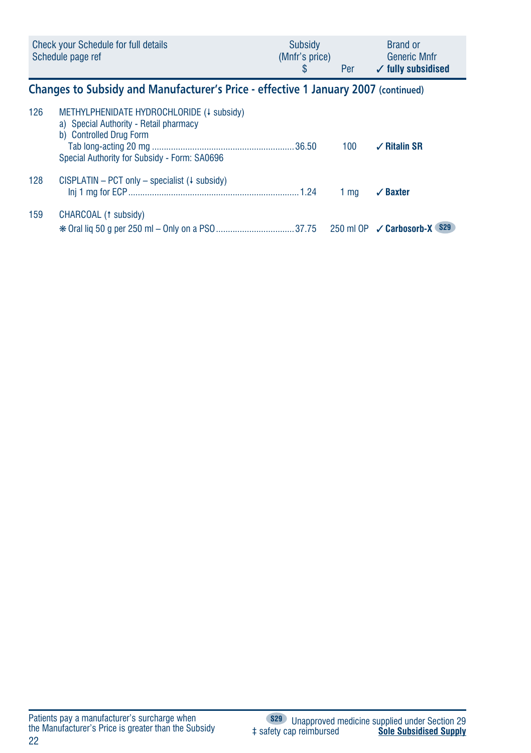| Check your Schedule for full details Schedule page ref | | Subsidy (Mnfr's price) $ | Per | Brand or Generic Mnfr ✓ fully subsidised |
|---|---|---|---|---|

## Changes to Subsidy and Manufacturer's Price - effective 1 January 2007 (continued)

| | | | | |
|---|---|---|---|---|
| 126 | METHYLPHENIDATE HYDROCHLORIDE (↓ subsidy)<br>a) Special Authority - Retail pharmacy<br>b) Controlled Drug Form<br>Tab long-acting 20 mg<br>Special Authority for Subsidy - Form: SA0696 | 36.50 | 100 | ✓ **Ritalin SR** |
| 128 | CISPLATIN – PCT only – specialist (↓ subsidy)<br>Inj 1 mg for ECP | 1.24 | 1 mg | ✓ **Baxter** |
| 159 | CHARCOAL (↑ subsidy)<br>❋ Oral liq 50 g per 250 ml – Only on a PSO | 37.75 | 250 ml OP | ✓ **Carbosorb-X** S29 |

Patients pay a manufacturer's surcharge when the Manufacturer's Price is greater than the Subsidy

S29 Unapproved medicine supplied under Section 29

‡ safety cap reimbursed

**Sole Subsidised Supply**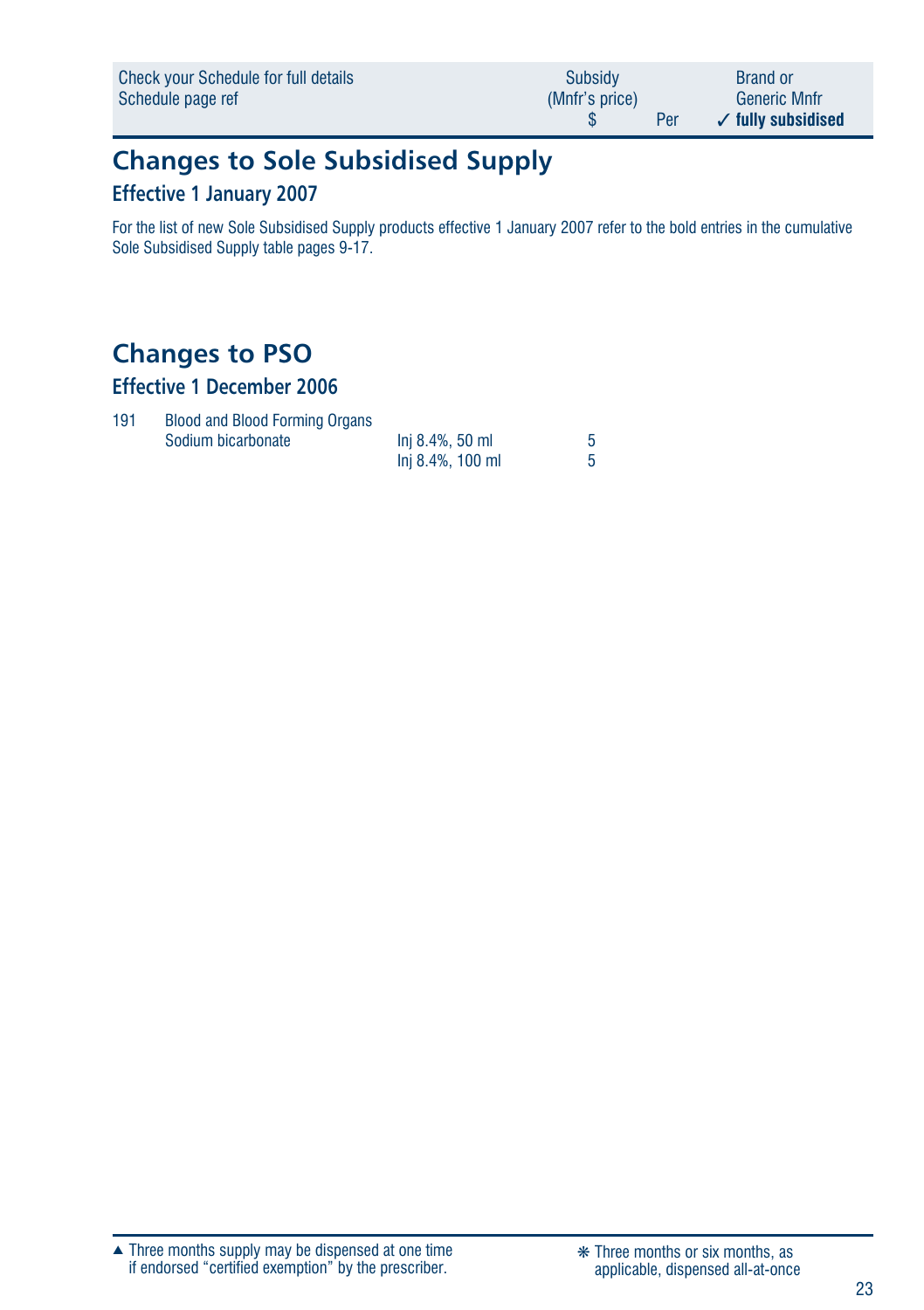| Check your Schedule for full details<br>Schedule page ref | | | Subsidy<br>(Mnfr's price)<br>$ | Per | Brand or<br>Generic Mnfr<br>✓ **fully subsidised** |
|---|---|---|---|---|---|

## Changes to Sole Subsidised Supply

### Effective 1 January 2007

For the list of new Sole Subsidised Supply products effective 1 January 2007 refer to the bold entries in the cumulative Sole Subsidised Supply table pages 9-17.

## Changes to PSO

### Effective 1 December 2006

| | | | |
|---|---|---|---|
| 191 | Blood and Blood Forming Organs | | |
| | Sodium bicarbonate | Inj 8.4%, 50 ml | 5 |
| | | Inj 8.4%, 100 ml | 5 |

▲ Three months supply may be dispensed at one time if endorsed "certified exemption" by the prescriber.

❋ Three months or six months, as applicable, dispensed all-at-once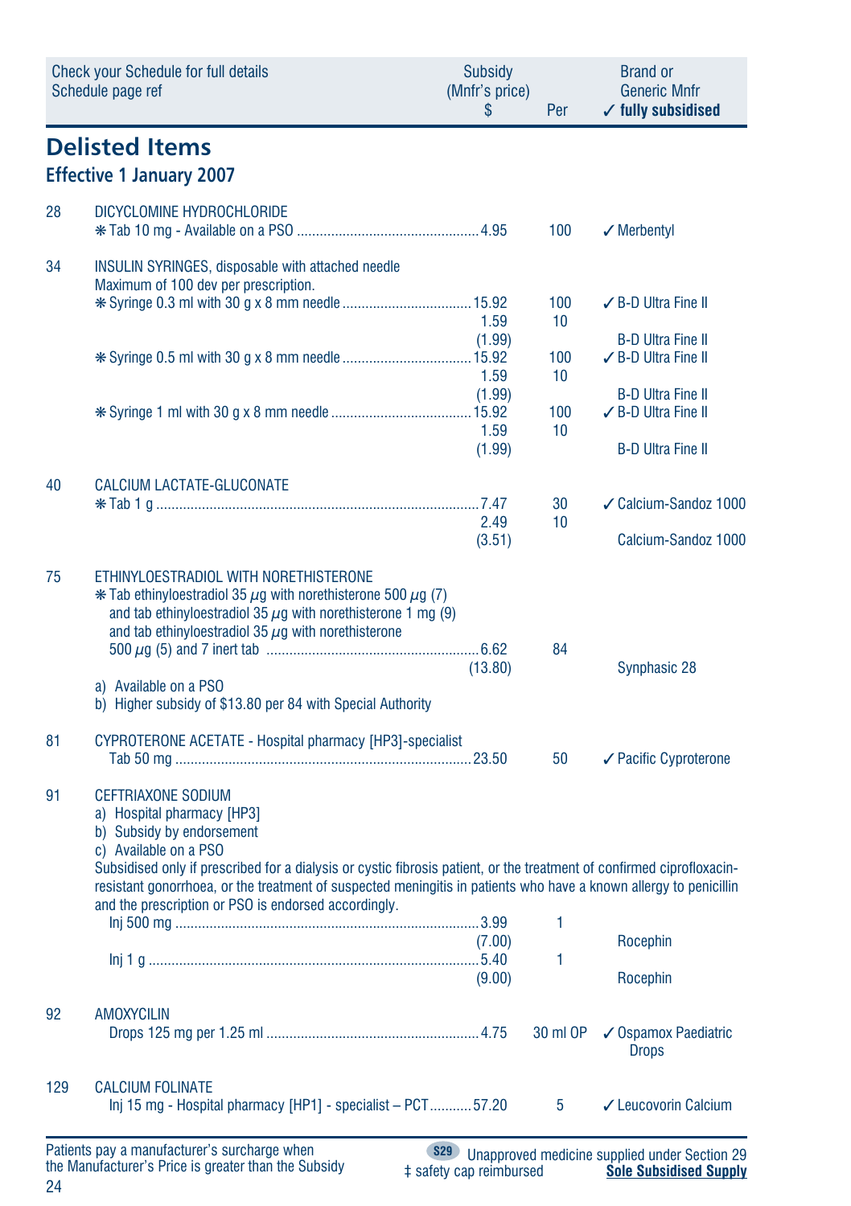| Check your Schedule for full details Schedule page ref | | Subsidy (Mnfr's price) $ | Per | Brand or Generic Mnfr ✓ fully subsidised |
|---|---|---|---|---|

## Delisted Items

### Effective 1 January 2007

| | | | | |
|---|---|---|---|---|
| 28 | DICYCLOMINE HYDROCHLORIDE | | | |
| | ❋ Tab 10 mg - Available on a PSO | 4.95 | 100 | ✓ Merbentyl |
| 34 | INSULIN SYRINGES, disposable with attached needle<br>Maximum of 100 dev per prescription. | | | |
| | ❋ Syringe 0.3 ml with 30 g x 8 mm needle | 15.92 | 100 | ✓ B-D Ultra Fine II |
| | | 1.59 | 10 | |
| | | (1.99) | | B-D Ultra Fine II |
| | ❋ Syringe 0.5 ml with 30 g x 8 mm needle | 15.92 | 100 | ✓ B-D Ultra Fine II |
| | | 1.59 | 10 | |
| | | (1.99) | | B-D Ultra Fine II |
| | ❋ Syringe 1 ml with 30 g x 8 mm needle | 15.92 | 100 | ✓ B-D Ultra Fine II |
| | | 1.59 | 10 | |
| | | (1.99) | | B-D Ultra Fine II |
| 40 | CALCIUM LACTATE-GLUCONATE | | | |
| | ❋ Tab 1 g | 7.47 | 30 | ✓ Calcium-Sandoz 1000 |
| | | 2.49 | 10 | |
| | | (3.51) | | Calcium-Sandoz 1000 |
| 75 | ETHINYLOESTRADIOL WITH NORETHISTERONE | | | |
| | ❋ Tab ethinyloestradiol 35 µg with norethisterone 500 µg (7) and tab ethinyloestradiol 35 µg with norethisterone 1 mg (9) and tab ethinyloestradiol 35 µg with norethisterone 500 µg (5) and 7 inert tab | 6.62 | 84 | |
| | | (13.80) | | Synphasic 28 |
| | a) Available on a PSO<br>b) Higher subsidy of $13.80 per 84 with Special Authority | | | |
| 81 | CYPROTERONE ACETATE - Hospital pharmacy [HP3]-specialist | | | |
| | Tab 50 mg | 23.50 | 50 | ✓ Pacific Cyproterone |
| 91 | CEFTRIAXONE SODIUM<br>a) Hospital pharmacy [HP3]<br>b) Subsidy by endorsement<br>c) Available on a PSO<br>Subsidised only if prescribed for a dialysis or cystic fibrosis patient, or the treatment of confirmed ciprofloxacin-resistant gonorrhoea, or the treatment of suspected meningitis in patients who have a known allergy to penicillin and the prescription or PSO is endorsed accordingly. | | | |
| | Inj 500 mg | 3.99 | 1 | |
| | | (7.00) | | Rocephin |
| | Inj 1 g | 5.40 | 1 | |
| | | (9.00) | | Rocephin |
| 92 | AMOXYCILIN | | | |
| | Drops 125 mg per 1.25 ml | 4.75 | 30 ml OP | ✓ Ospamox Paediatric Drops |
| 129 | CALCIUM FOLINATE | | | |
| | Inj 15 mg - Hospital pharmacy [HP1] - specialist – PCT | 57.20 | 5 | ✓ Leucovorin Calcium |

Patients pay a manufacturer's surcharge when the Manufacturer's Price is greater than the Subsidy

S29 Unapproved medicine supplied under Section 29

‡ safety cap reimbursed

**Sole Subsidised Supply**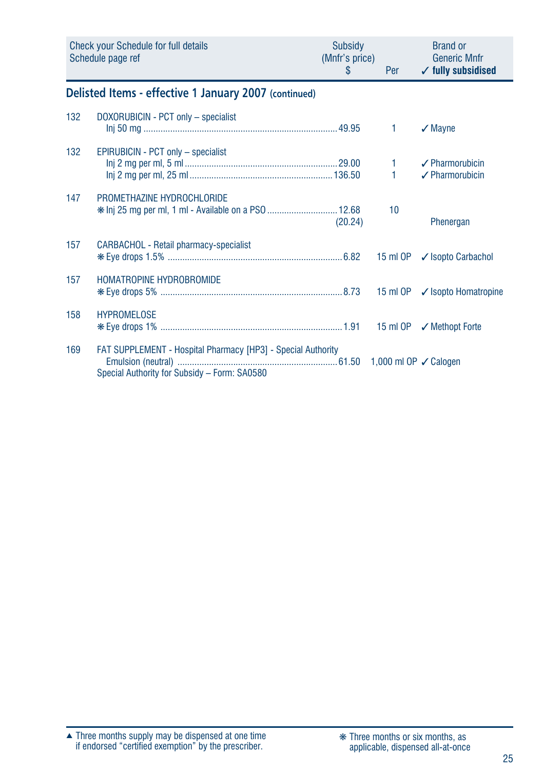| Check your Schedule for full details Schedule page ref | | Subsidy (Mnfr's price) $ | Per | Brand or Generic Mnfr ✓ fully subsidised |
|---|---|---|---|---|

## Delisted Items - effective 1 January 2007 (continued)

| | | | | |
|---|---|---|---|---|
| 132 | DOXORUBICIN - PCT only – specialist | | | |
| | Inj 50 mg | 49.95 | 1 | ✓ Mayne |
| 132 | EPIRUBICIN - PCT only – specialist | | | |
| | Inj 2 mg per ml, 5 ml | 29.00 | 1 | ✓ Pharmorubicin |
| | Inj 2 mg per ml, 25 ml | 136.50 | 1 | ✓ Pharmorubicin |
| 147 | PROMETHAZINE HYDROCHLORIDE | | | |
| | ❋ Inj 25 mg per ml, 1 ml - Available on a PSO | 12.68 (20.24) | 10 | Phenergan |
| 157 | CARBACHOL - Retail pharmacy-specialist | | | |
| | ❋ Eye drops 1.5% | 6.82 | 15 ml OP | ✓ Isopto Carbachol |
| 157 | HOMATROPINE HYDROBROMIDE | | | |
| | ❋ Eye drops 5% | 8.73 | 15 ml OP | ✓ Isopto Homatropine |
| 158 | HYPROMELOSE | | | |
| | ❋ Eye drops 1% | 1.91 | 15 ml OP | ✓ Methopt Forte |
| 169 | FAT SUPPLEMENT - Hospital Pharmacy [HP3] - Special Authority | | | |
| | Emulsion (neutral) | 61.50 | 1,000 ml OP | ✓ Calogen |
| | Special Authority for Subsidy – Form: SA0580 | | | |

▲ Three months supply may be dispensed at one time if endorsed "certified exemption" by the prescriber.

❋ Three months or six months, as applicable, dispensed all-at-once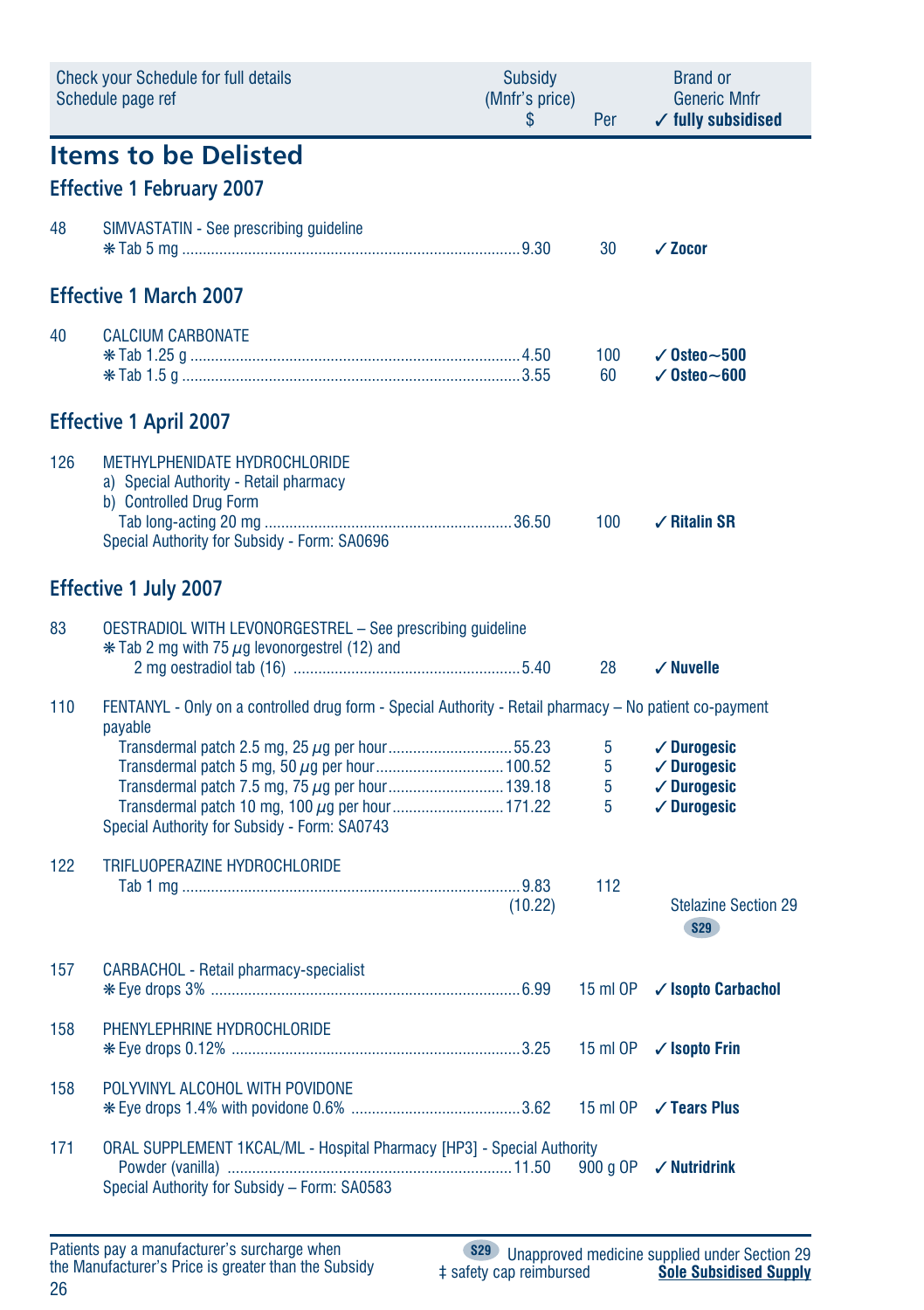| Check your Schedule for full details Schedule page ref | | Subsidy (Mnfr's price) $ | Per | Brand or Generic Mnfr ✓ fully subsidised |
|---|---|---|---|---|

# Items to be Delisted

## Effective 1 February 2007

| | | | | |
|---|---|---|---|---|
| 48 | SIMVASTATIN - See prescribing guideline | | | |
| | ✻ Tab 5 mg | 9.30 | 30 | ✓ **Zocor** |

## Effective 1 March 2007

| | | | | |
|---|---|---|---|---|
| 40 | CALCIUM CARBONATE | | | |
| | ✻ Tab 1.25 g | 4.50 | 100 | ✓ **Osteo~500** |
| | ✻ Tab 1.5 g | 3.55 | 60 | ✓ **Osteo~600** |

## Effective 1 April 2007

| | | | | |
|---|---|---|---|---|
| 126 | METHYLPHENIDATE HYDROCHLORIDE<br>a) Special Authority - Retail pharmacy<br>b) Controlled Drug Form | | | |
| | Tab long-acting 20 mg | 36.50 | 100 | ✓ **Ritalin SR** |
| | Special Authority for Subsidy - Form: SA0696 | | | |

## Effective 1 July 2007

| | | | | |
|---|---|---|---|---|
| 83 | OESTRADIOL WITH LEVONORGESTREL – See prescribing guideline | | | |
| | ✻ Tab 2 mg with 75 µg levonorgestrel (12) and 2 mg oestradiol tab (16) | 5.40 | 28 | ✓ **Nuvelle** |
| 110 | FENTANYL - Only on a controlled drug form - Special Authority - Retail pharmacy – No patient co-payment payable | | | |
| | Transdermal patch 2.5 mg, 25 µg per hour | 55.23 | 5 | ✓ **Durogesic** |
| | Transdermal patch 5 mg, 50 µg per hour | 100.52 | 5 | ✓ **Durogesic** |
| | Transdermal patch 7.5 mg, 75 µg per hour | 139.18 | 5 | ✓ **Durogesic** |
| | Transdermal patch 10 mg, 100 µg per hour | 171.22 | 5 | ✓ **Durogesic** |
| | Special Authority for Subsidy - Form: SA0743 | | | |
| 122 | TRIFLUOPERAZINE HYDROCHLORIDE | | | |
| | Tab 1 mg | 9.83<br>(10.22) | 112 | Stelazine Section 29 S29 |
| 157 | CARBACHOL - Retail pharmacy-specialist | | | |
| | ✻ Eye drops 3% | 6.99 | 15 ml OP | ✓ **Isopto Carbachol** |
| 158 | PHENYLEPHRINE HYDROCHLORIDE | | | |
| | ✻ Eye drops 0.12% | 3.25 | 15 ml OP | ✓ **Isopto Frin** |
| 158 | POLYVINYL ALCOHOL WITH POVIDONE | | | |
| | ✻ Eye drops 1.4% with povidone 0.6% | 3.62 | 15 ml OP | ✓ **Tears Plus** |
| 171 | ORAL SUPPLEMENT 1KCAL/ML - Hospital Pharmacy [HP3] - Special Authority | | | |
| | Powder (vanilla) | 11.50 | 900 g OP | ✓ **Nutridrink** |
| | Special Authority for Subsidy – Form: SA0583 | | | |

Patients pay a manufacturer's surcharge when the Manufacturer's Price is greater than the Subsidy

S29 Unapproved medicine supplied under Section 29
‡ safety cap reimbursed
**Sole Subsidised Supply**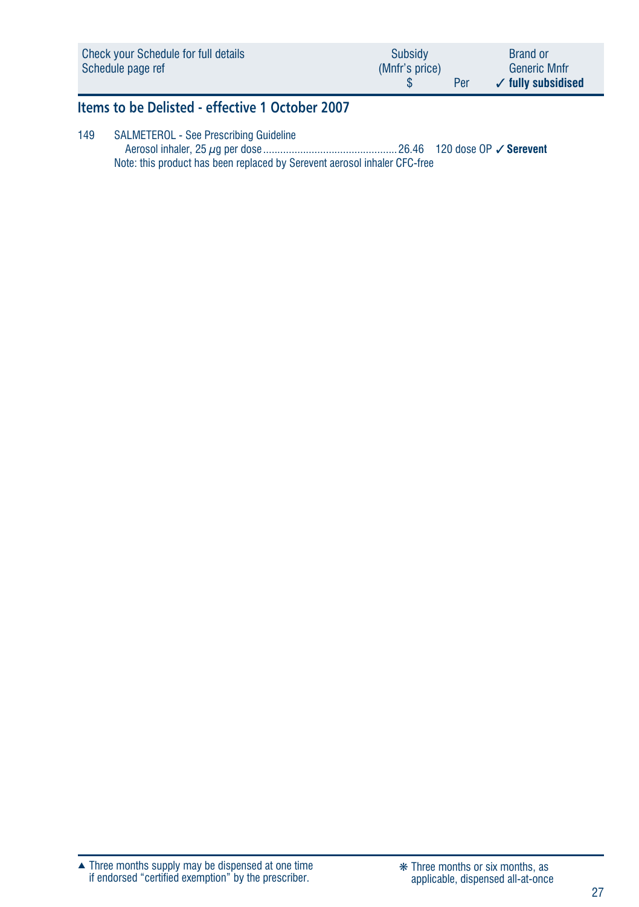| Check your Schedule for full details Schedule page ref | Subsidy (Mnfr's price) $ | Per | Brand or Generic Mnfr ✓ fully subsidised |
|---|---|---|---|

## Items to be Delisted - effective 1 October 2007

149 SALMETEROL - See Prescribing Guideline

| | Subsidy $ | Per | Brand |
|---|---|---|---|
| Aerosol inhaler, 25 µg per dose | 26.46 | 120 dose OP | ✓ **Serevent** |

Note: this product has been replaced by Serevent aerosol inhaler CFC-free

▲ Three months supply may be dispensed at one time if endorsed "certified exemption" by the prescriber.

❋ Three months or six months, as applicable, dispensed all-at-once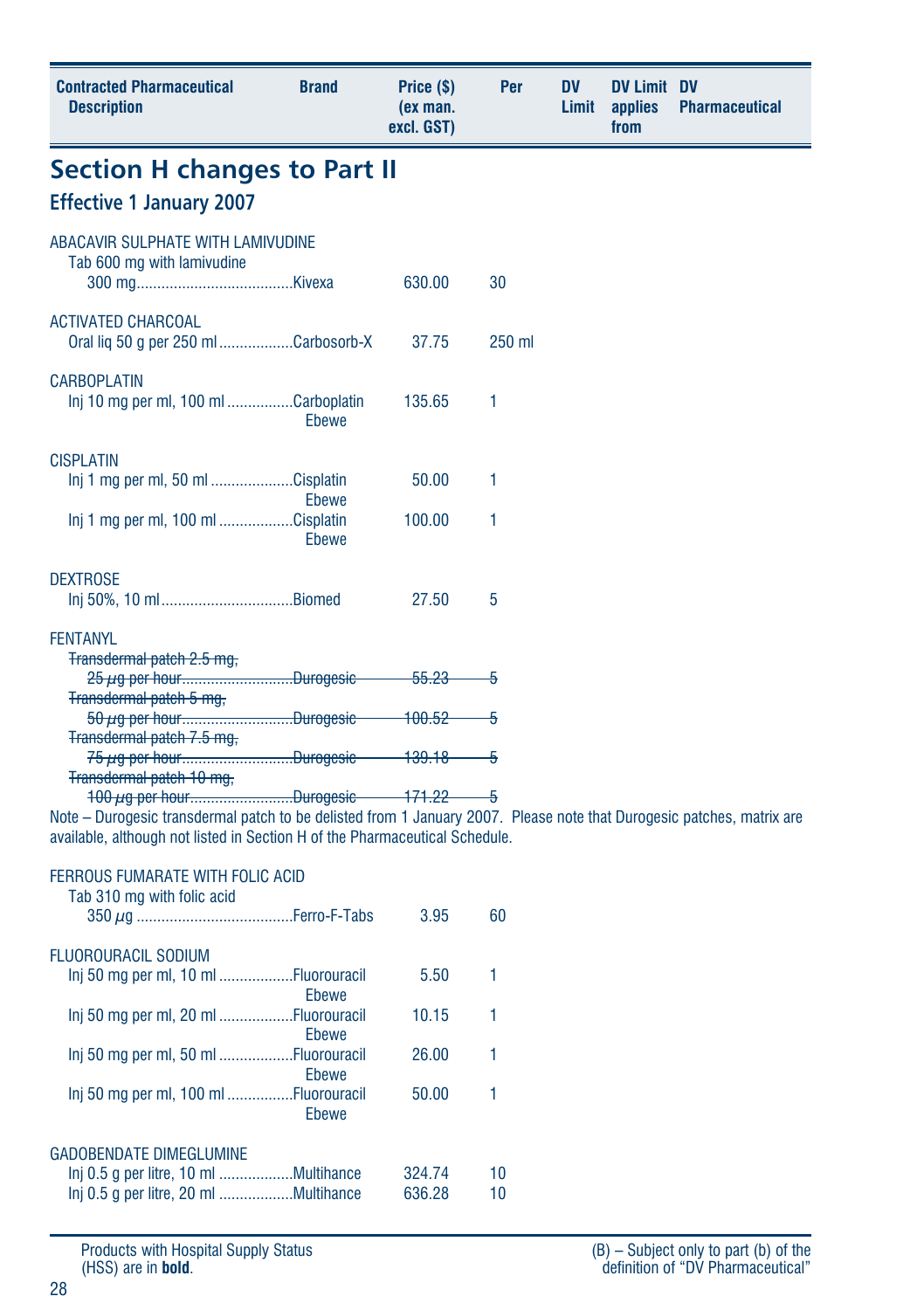| Contracted Pharmaceutical Description | Brand | Price ($) (ex man. excl. GST) | Per | DV Limit | DV Limit applies from | DV Pharmaceutical |
|---|---|---|---|---|---|---|

## Section H changes to Part II

### Effective 1 January 2007

| Contracted Pharmaceutical Description | Brand | Price ($) (ex man. excl. GST) | Per | DV Limit | DV Limit applies from | DV Pharmaceutical |
|---|---|---|---|---|---|---|
| **ABACAVIR SULPHATE WITH LAMIVUDINE** | | | | | | |
| Tab 600 mg with lamivudine 300 mg | Kivexa | 630.00 | 30 | | | |
| **ACTIVATED CHARCOAL** | | | | | | |
| Oral liq 50 g per 250 ml | Carbosorb-X | 37.75 | 250 ml | | | |
| **CARBOPLATIN** | | | | | | |
| Inj 10 mg per ml, 100 ml | Carboplatin Ebewe | 135.65 | 1 | | | |
| **CISPLATIN** | | | | | | |
| Inj 1 mg per ml, 50 ml | Cisplatin Ebewe | 50.00 | 1 | | | |
| Inj 1 mg per ml, 100 ml | Cisplatin Ebewe | 100.00 | 1 | | | |
| **DEXTROSE** | | | | | | |
| Inj 50%, 10 ml | Biomed | 27.50 | 5 | | | |
| **FENTANYL** | | | | | | |
| ~~Transdermal patch 2.5 mg, 25 µg per hour~~ | ~~Durogesic~~ | ~~55.23~~ | ~~5~~ | | | |
| ~~Transdermal patch 5 mg, 50 µg per hour~~ | ~~Durogesic~~ | ~~100.52~~ | ~~5~~ | | | |
| ~~Transdermal patch 7.5 mg, 75 µg per hour~~ | ~~Durogesic~~ | ~~139.18~~ | ~~5~~ | | | |
| ~~Transdermal patch 10 mg, 100 µg per hour~~ | ~~Durogesic~~ | ~~171.22~~ | ~~5~~ | | | |

Note – Durogesic transdermal patch to be delisted from 1 January 2007. Please note that Durogesic patches, matrix are available, although not listed in Section H of the Pharmaceutical Schedule.

| Contracted Pharmaceutical Description | Brand | Price ($) (ex man. excl. GST) | Per | DV Limit | DV Limit applies from | DV Pharmaceutical |
|---|---|---|---|---|---|---|
| **FERROUS FUMARATE WITH FOLIC ACID** | | | | | | |
| Tab 310 mg with folic acid 350 µg | Ferro-F-Tabs | 3.95 | 60 | | | |
| **FLUOROURACIL SODIUM** | | | | | | |
| Inj 50 mg per ml, 10 ml | Fluorouracil Ebewe | 5.50 | 1 | | | |
| Inj 50 mg per ml, 20 ml | Fluorouracil Ebewe | 10.15 | 1 | | | |
| Inj 50 mg per ml, 50 ml | Fluorouracil Ebewe | 26.00 | 1 | | | |
| Inj 50 mg per ml, 100 ml | Fluorouracil Ebewe | 50.00 | 1 | | | |
| **GADOBENDATE DIMEGLUMINE** | | | | | | |
| Inj 0.5 g per litre, 10 ml | Multihance | 324.74 | 10 | | | |
| Inj 0.5 g per litre, 20 ml | Multihance | 636.28 | 10 | | | |

Products with Hospital Supply Status (HSS) are in **bold**.

(B) – Subject only to part (b) of the definition of "DV Pharmaceutical"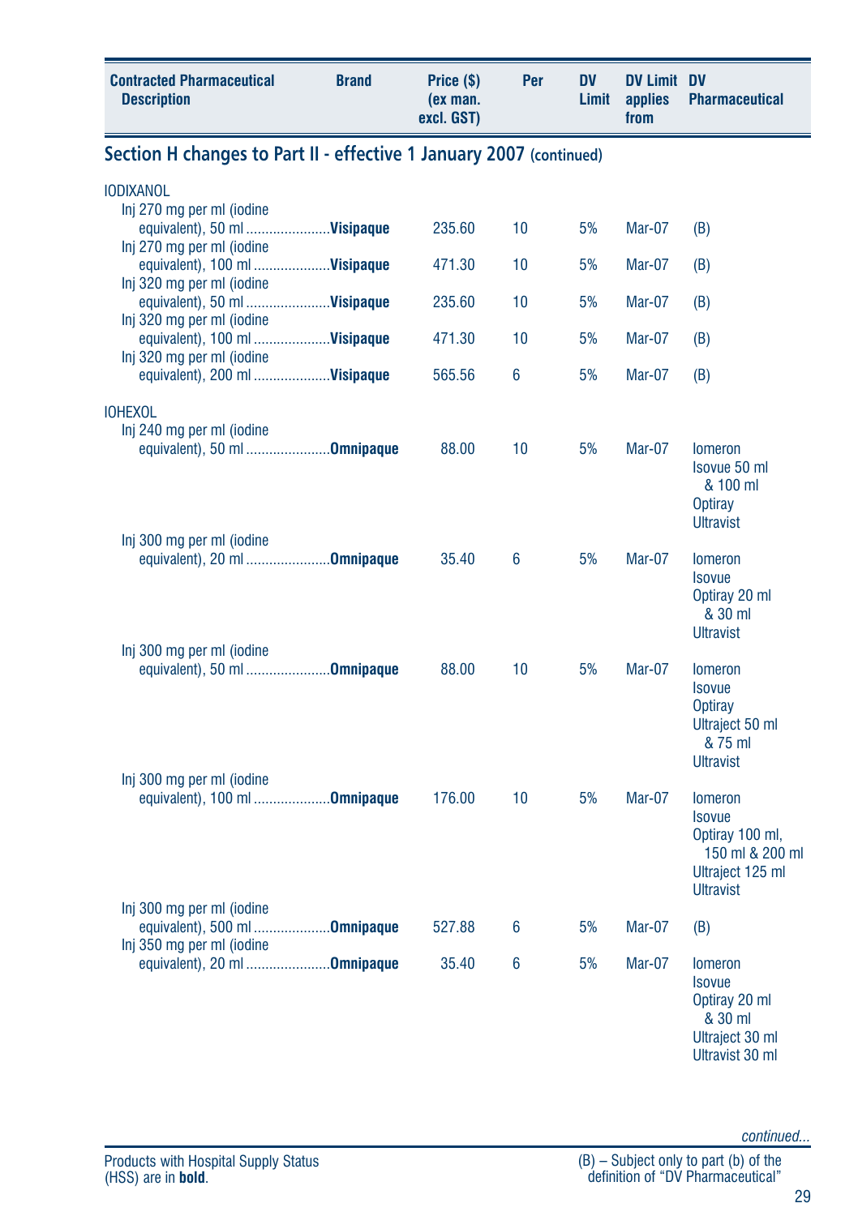| Contracted Pharmaceutical Description | Brand | Price ($) (ex man. excl. GST) | Per | DV Limit | DV Limit applies from | DV Pharmaceutical |
|---|---|---|---|---|---|---|

## Section H changes to Part II - effective 1 January 2007 (continued)

| Contracted Pharmaceutical Description | Brand | Price ($) (ex man. excl. GST) | Per | DV Limit | DV Limit applies from | DV Pharmaceutical |
|---|---|---|---|---|---|---|
| IODIXANOL | | | | | | |
| Inj 270 mg per ml (iodine equivalent), 50 ml | **Visipaque** | 235.60 | 10 | 5% | Mar-07 | (B) |
| Inj 270 mg per ml (iodine equivalent), 100 ml | **Visipaque** | 471.30 | 10 | 5% | Mar-07 | (B) |
| Inj 320 mg per ml (iodine equivalent), 50 ml | **Visipaque** | 235.60 | 10 | 5% | Mar-07 | (B) |
| Inj 320 mg per ml (iodine equivalent), 100 ml | **Visipaque** | 471.30 | 10 | 5% | Mar-07 | (B) |
| Inj 320 mg per ml (iodine equivalent), 200 ml | **Visipaque** | 565.56 | 6 | 5% | Mar-07 | (B) |
| IOHEXOL | | | | | | |
| Inj 240 mg per ml (iodine equivalent), 50 ml | **Omnipaque** | 88.00 | 10 | 5% | Mar-07 | Iomeron<br>Isovue 50 ml & 100 ml<br>Optiray<br>Ultravist |
| Inj 300 mg per ml (iodine equivalent), 20 ml | **Omnipaque** | 35.40 | 6 | 5% | Mar-07 | Iomeron<br>Isovue<br>Optiray 20 ml & 30 ml<br>Ultravist |
| Inj 300 mg per ml (iodine equivalent), 50 ml | **Omnipaque** | 88.00 | 10 | 5% | Mar-07 | Iomeron<br>Isovue<br>Optiray<br>Ultraject 50 ml & 75 ml<br>Ultravist |
| Inj 300 mg per ml (iodine equivalent), 100 ml | **Omnipaque** | 176.00 | 10 | 5% | Mar-07 | Iomeron<br>Isovue<br>Optiray 100 ml, 150 ml & 200 ml<br>Ultraject 125 ml<br>Ultravist |
| Inj 300 mg per ml (iodine equivalent), 500 ml | **Omnipaque** | 527.88 | 6 | 5% | Mar-07 | (B) |
| Inj 350 mg per ml (iodine equivalent), 20 ml | **Omnipaque** | 35.40 | 6 | 5% | Mar-07 | Iomeron<br>Isovue<br>Optiray 20 ml & 30 ml<br>Ultraject 30 ml<br>Ultravist 30 ml |

*continued...*

Products with Hospital Supply Status (HSS) are in **bold**.

(B) – Subject only to part (b) of the definition of "DV Pharmaceutical"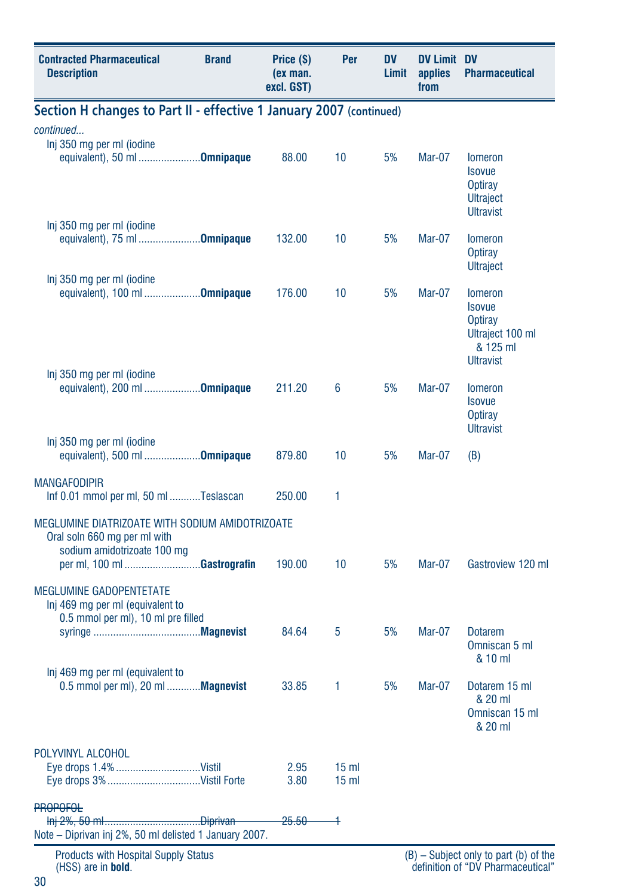| Contracted Pharmaceutical Description | Brand | Price ($) (ex man. excl. GST) | Per | DV Limit | DV Limit applies from | DV Pharmaceutical |
|---|---|---|---|---|---|---|

## Section H changes to Part II - effective 1 January 2007 (continued)

| Contracted Pharmaceutical Description | Brand | Price ($) (ex man. excl. GST) | Per | DV Limit | DV Limit applies from | DV Pharmaceutical |
|---|---|---|---|---|---|---|
| *continued...* | | | | | | |
| Inj 350 mg per ml (iodine equivalent), 50 ml | **Omnipaque** | 88.00 | 10 | 5% | Mar-07 | Iomeron<br>Isovue<br>Optiray<br>Ultraject<br>Ultravist |
| Inj 350 mg per ml (iodine equivalent), 75 ml | **Omnipaque** | 132.00 | 10 | 5% | Mar-07 | Iomeron<br>Optiray<br>Ultraject |
| Inj 350 mg per ml (iodine equivalent), 100 ml | **Omnipaque** | 176.00 | 10 | 5% | Mar-07 | Iomeron<br>Isovue<br>Optiray<br>Ultraject 100 ml & 125 ml<br>Ultravist |
| Inj 350 mg per ml (iodine equivalent), 200 ml | **Omnipaque** | 211.20 | 6 | 5% | Mar-07 | Iomeron<br>Isovue<br>Optiray<br>Ultravist |
| Inj 350 mg per ml (iodine equivalent), 500 ml | **Omnipaque** | 879.80 | 10 | 5% | Mar-07 | (B) |
| MANGAFODIPIR | | | | | | |
| Inf 0.01 mmol per ml, 50 ml | Teslascan | 250.00 | 1 | | | |
| MEGLUMINE DIATRIZOATE WITH SODIUM AMIDOTRIZOATE | | | | | | |
| Oral soln 660 mg per ml with sodium amidotrizoate 100 mg per ml, 100 ml | **Gastrografin** | 190.00 | 10 | 5% | Mar-07 | Gastroview 120 ml |
| MEGLUMINE GADOPENTETATE | | | | | | |
| Inj 469 mg per ml (equivalent to 0.5 mmol per ml), 10 ml pre filled syringe | **Magnevist** | 84.64 | 5 | 5% | Mar-07 | Dotarem<br>Omniscan 5 ml & 10 ml |
| Inj 469 mg per ml (equivalent to 0.5 mmol per ml), 20 ml | **Magnevist** | 33.85 | 1 | 5% | Mar-07 | Dotarem 15 ml & 20 ml<br>Omniscan 15 ml & 20 ml |
| POLYVINYL ALCOHOL | | | | | | |
| Eye drops 1.4% | Vistil | 2.95 | 15 ml | | | |
| Eye drops 3% | Vistil Forte | 3.80 | 15 ml | | | |
| ~~PROPOFOL~~ | | | | | | |
| ~~Inj 2%, 50 ml~~ | ~~Diprivan~~ | ~~25.50~~ | ~~1~~ | | | |

Note – Diprivan inj 2%, 50 ml delisted 1 January 2007.

Products with Hospital Supply Status (HSS) are in **bold**.

(B) – Subject only to part (b) of the definition of "DV Pharmaceutical"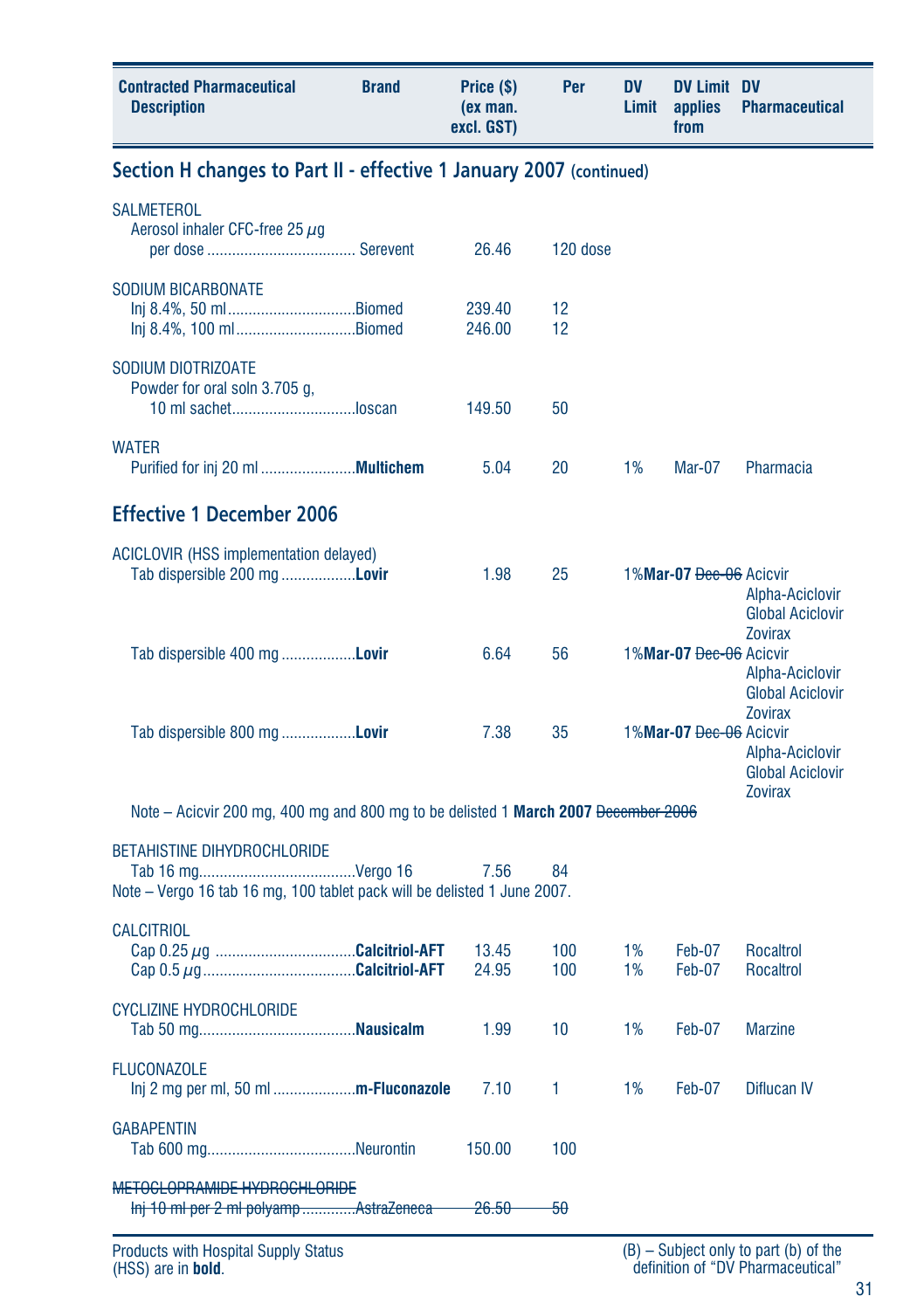| Contracted Pharmaceutical Description | Brand | Price ($) (ex man. excl. GST) | Per | DV Limit | DV Limit applies from | DV Pharmaceutical |
|---|---|---|---|---|---|---|

## Section H changes to Part II - effective 1 January 2007 (continued)

| Contracted Pharmaceutical Description | Brand | Price ($) (ex man. excl. GST) | Per | DV Limit | DV Limit applies from | DV Pharmaceutical |
|---|---|---|---|---|---|---|
| SALMETEROL | | | | | | |
| Aerosol inhaler CFC-free 25 μg per dose | Serevent | 26.46 | 120 dose | | | |
| SODIUM BICARBONATE | | | | | | |
| Inj 8.4%, 50 ml | Biomed | 239.40 | 12 | | | |
| Inj 8.4%, 100 ml | Biomed | 246.00 | 12 | | | |
| SODIUM DIOTRIZOATE | | | | | | |
| Powder for oral soln 3.705 g, 10 ml sachet | Ioscan | 149.50 | 50 | | | |
| WATER | | | | | | |
| Purified for inj 20 ml | **Multichem** | 5.04 | 20 | 1% | Mar-07 | Pharmacia |

## Effective 1 December 2006

| Contracted Pharmaceutical Description | Brand | Price ($) (ex man. excl. GST) | Per | DV Limit | DV Limit applies from | DV Pharmaceutical |
|---|---|---|---|---|---|---|
| ACICLOVIR (HSS implementation delayed) | | | | | | |
| Tab dispersible 200 mg | **Lovir** | 1.98 | 25 | 1% | **Mar-07** ~~Dec-06~~ | Acicvir, Alpha-Aciclovir, Global Aciclovir, Zovirax |
| Tab dispersible 400 mg | **Lovir** | 6.64 | 56 | 1% | **Mar-07** ~~Dec-06~~ | Acicvir, Alpha-Aciclovir, Global Aciclovir, Zovirax |
| Tab dispersible 800 mg | **Lovir** | 7.38 | 35 | 1% | **Mar-07** ~~Dec-06~~ | Acicvir, Alpha-Aciclovir, Global Aciclovir, Zovirax |
| Note – Acicvir 200 mg, 400 mg and 800 mg to be delisted 1 **March 2007** ~~December 2006~~ | | | | | | |
| BETAHISTINE DIHYDROCHLORIDE | | | | | | |
| Tab 16 mg | Vergo 16 | 7.56 | 84 | | | |
| Note – Vergo 16 tab 16 mg, 100 tablet pack will be delisted 1 June 2007. | | | | | | |
| CALCITRIOL | | | | | | |
| Cap 0.25 μg | **Calcitriol-AFT** | 13.45 | 100 | 1% | Feb-07 | Rocaltrol |
| Cap 0.5 μg | **Calcitriol-AFT** | 24.95 | 100 | 1% | Feb-07 | Rocaltrol |
| CYCLIZINE HYDROCHLORIDE | | | | | | |
| Tab 50 mg | **Nausicalm** | 1.99 | 10 | 1% | Feb-07 | Marzine |
| FLUCONAZOLE | | | | | | |
| Inj 2 mg per ml, 50 ml | **m-Fluconazole** | 7.10 | 1 | 1% | Feb-07 | Diflucan IV |
| GABAPENTIN | | | | | | |
| Tab 600 mg | Neurontin | 150.00 | 100 | | | |
| ~~METOCLOPRAMIDE HYDROCHLORIDE~~ | | | | | | |
| ~~Inj 10 ml per 2 ml polyamp~~ | ~~AstraZeneca~~ | ~~26.50~~ | ~~50~~ | | | |

Products with Hospital Supply Status (HSS) are in **bold**.

(B) – Subject only to part (b) of the definition of "DV Pharmaceutical"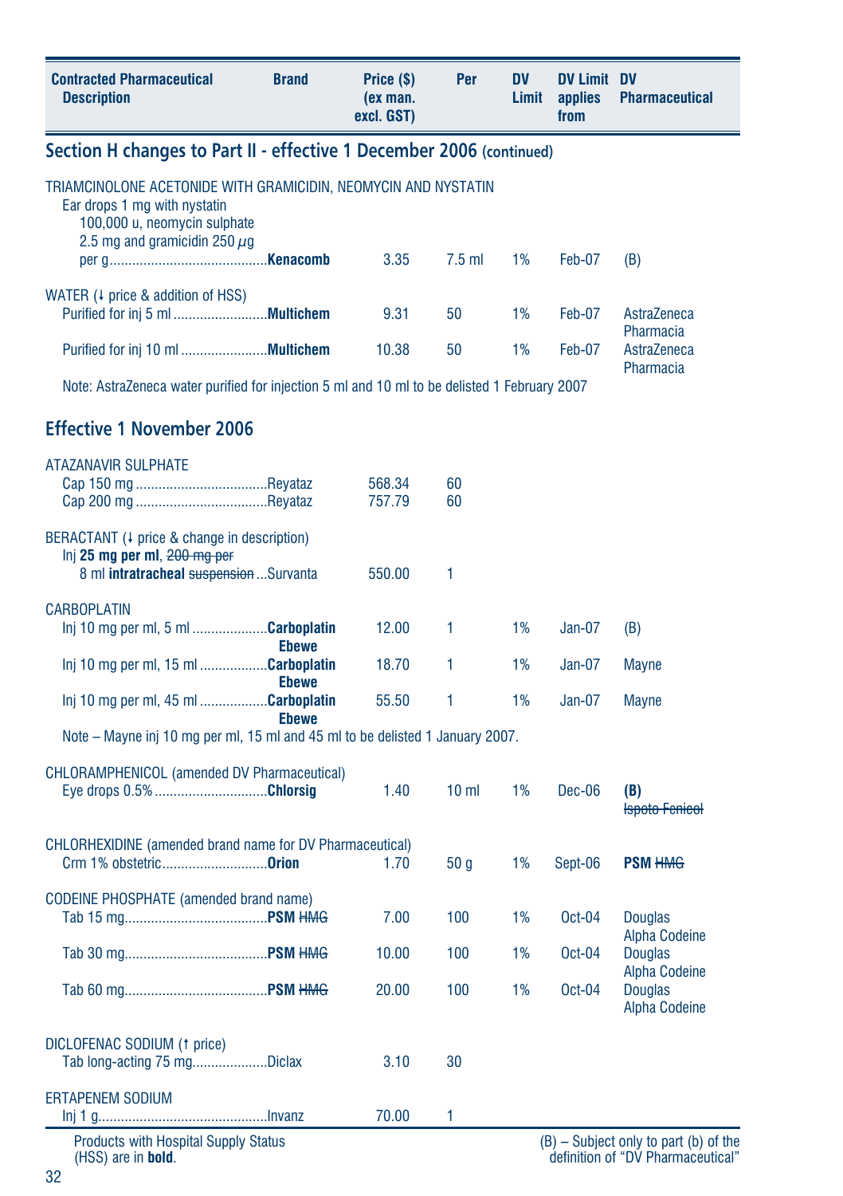| Contracted Pharmaceutical Description | Brand | Price ($) (ex man. excl. GST) | Per | DV Limit | DV Limit applies from | DV Pharmaceutical |
|---|---|---|---|---|---|---|

## Section H changes to Part II - effective 1 December 2006 (continued)

| Contracted Pharmaceutical Description | Brand | Price ($) (ex man. excl. GST) | Per | DV Limit | DV Limit applies from | DV Pharmaceutical |
|---|---|---|---|---|---|---|
| TRIAMCINOLONE ACETONIDE WITH GRAMICIDIN, NEOMYCIN AND NYSTATIN | | | | | | |
| Ear drops 1 mg with nystatin 100,000 u, neomycin sulphate 2.5 mg and gramicidin 250 µg per g | **Kenacomb** | 3.35 | 7.5 ml | 1% | Feb-07 | (B) |
| WATER (↓ price & addition of HSS) | | | | | | |
| Purified for inj 5 ml | **Multichem** | 9.31 | 50 | 1% | Feb-07 | AstraZeneca Pharmacia |
| Purified for inj 10 ml | **Multichem** | 10.38 | 50 | 1% | Feb-07 | AstraZeneca Pharmacia |

Note: AstraZeneca water purified for injection 5 ml and 10 ml to be delisted 1 February 2007

## Effective 1 November 2006

| Contracted Pharmaceutical Description | Brand | Price ($) (ex man. excl. GST) | Per | DV Limit | DV Limit applies from | DV Pharmaceutical |
|---|---|---|---|---|---|---|
| ATAZANAVIR SULPHATE | | | | | | |
| Cap 150 mg | Reyataz | 568.34 | 60 | | | |
| Cap 200 mg | Reyataz | 757.79 | 60 | | | |
| BERACTANT (↓ price & change in description) | | | | | | |
| Inj **25 mg per ml**, ~~200 mg per~~ 8 ml **intratracheal** ~~suspension~~ | Survanta | 550.00 | 1 | | | |
| CARBOPLATIN | | | | | | |
| Inj 10 mg per ml, 5 ml | **Carboplatin Ebewe** | 12.00 | 1 | 1% | Jan-07 | (B) |
| Inj 10 mg per ml, 15 ml | **Carboplatin Ebewe** | 18.70 | 1 | 1% | Jan-07 | Mayne |
| Inj 10 mg per ml, 45 ml | **Carboplatin Ebewe** | 55.50 | 1 | 1% | Jan-07 | Mayne |

Note – Mayne inj 10 mg per ml, 15 ml and 45 ml to be delisted 1 January 2007.

| Contracted Pharmaceutical Description | Brand | Price ($) (ex man. excl. GST) | Per | DV Limit | DV Limit applies from | DV Pharmaceutical |
|---|---|---|---|---|---|---|
| CHLORAMPHENICOL (amended DV Pharmaceutical) | | | | | | |
| Eye drops 0.5% | **Chlorsig** | 1.40 | 10 ml | 1% | Dec-06 | **(B)** ~~Isopto Fenicol~~ |
| CHLORHEXIDINE (amended brand name for DV Pharmaceutical) | | | | | | |
| Crm 1% obstetric | **Orion** | 1.70 | 50 g | 1% | Sept-06 | **PSM** ~~HMG~~ |
| CODEINE PHOSPHATE (amended brand name) | | | | | | |
| Tab 15 mg | **PSM** ~~HMG~~ | 7.00 | 100 | 1% | Oct-04 | Douglas Alpha Codeine |
| Tab 30 mg | **PSM** ~~HMG~~ | 10.00 | 100 | 1% | Oct-04 | Douglas Alpha Codeine |
| Tab 60 mg | **PSM** ~~HMG~~ | 20.00 | 100 | 1% | Oct-04 | Douglas Alpha Codeine |
| DICLOFENAC SODIUM (↑ price) | | | | | | |
| Tab long-acting 75 mg | Diclax | 3.10 | 30 | | | |
| ERTAPENEM SODIUM | | | | | | |
| Inj 1 g | Invanz | 70.00 | 1 | | | |

Products with Hospital Supply Status (HSS) are in **bold**.

(B) – Subject only to part (b) of the definition of "DV Pharmaceutical"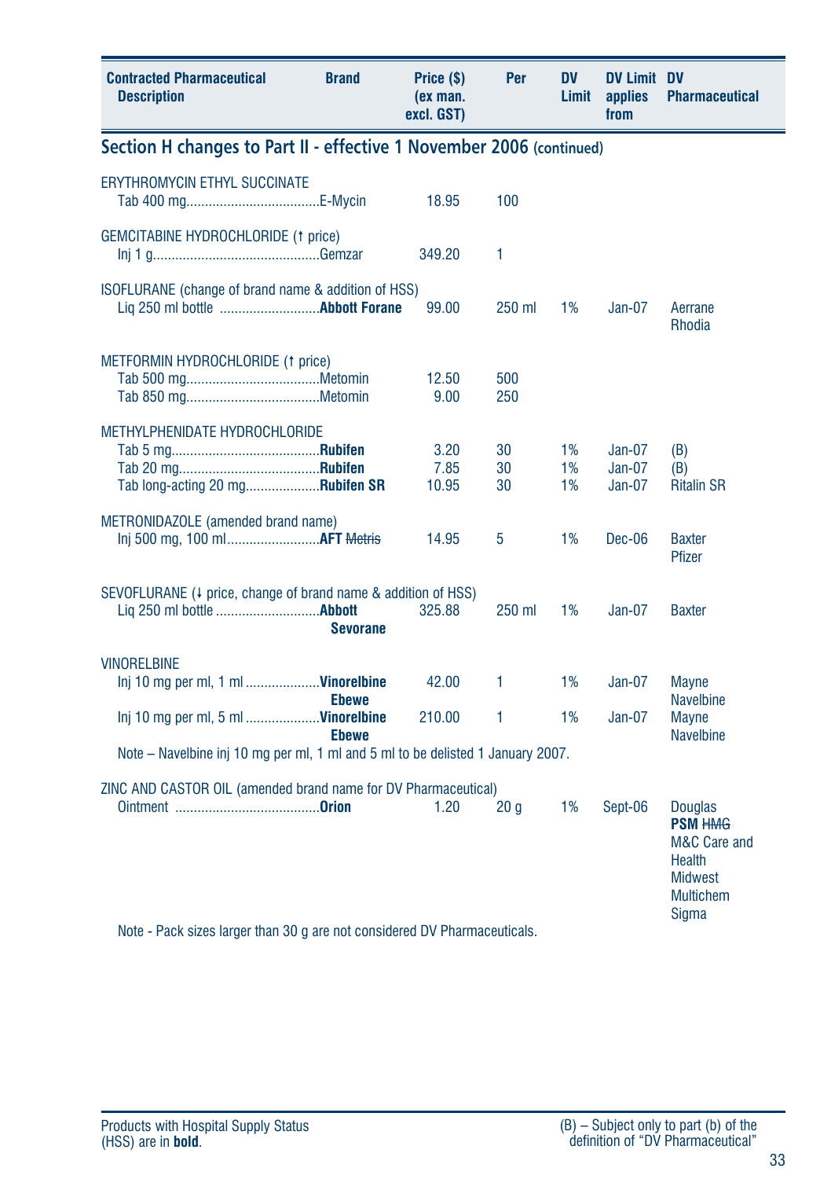| Contracted Pharmaceutical Description | Brand | Price ($) (ex man. excl. GST) | Per | DV Limit | DV Limit applies from | DV Pharmaceutical |
|---|---|---|---|---|---|---|

## Section H changes to Part II - effective 1 November 2006 (continued)

| Contracted Pharmaceutical Description | Brand | Price ($) (ex man. excl. GST) | Per | DV Limit | DV Limit applies from | DV Pharmaceutical |
|---|---|---|---|---|---|---|
| ERYTHROMYCIN ETHYL SUCCINATE | | | | | | |
| Tab 400 mg | E-Mycin | 18.95 | 100 | | | |
| GEMCITABINE HYDROCHLORIDE (↑ price) | | | | | | |
| Inj 1 g | Gemzar | 349.20 | 1 | | | |
| ISOFLURANE (change of brand name & addition of HSS) | | | | | | |
| Liq 250 ml bottle | **Abbott Forane** | 99.00 | 250 ml | 1% | Jan-07 | Aerrane Rhodia |
| METFORMIN HYDROCHLORIDE (↑ price) | | | | | | |
| Tab 500 mg | Metomin | 12.50 | 500 | | | |
| Tab 850 mg | Metomin | 9.00 | 250 | | | |
| METHYLPHENIDATE HYDROCHLORIDE | | | | | | |
| Tab 5 mg | **Rubifen** | 3.20 | 30 | 1% | Jan-07 | (B) |
| Tab 20 mg | **Rubifen** | 7.85 | 30 | 1% | Jan-07 | (B) |
| Tab long-acting 20 mg | **Rubifen SR** | 10.95 | 30 | 1% | Jan-07 | Ritalin SR |
| METRONIDAZOLE (amended brand name) | | | | | | |
| Inj 500 mg, 100 ml | **AFT** ~~Metris~~ | 14.95 | 5 | 1% | Dec-06 | Baxter Pfizer |
| SEVOFLURANE (↓ price, change of brand name & addition of HSS) | | | | | | |
| Liq 250 ml bottle | **Abbott Sevorane** | 325.88 | 250 ml | 1% | Jan-07 | Baxter |
| VINORELBINE | | | | | | |
| Inj 10 mg per ml, 1 ml | **Vinorelbine Ebewe** | 42.00 | 1 | 1% | Jan-07 | Mayne Navelbine |
| Inj 10 mg per ml, 5 ml | **Vinorelbine Ebewe** | 210.00 | 1 | 1% | Jan-07 | Mayne Navelbine |
| Note – Navelbine inj 10 mg per ml, 1 ml and 5 ml to be delisted 1 January 2007. | | | | | | |
| ZINC AND CASTOR OIL (amended brand name for DV Pharmaceutical) | | | | | | |
| Ointment | **Orion** | 1.20 | 20 g | 1% | Sept-06 | Douglas **PSM** ~~HMG~~ M&C Care and Health Midwest Multichem Sigma |
| Note - Pack sizes larger than 30 g are not considered DV Pharmaceuticals. | | | | | | |

Products with Hospital Supply Status (HSS) are in **bold**.

(B) – Subject only to part (b) of the definition of "DV Pharmaceutical"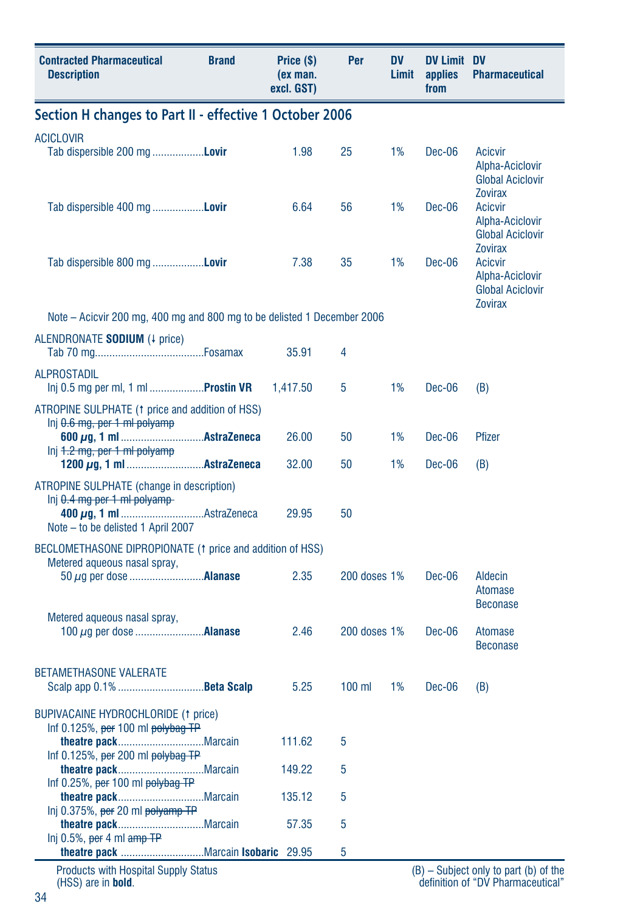| Contracted Pharmaceutical Description | Brand | Price ($) (ex man. excl. GST) | Per | DV Limit | DV Limit applies from | DV Pharmaceutical |
|---|---|---|---|---|---|---|

## Section H changes to Part II - effective 1 October 2006

| Contracted Pharmaceutical Description | Brand | Price ($) (ex man. excl. GST) | Per | DV Limit | DV Limit applies from | DV Pharmaceutical |
|---|---|---|---|---|---|---|
| ACICLOVIR | | | | | | |
| Tab dispersible 200 mg | **Lovir** | 1.98 | 25 | 1% | Dec-06 | Acicvir, Alpha-Aciclovir, Global Aciclovir, Zovirax |
| Tab dispersible 400 mg | **Lovir** | 6.64 | 56 | 1% | Dec-06 | Acicvir, Alpha-Aciclovir, Global Aciclovir, Zovirax |
| Tab dispersible 800 mg | **Lovir** | 7.38 | 35 | 1% | Dec-06 | Acicvir, Alpha-Aciclovir, Global Aciclovir, Zovirax |
| Note – Acicvir 200 mg, 400 mg and 800 mg to be delisted 1 December 2006 | | | | | | |
| ALENDRONATE **SODIUM** (↓ price) | | | | | | |
| Tab 70 mg | Fosamax | 35.91 | 4 | | | |
| ALPROSTADIL | | | | | | |
| Inj 0.5 mg per ml, 1 ml | **Prostin VR** | 1,417.50 | 5 | 1% | Dec-06 | (B) |
| ATROPINE SULPHATE (↑ price and addition of HSS) | | | | | | |
| Inj ~~0.6 mg, per 1 ml polyamp~~ **600 µg, 1 ml** | **AstraZeneca** | 26.00 | 50 | 1% | Dec-06 | Pfizer |
| Inj ~~1.2 mg, per 1 ml polyamp~~ **1200 µg, 1 ml** | **AstraZeneca** | 32.00 | 50 | 1% | Dec-06 | (B) |
| ATROPINE SULPHATE (change in description) | | | | | | |
| Inj ~~0.4 mg per 1 ml polyamp~~ **400 µg, 1 ml** | AstraZeneca | 29.95 | 50 | | | |
| Note – to be delisted 1 April 2007 | | | | | | |
| BECLOMETHASONE DIPROPIONATE (↑ price and addition of HSS) | | | | | | |
| Metered aqueous nasal spray, 50 µg per dose | **Alanase** | 2.35 | 200 doses | 1% | Dec-06 | Aldecin, Atomase, Beconase |
| Metered aqueous nasal spray, 100 µg per dose | **Alanase** | 2.46 | 200 doses | 1% | Dec-06 | Atomase, Beconase |
| BETAMETHASONE VALERATE | | | | | | |
| Scalp app 0.1% | **Beta Scalp** | 5.25 | 100 ml | 1% | Dec-06 | (B) |
| BUPIVACAINE HYDROCHLORIDE (↑ price) | | | | | | |
| Inf 0.125%, ~~per~~ 100 ml ~~polybag TP~~ **theatre pack** | Marcain | 111.62 | 5 | | | |
| Inf 0.125%, ~~per~~ 200 ml ~~polybag TP~~ **theatre pack** | Marcain | 149.22 | 5 | | | |
| Inf 0.25%, ~~per~~ 100 ml ~~polybag TP~~ **theatre pack** | Marcain | 135.12 | 5 | | | |
| Inj 0.375%, ~~per~~ 20 ml ~~polyamp TP~~ **theatre pack** | Marcain | 57.35 | 5 | | | |
| Inj 0.5%, ~~per~~ 4 ml ~~amp TP~~ **theatre pack** | Marcain **Isobaric** | 29.95 | 5 | | | |

Products with Hospital Supply Status (HSS) are in **bold**.

(B) – Subject only to part (b) of the definition of "DV Pharmaceutical"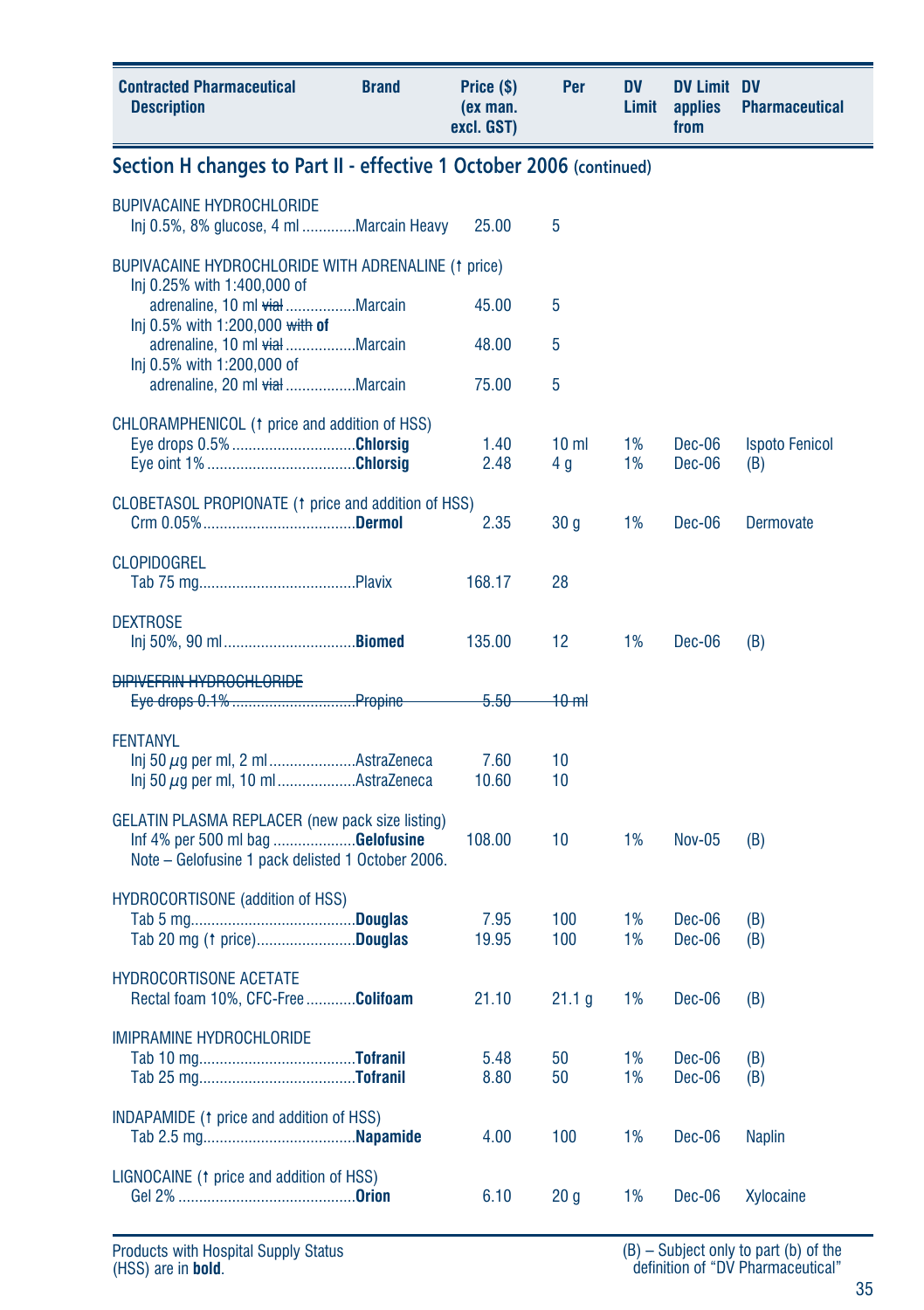| Contracted Pharmaceutical Description | Brand | Price ($) (ex man. excl. GST) | Per | DV Limit | DV Limit applies from | DV Pharmaceutical |
|---|---|---|---|---|---|---|

## Section H changes to Part II - effective 1 October 2006 (continued)

| Contracted Pharmaceutical Description | Brand | Price ($) (ex man. excl. GST) | Per | DV Limit | DV Limit applies from | DV Pharmaceutical |
|---|---|---|---|---|---|---|
| BUPIVACAINE HYDROCHLORIDE | | | | | | |
| Inj 0.5%, 8% glucose, 4 ml | Marcain Heavy | 25.00 | 5 | | | |
| BUPIVACAINE HYDROCHLORIDE WITH ADRENALINE (↑ price) | | | | | | |
| Inj 0.25% with 1:400,000 of adrenaline, 10 ml ~~vial~~ | Marcain | 45.00 | 5 | | | |
| Inj 0.5% with 1:200,000 ~~with~~ **of** adrenaline, 10 ml ~~vial~~ | Marcain | 48.00 | 5 | | | |
| Inj 0.5% with 1:200,000 of adrenaline, 20 ml ~~vial~~ | Marcain | 75.00 | 5 | | | |
| CHLORAMPHENICOL (↑ price and addition of HSS) | | | | | | |
| Eye drops 0.5% | **Chlorsig** | 1.40 | 10 ml | 1% | Dec-06 | Ispoto Fenicol |
| Eye oint 1% | **Chlorsig** | 2.48 | 4 g | 1% | Dec-06 | (B) |
| CLOBETASOL PROPIONATE (↑ price and addition of HSS) | | | | | | |
| Crm 0.05% | **Dermol** | 2.35 | 30 g | 1% | Dec-06 | Dermovate |
| CLOPIDOGREL | | | | | | |
| Tab 75 mg | Plavix | 168.17 | 28 | | | |
| DEXTROSE | | | | | | |
| Inj 50%, 90 ml | **Biomed** | 135.00 | 12 | 1% | Dec-06 | (B) |
| ~~DIPIVEFRIN HYDROCHLORIDE~~ | | | | | | |
| ~~Eye drops 0.1%~~ | ~~Propine~~ | ~~5.50~~ | ~~10 ml~~ | | | |
| FENTANYL | | | | | | |
| Inj 50 μg per ml, 2 ml | AstraZeneca | 7.60 | 10 | | | |
| Inj 50 μg per ml, 10 ml | AstraZeneca | 10.60 | 10 | | | |
| GELATIN PLASMA REPLACER (new pack size listing) | | | | | | |
| Inf 4% per 500 ml bag | **Gelofusine** | 108.00 | 10 | 1% | Nov-05 | (B) |
| Note – Gelofusine 1 pack delisted 1 October 2006. | | | | | | |
| HYDROCORTISONE (addition of HSS) | | | | | | |
| Tab 5 mg | **Douglas** | 7.95 | 100 | 1% | Dec-06 | (B) |
| Tab 20 mg (↑ price) | **Douglas** | 19.95 | 100 | 1% | Dec-06 | (B) |
| HYDROCORTISONE ACETATE | | | | | | |
| Rectal foam 10%, CFC-Free | **Colifoam** | 21.10 | 21.1 g | 1% | Dec-06 | (B) |
| IMIPRAMINE HYDROCHLORIDE | | | | | | |
| Tab 10 mg | **Tofranil** | 5.48 | 50 | 1% | Dec-06 | (B) |
| Tab 25 mg | **Tofranil** | 8.80 | 50 | 1% | Dec-06 | (B) |
| INDAPAMIDE (↑ price and addition of HSS) | | | | | | |
| Tab 2.5 mg | **Napamide** | 4.00 | 100 | 1% | Dec-06 | Naplin |
| LIGNOCAINE (↑ price and addition of HSS) | | | | | | |
| Gel 2% | **Orion** | 6.10 | 20 g | 1% | Dec-06 | Xylocaine |

Products with Hospital Supply Status (HSS) are in **bold**.

(B) – Subject only to part (b) of the definition of "DV Pharmaceutical"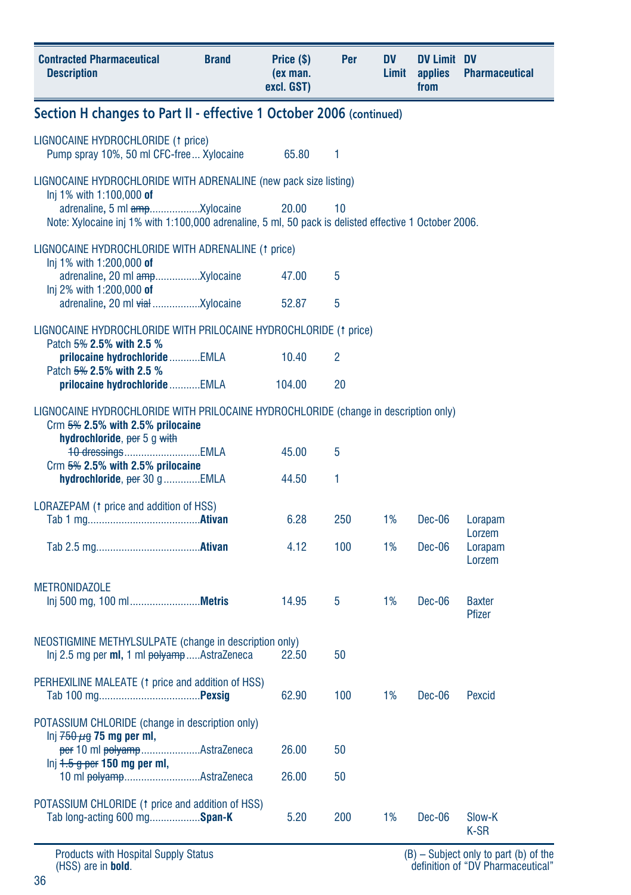| Contracted Pharmaceutical Description | Brand | Price ($) (ex man. excl. GST) | Per | DV Limit | DV Limit applies from | DV Pharmaceutical |
|---|---|---|---|---|---|---|

## Section H changes to Part II - effective 1 October 2006 (continued)

| Contracted Pharmaceutical Description | Brand | Price ($) (ex man. excl. GST) | Per | DV Limit | DV Limit applies from | DV Pharmaceutical |
|---|---|---|---|---|---|---|
| LIGNOCAINE HYDROCHLORIDE (↑ price) | | | | | | |
| Pump spray 10%, 50 ml CFC-free | Xylocaine | 65.80 | 1 | | | |
| LIGNOCAINE HYDROCHLORIDE WITH ADRENALINE (new pack size listing) | | | | | | |
| Inj 1% with 1:100,000 **of** adrenaline**,** 5 ml ~~amp~~ | Xylocaine | 20.00 | 10 | | | |
| Note: Xylocaine inj 1% with 1:100,000 adrenaline, 5 ml, 50 pack is delisted effective 1 October 2006. | | | | | | |
| LIGNOCAINE HYDROCHLORIDE WITH ADRENALINE (↑ price) | | | | | | |
| Inj 1% with 1:200,000 **of** adrenaline**,** 20 ml ~~amp~~ | Xylocaine | 47.00 | 5 | | | |
| Inj 2% with 1:200,000 **of** adrenaline**,** 20 ml ~~vial~~ | Xylocaine | 52.87 | 5 | | | |
| LIGNOCAINE HYDROCHLORIDE WITH PRILOCAINE HYDROCHLORIDE (↑ price) | | | | | | |
| Patch ~~5%~~ **2.5% with 2.5 % prilocaine hydrochloride** | EMLA | 10.40 | 2 | | | |
| Patch ~~5%~~ **2.5% with 2.5 % prilocaine hydrochloride** | EMLA | 104.00 | 20 | | | |
| LIGNOCAINE HYDROCHLORIDE WITH PRILOCAINE HYDROCHLORIDE (change in description only) | | | | | | |
| Crm ~~5%~~ **2.5% with 2.5% prilocaine hydrochloride**, ~~per~~ 5 g ~~with 10 dressings~~ | EMLA | 45.00 | 5 | | | |
| Crm ~~5%~~ **2.5% with 2.5% prilocaine hydrochloride**, ~~per~~ 30 g | EMLA | 44.50 | 1 | | | |
| LORAZEPAM (↑ price and addition of HSS) | | | | | | |
| Tab 1 mg | **Ativan** | 6.28 | 250 | 1% | Dec-06 | Lorapam<br>Lorzem |
| Tab 2.5 mg | **Ativan** | 4.12 | 100 | 1% | Dec-06 | Lorapam<br>Lorzem |
| METRONIDAZOLE | | | | | | |
| Inj 500 mg, 100 ml | **Metris** | 14.95 | 5 | 1% | Dec-06 | Baxter<br>Pfizer |
| NEOSTIGMINE METHYLSULPATE (change in description only) | | | | | | |
| Inj 2.5 mg per **ml,** 1 ml ~~polyamp~~ | AstraZeneca | 22.50 | 50 | | | |
| PERHEXILINE MALEATE (↑ price and addition of HSS) | | | | | | |
| Tab 100 mg | **Pexsig** | 62.90 | 100 | 1% | Dec-06 | Pexcid |
| POTASSIUM CHLORIDE (change in description only) | | | | | | |
| Inj ~~750 µg~~ **75 mg per ml,** ~~per~~ 10 ml ~~polyamp~~ | AstraZeneca | 26.00 | 50 | | | |
| Inj ~~1.5 g per~~ **150 mg per ml,** 10 ml ~~polyamp~~ | AstraZeneca | 26.00 | 50 | | | |
| POTASSIUM CHLORIDE (↑ price and addition of HSS) | | | | | | |
| Tab long-acting 600 mg | **Span-K** | 5.20 | 200 | 1% | Dec-06 | Slow-K<br>K-SR |

Products with Hospital Supply Status (HSS) are in **bold**.

(B) – Subject only to part (b) of the definition of "DV Pharmaceutical"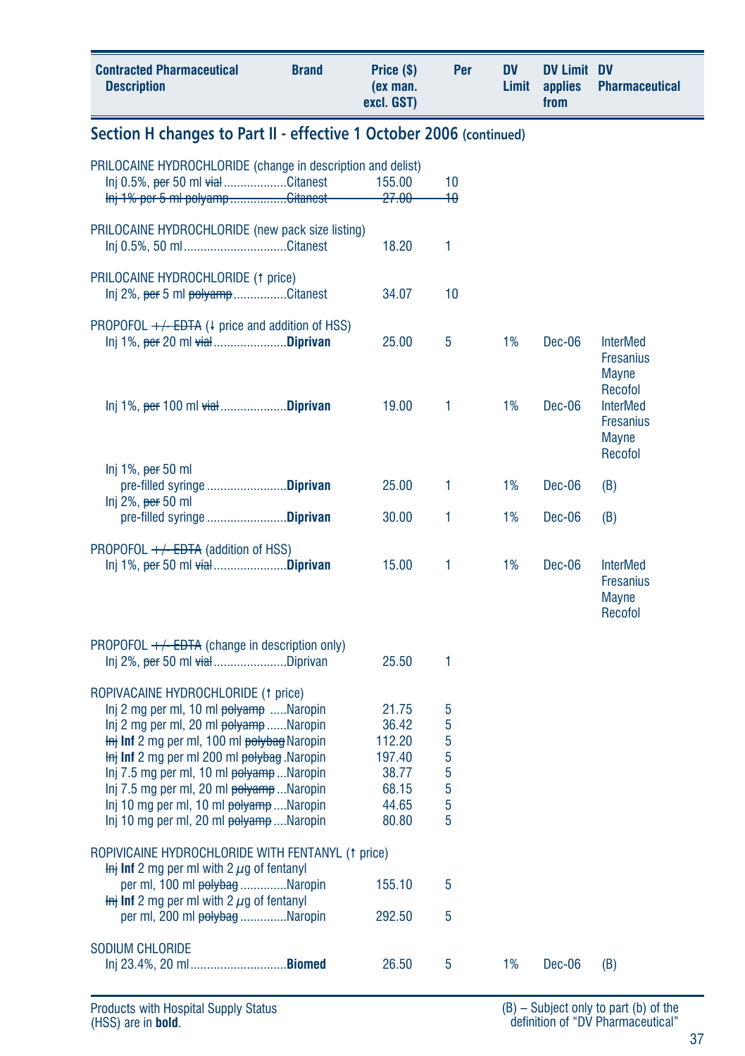| Contracted Pharmaceutical Description | Brand | Price ($) (ex man. excl. GST) | Per | DV Limit | DV Limit applies from | DV Pharmaceutical |
|---|---|---|---|---|---|---|

## Section H changes to Part II - effective 1 October 2006 (continued)

| Contracted Pharmaceutical Description | Brand | Price ($) (ex man. excl. GST) | Per | DV Limit | DV Limit applies from | DV Pharmaceutical |
|---|---|---|---|---|---|---|
| PRILOCAINE HYDROCHLORIDE (change in description and delist) | | | | | | |
| Inj 0.5%, ~~per~~ 50 ml ~~vial~~ | Citanest | 155.00 | 10 | | | |
| ~~Inj 1% per 5 ml polyamp~~ | ~~Citanest~~ | ~~27.00~~ | ~~10~~ | | | |
| PRILOCAINE HYDROCHLORIDE (new pack size listing) | | | | | | |
| Inj 0.5%, 50 ml | Citanest | 18.20 | 1 | | | |
| PRILOCAINE HYDROCHLORIDE (↑ price) | | | | | | |
| Inj 2%, ~~per~~ 5 ml ~~polyamp~~ | Citanest | 34.07 | 10 | | | |
| PROPOFOL ~~+/- EDTA~~ (↓ price and addition of HSS) | | | | | | |
| Inj 1%, ~~per~~ 20 ml ~~vial~~ | **Diprivan** | 25.00 | 5 | 1% | Dec-06 | InterMed Fresanius Mayne Recofol |
| Inj 1%, ~~per~~ 100 ml ~~vial~~ | **Diprivan** | 19.00 | 1 | 1% | Dec-06 | InterMed Fresanius Mayne Recofol |
| Inj 1%, ~~per~~ 50 ml pre-filled syringe | **Diprivan** | 25.00 | 1 | 1% | Dec-06 | (B) |
| Inj 2%, ~~per~~ 50 ml pre-filled syringe | **Diprivan** | 30.00 | 1 | 1% | Dec-06 | (B) |
| PROPOFOL ~~+/- EDTA~~ (addition of HSS) | | | | | | |
| Inj 1%, ~~per~~ 50 ml ~~vial~~ | **Diprivan** | 15.00 | 1 | 1% | Dec-06 | InterMed Fresanius Mayne Recofol |
| PROPOFOL ~~+/- EDTA~~ (change in description only) | | | | | | |
| Inj 2%, ~~per~~ 50 ml ~~vial~~ | Diprivan | 25.50 | 1 | | | |
| ROPIVACAINE HYDROCHLORIDE (↑ price) | | | | | | |
| Inj 2 mg per ml, 10 ml ~~polyamp~~ | Naropin | 21.75 | 5 | | | |
| Inj 2 mg per ml, 20 ml ~~polyamp~~ | Naropin | 36.42 | 5 | | | |
| ~~Inj~~ **Inf** 2 mg per ml, 100 ml ~~polybag~~ | Naropin | 112.20 | 5 | | | |
| ~~Inj~~ **Inf** 2 mg per ml 200 ml ~~polybag~~ | Naropin | 197.40 | 5 | | | |
| Inj 7.5 mg per ml, 10 ml ~~polyamp~~ | Naropin | 38.77 | 5 | | | |
| Inj 7.5 mg per ml, 20 ml ~~polyamp~~ | Naropin | 68.15 | 5 | | | |
| Inj 10 mg per ml, 10 ml ~~polyamp~~ | Naropin | 44.65 | 5 | | | |
| Inj 10 mg per ml, 20 ml ~~polyamp~~ | Naropin | 80.80 | 5 | | | |
| ROPIVICAINE HYDROCHLORIDE WITH FENTANYL (↑ price) | | | | | | |
| ~~Inj~~ **Inf** 2 mg per ml with 2 $\mu$g of fentanyl per ml, 100 ml ~~polybag~~ | Naropin | 155.10 | 5 | | | |
| ~~Inj~~ **Inf** 2 mg per ml with 2 $\mu$g of fentanyl per ml, 200 ml ~~polybag~~ | Naropin | 292.50 | 5 | | | |
| SODIUM CHLORIDE | | | | | | |
| Inj 23.4%, 20 ml | **Biomed** | 26.50 | 5 | 1% | Dec-06 | (B) |

Products with Hospital Supply Status (HSS) are in **bold**.

(B) – Subject only to part (b) of the definition of "DV Pharmaceutical"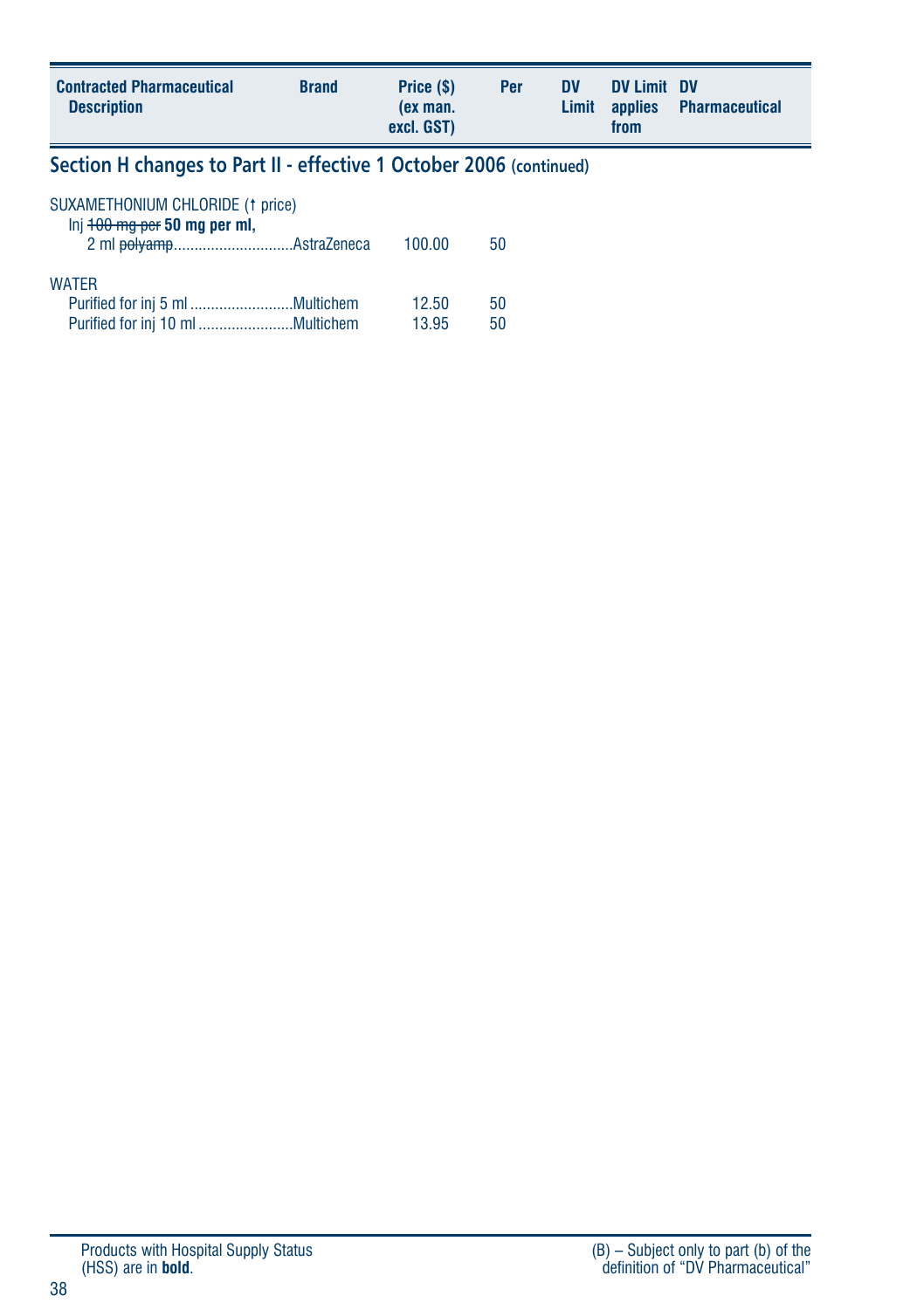| Contracted Pharmaceutical Description | Brand | Price ($) (ex man. excl. GST) | Per | DV Limit | DV Limit applies from | DV Pharmaceutical |
|---|---|---|---|---|---|---|

## Section H changes to Part II - effective 1 October 2006 (continued)

| Contracted Pharmaceutical Description | Brand | Price ($) (ex man. excl. GST) | Per | DV Limit | DV Limit applies from | DV Pharmaceutical |
|---|---|---|---|---|---|---|
| SUXAMETHONIUM CHLORIDE (↑ price) | | | | | | |
| Inj ~~100 mg per~~ **50 mg per ml,** 2 ml ~~polyamp~~ | AstraZeneca | 100.00 | 50 | | | |
| WATER | | | | | | |
| Purified for inj 5 ml | Multichem | 12.50 | 50 | | | |
| Purified for inj 10 ml | Multichem | 13.95 | 50 | | | |

Products with Hospital Supply Status (HSS) are in **bold**.

(B) – Subject only to part (b) of the definition of “DV Pharmaceutical”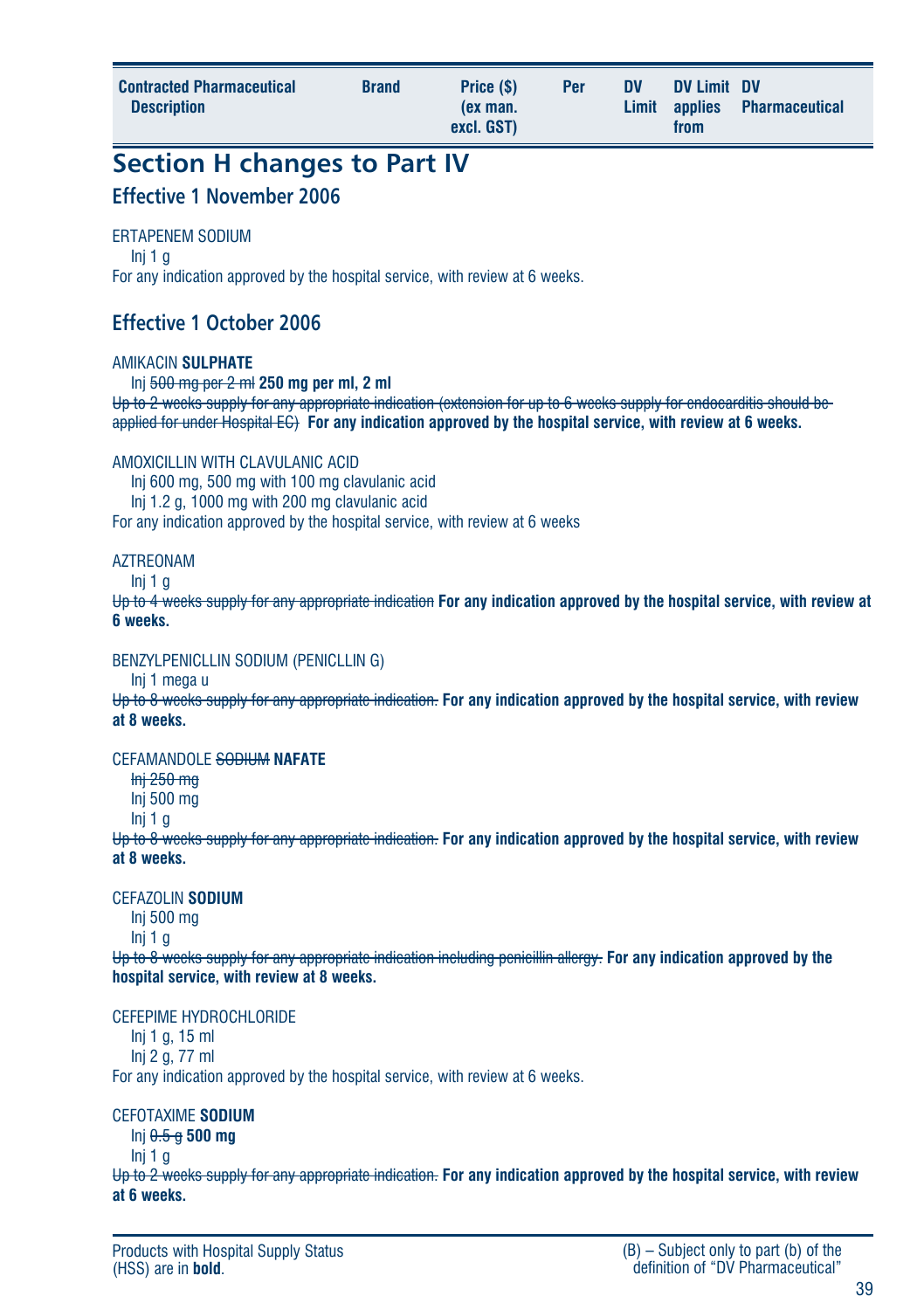| Contracted Pharmaceutical Description | Brand | Price ($) (ex man. excl. GST) | Per | DV Limit | DV Limit applies from | DV Pharmaceutical |
|---|---|---|---|---|---|---|

# Section H changes to Part IV

## Effective 1 November 2006

ERTAPENEM SODIUM
Inj 1 g
For any indication approved by the hospital service, with review at 6 weeks.

## Effective 1 October 2006

AMIKACIN **SULPHATE**
Inj ~~500 mg per 2 ml~~ **250 mg per ml, 2 ml**
~~Up to 2 weeks supply for any appropriate indication (extension for up to 6 weeks supply for endocarditis should be applied for under Hospital EC)~~ **For any indication approved by the hospital service, with review at 6 weeks.**

AMOXICILLIN WITH CLAVULANIC ACID
Inj 600 mg, 500 mg with 100 mg clavulanic acid
Inj 1.2 g, 1000 mg with 200 mg clavulanic acid
For any indication approved by the hospital service, with review at 6 weeks

AZTREONAM
Inj 1 g
~~Up to 4 weeks supply for any appropriate indication~~ **For any indication approved by the hospital service, with review at 6 weeks.**

BENZYLPENICLLIN SODIUM (PENICLLIN G)
Inj 1 mega u
~~Up to 8 weeks supply for any appropriate indication.~~ **For any indication approved by the hospital service, with review at 8 weeks.**

CEFAMANDOLE ~~SODIUM~~ **NAFATE**
~~Inj 250 mg~~
Inj 500 mg
Inj 1 g
~~Up to 8 weeks supply for any appropriate indication.~~ **For any indication approved by the hospital service, with review at 8 weeks.**

CEFAZOLIN **SODIUM**
Inj 500 mg
Inj 1 g
~~Up to 8 weeks supply for any appropriate indication including penicillin allergy.~~ **For any indication approved by the hospital service, with review at 8 weeks.**

CEFEPIME HYDROCHLORIDE
Inj 1 g, 15 ml
Inj 2 g, 77 ml
For any indication approved by the hospital service, with review at 6 weeks.

CEFOTAXIME **SODIUM**
Inj ~~0.5 g~~ **500 mg**
Inj 1 g
~~Up to 2 weeks supply for any appropriate indication.~~ **For any indication approved by the hospital service, with review at 6 weeks.**

Products with Hospital Supply Status (HSS) are in **bold**.

(B) – Subject only to part (b) of the definition of "DV Pharmaceutical"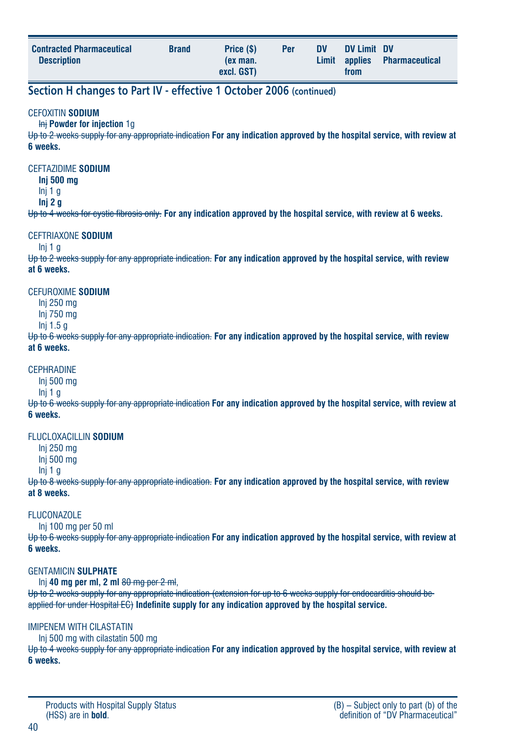| Contracted Pharmaceutical Description | Brand | Price ($) (ex man. excl. GST) | Per | DV Limit | DV Limit applies from | DV Pharmaceutical |
|---|---|---|---|---|---|---|

## Section H changes to Part IV - effective 1 October 2006 (continued)

CEFOXITIN **SODIUM**
~~Inj~~ **Powder for injection** 1g
~~Up to 2 weeks supply for any appropriate indication~~ **For any indication approved by the hospital service, with review at 6 weeks.**

CEFTAZIDIME **SODIUM**
**Inj 500 mg**
Inj 1 g
**Inj 2 g**
~~Up to 4 weeks for cystic fibrosis only.~~ **For any indication approved by the hospital service, with review at 6 weeks.**

CEFTRIAXONE **SODIUM**
Inj 1 g
~~Up to 2 weeks supply for any appropriate indication.~~ **For any indication approved by the hospital service, with review at 6 weeks.**

CEFUROXIME **SODIUM**
Inj 250 mg
Inj 750 mg
Inj 1.5 g
~~Up to 6 weeks supply for any appropriate indication.~~ **For any indication approved by the hospital service, with review at 6 weeks.**

CEPHRADINE
Inj 500 mg
Inj 1 g
~~Up to 6 weeks supply for any appropriate indication~~ **For any indication approved by the hospital service, with review at 6 weeks.**

FLUCLOXACILLIN **SODIUM**
Inj 250 mg
Inj 500 mg
Inj 1 g
~~Up to 8 weeks supply for any appropriate indication.~~ **For any indication approved by the hospital service, with review at 8 weeks.**

FLUCONAZOLE
Inj 100 mg per 50 ml
~~Up to 6 weeks supply for any appropriate indication~~ **For any indication approved by the hospital service, with review at 6 weeks.**

GENTAMICIN **SULPHATE**
Inj **40 mg per ml, 2 ml** ~~80 mg per 2 ml~~,
~~Up to 2 weeks supply for any appropriate indication (extension for up to 6 weeks supply for endocarditis should be applied for under Hospital EC)~~ **Indefinite supply for any indication approved by the hospital service.**

IMIPENEM WITH CILASTATIN
Inj 500 mg with cilastatin 500 mg
~~Up to 4 weeks supply for any appropriate indication~~ **For any indication approved by the hospital service, with review at 6 weeks.**

Products with Hospital Supply Status (HSS) are in **bold**.

(B) – Subject only to part (b) of the definition of "DV Pharmaceutical"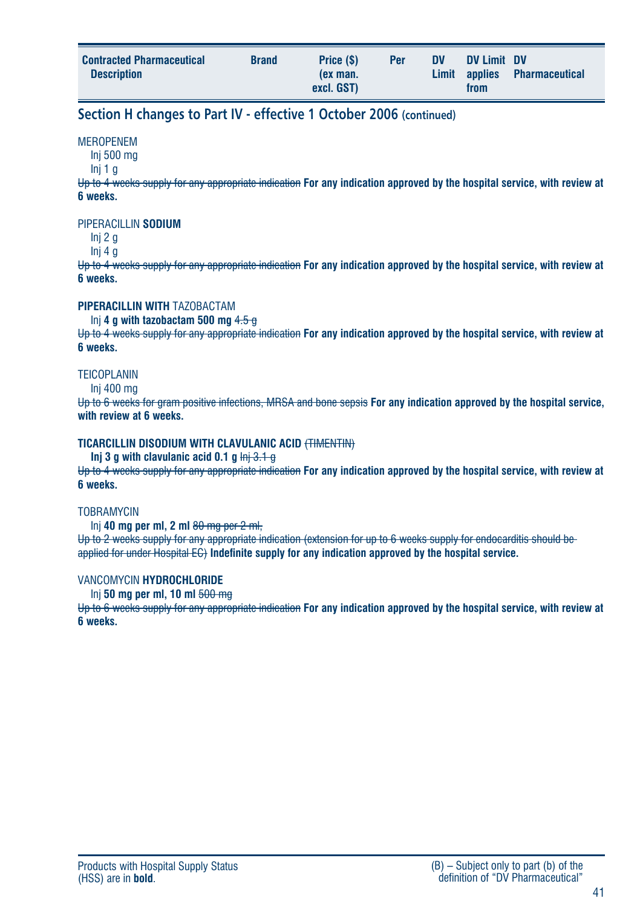| Contracted Pharmaceutical Description | Brand | Price ($) (ex man. excl. GST) | Per | DV Limit | DV Limit applies from | DV Pharmaceutical |
|---|---|---|---|---|---|---|

## Section H changes to Part IV - effective 1 October 2006 (continued)

MEROPENEM

Inj 500 mg

Inj 1 g

~~Up to 4 weeks supply for any appropriate indication~~ **For any indication approved by the hospital service, with review at 6 weeks.**

PIPERACILLIN **SODIUM**

Inj 2 g

Inj 4 g

~~Up to 4 weeks supply for any appropriate indication~~ **For any indication approved by the hospital service, with review at 6 weeks.**

**PIPERACILLIN WITH** TAZOBACTAM

Inj **4 g with tazobactam 500 mg** ~~4.5 g~~

~~Up to 4 weeks supply for any appropriate indication~~ **For any indication approved by the hospital service, with review at 6 weeks.**

TEICOPLANIN

Inj 400 mg

~~Up to 6 weeks for gram positive infections, MRSA and bone sepsis~~ **For any indication approved by the hospital service, with review at 6 weeks.**

**TICARCILLIN DISODIUM WITH CLAVULANIC ACID** ~~(TIMENTIN)~~

**Inj 3 g with clavulanic acid 0.1 g** ~~Inj 3.1 g~~

~~Up to 4 weeks supply for any appropriate indication~~ **For any indication approved by the hospital service, with review at 6 weeks.**

TOBRAMYCIN

Inj **40 mg per ml, 2 ml** ~~80 mg per 2 ml,~~

~~Up to 2 weeks supply for any appropriate indication (extension for up to 6 weeks supply for endocarditis should be applied for under Hospital EC)~~ **Indefinite supply for any indication approved by the hospital service.**

VANCOMYCIN **HYDROCHLORIDE**

Inj **50 mg per ml, 10 ml** ~~500 mg~~

~~Up to 6 weeks supply for any appropriate indication~~ **For any indication approved by the hospital service, with review at 6 weeks.**

Products with Hospital Supply Status (HSS) are in **bold**.

(B) – Subject only to part (b) of the definition of "DV Pharmaceutical"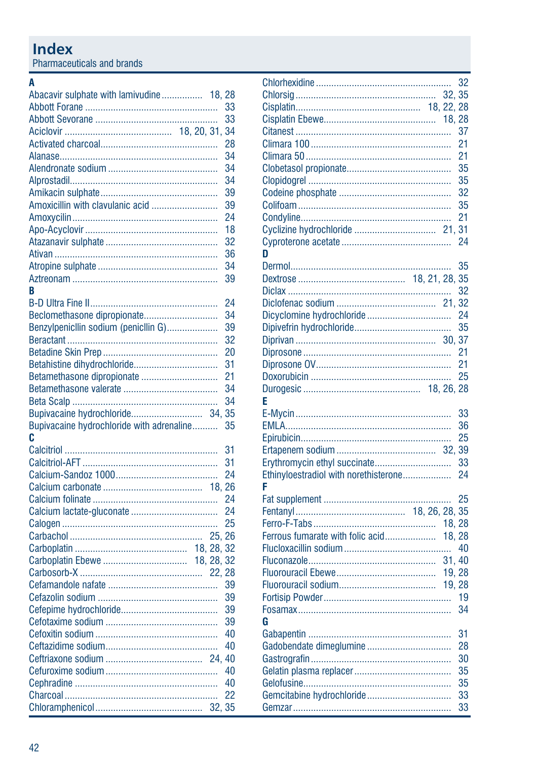# Index

Pharmaceuticals and brands

**A**

Abacavir sulphate with lamivudine ................ 18, 28
Abbott Forane .................................................... 33
Abbott Sevorane ................................................ 33
Aciclovir .......................................... 18, 20, 31, 34
Activated charcoal.............................................. 28
Alanase............................................................... 34
Alendronate sodium ........................................... 34
Alprostadil.......................................................... 34
Amikacin sulphate.............................................. 39
Amoxicillin with clavulanic acid ......................... 39
Amoxycilin......................................................... 24
Apo-Acyclovir .................................................... 18
Atazanavir sulphate ........................................... 32
Ativan ................................................................ 36
Atropine sulphate ............................................... 34
Aztreonam ......................................................... 39

**B**

B-D Ultra Fine II.................................................. 24
Beclomethasone dipropionate............................. 34
Benzylpenicllin sodium (penicllin G)................... 39
Beractant ........................................................... 32
Betadine Skin Prep ............................................ 20
Betahistine dihydrochloride................................ 31
Betamethasone dipropionate .............................. 21
Betamethasone valerate .................................... 34
Beta Scalp ......................................................... 34
Bupivacaine hydrochloride........................... 34, 35
Bupivacaine hydrochloride with adrenaline.......... 35

**C**

Calcitriol ............................................................ 31
Calcitriol-AFT ..................................................... 31
Calcium-Sandoz 1000........................................ 24
Calcium carbonate ....................................... 18, 26
Calcium folinate ................................................. 24
Calcium lactate-gluconate .................................. 24
Calogen ............................................................. 25
Carbachol .................................................... 25, 26
Carboplatin ............................................ 18, 28, 32
Carboplatin Ebewe ................................. 18, 28, 32
Carbosorb-X ................................................ 22, 28
Cefamandole nafate ........................................... 39
Cefazolin sodium ............................................... 39
Cefepime hydrochloride...................................... 39
Cefotaxime sodium ............................................ 39
Cefoxitin sodium ................................................ 40
Ceftazidime sodium............................................ 40
Ceftriaxone sodium ...................................... 24, 40
Cefuroxime sodium ............................................ 40
Cephradine ........................................................ 40
Charcoal ............................................................ 22
Chloramphenicol .......................................... 32, 35
Chlorhexidine ..................................................... 32
Chlorsig ....................................................... 32, 35
Cisplatin................................................ 18, 22, 28
Cisplatin Ebewe............................................ 18, 28
Citanest ............................................................. 37
Climara 100 ....................................................... 21
Climara 50 ......................................................... 21
Clobetasol propionate......................................... 35
Clopidogrel ........................................................ 35
Codeine phosphate ............................................ 32
Colifoam ............................................................ 35
Condyline........................................................... 21
Cyclizine hydrochloride ................................ 21, 31
Cyproterone acetate ........................................... 24

**D**

Dermol............................................................... 35
Dextrose .......................................... 18, 21, 28, 35
Diclax ................................................................ 32
Diclofenac sodium ....................................... 21, 32
Dicyclomine hydrochloride ................................. 24
Dipivefrin hydrochloride...................................... 35
Diprivan ....................................................... 30, 37
Diprosone .......................................................... 21
Diprosone OV..................................................... 21
Doxorubicin ....................................................... 25
Durogesic ............................................... 18, 26, 28

**E**

E-Mycin ............................................................. 33
EMLA................................................................. 36
Epirubicin........................................................... 25
Ertapenem sodium ....................................... 32, 39
Erythromycin ethyl succinate.............................. 33
Ethinyloestradiol with norethisterone.................. 24

**F**

Fat supplement .................................................. 25
Fentanyl ....................................... 18, 26, 28, 35
Ferro-F-Tabs ................................................ 18, 28
Ferrous fumarate with folic acid.................... 18, 28
Flucloxacillin sodium .......................................... 40
Fluconazole.................................................. 31, 40
Fluorouracil Ebewe....................................... 19, 28
Fluorouracil sodium...................................... 19, 28
Fortisip Powder.................................................. 19
Fosamax ............................................................ 34

**G**

Gabapentin ........................................................ 31
Gadobendate dimeglumine ................................. 28
Gastrografin....................................................... 30
Gelatin plasma replacer...................................... 35
Gelofusine.......................................................... 35
Gemcitabine hydrochloride ................................. 33
Gemzar.............................................................. 33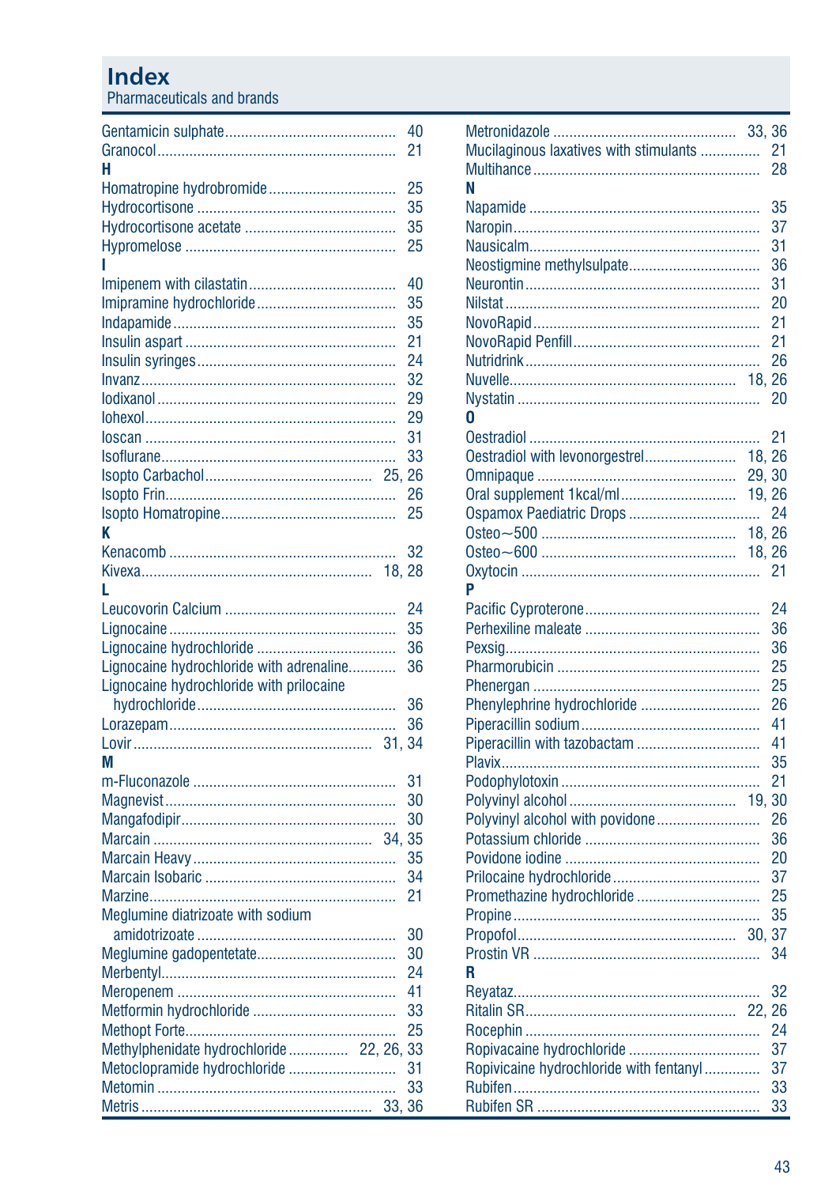# Index

Pharmaceuticals and brands

Gentamicin sulphate ... 40
Granocol ... 21

**H**

Homatropine hydrobromide ... 25
Hydrocortisone ... 35
Hydrocortisone acetate ... 35
Hypromelose ... 25

**I**

Imipenem with cilastatin ... 40
Imipramine hydrochloride ... 35
Indapamide ... 35
Insulin aspart ... 21
Insulin syringes ... 24
Invanz ... 32
Iodixanol ... 29
Iohexol ... 29
Ioscan ... 31
Isoflurane ... 33
Isopto Carbachol ... 25, 26
Isopto Frin ... 26
Isopto Homatropine ... 25

**K**

Kenacomb ... 32
Kivexa ... 18, 28

**L**

Leucovorin Calcium ... 24
Lignocaine ... 35
Lignocaine hydrochloride ... 36
Lignocaine hydrochloride with adrenaline ... 36
Lignocaine hydrochloride with prilocaine hydrochloride ... 36
Lorazepam ... 36
Lovir ... 31, 34

**M**

m-Fluconazole ... 31
Magnevist ... 30
Mangafodipir ... 30
Marcain ... 34, 35
Marcain Heavy ... 35
Marcain Isobaric ... 34
Marzine ... 21
Meglumine diatrizoate with sodium amidotrizoate ... 30
Meglumine gadopentetate ... 30
Merbentyl ... 24
Meropenem ... 41
Metformin hydrochloride ... 33
Methopt Forte ... 25
Methylphenidate hydrochloride ... 22, 26, 33
Metoclopramide hydrochloride ... 31
Metomin ... 33
Metris ... 33, 36
Metronidazole ... 33, 36
Mucilaginous laxatives with stimulants ... 21
Multihance ... 28

**N**

Napamide ... 35
Naropin ... 37
Nausicalm ... 31
Neostigmine methylsulpate ... 36
Neurontin ... 31
Nilstat ... 20
NovoRapid ... 21
NovoRapid Penfill ... 21
Nutridrink ... 26
Nuvelle ... 18, 26
Nystatin ... 20

**O**

Oestradiol ... 21
Oestradiol with levonorgestrel ... 18, 26
Omnipaque ... 29, 30
Oral supplement 1kcal/ml ... 19, 26
Ospamox Paediatric Drops ... 24
Osteo~500 ... 18, 26
Osteo~600 ... 18, 26
Oxytocin ... 21

**P**

Pacific Cyproterone ... 24
Perhexiline maleate ... 36
Pexsig ... 36
Pharmorubicin ... 25
Phenergan ... 25
Phenylephrine hydrochloride ... 26
Piperacillin sodium ... 41
Piperacillin with tazobactam ... 41
Plavix ... 35
Podophylotoxin ... 21
Polyvinyl alcohol ... 19, 30
Polyvinyl alcohol with povidone ... 26
Potassium chloride ... 36
Povidone iodine ... 20
Prilocaine hydrochloride ... 37
Promethazine hydrochloride ... 25
Propine ... 35
Propofol ... 30, 37
Prostin VR ... 34

**R**

Reyataz ... 32
Ritalin SR ... 22, 26
Rocephin ... 24
Ropivacaine hydrochloride ... 37
Ropicvaine hydrochloride with fentanyl ... 37
Rubifen ... 33
Rubifen SR ... 33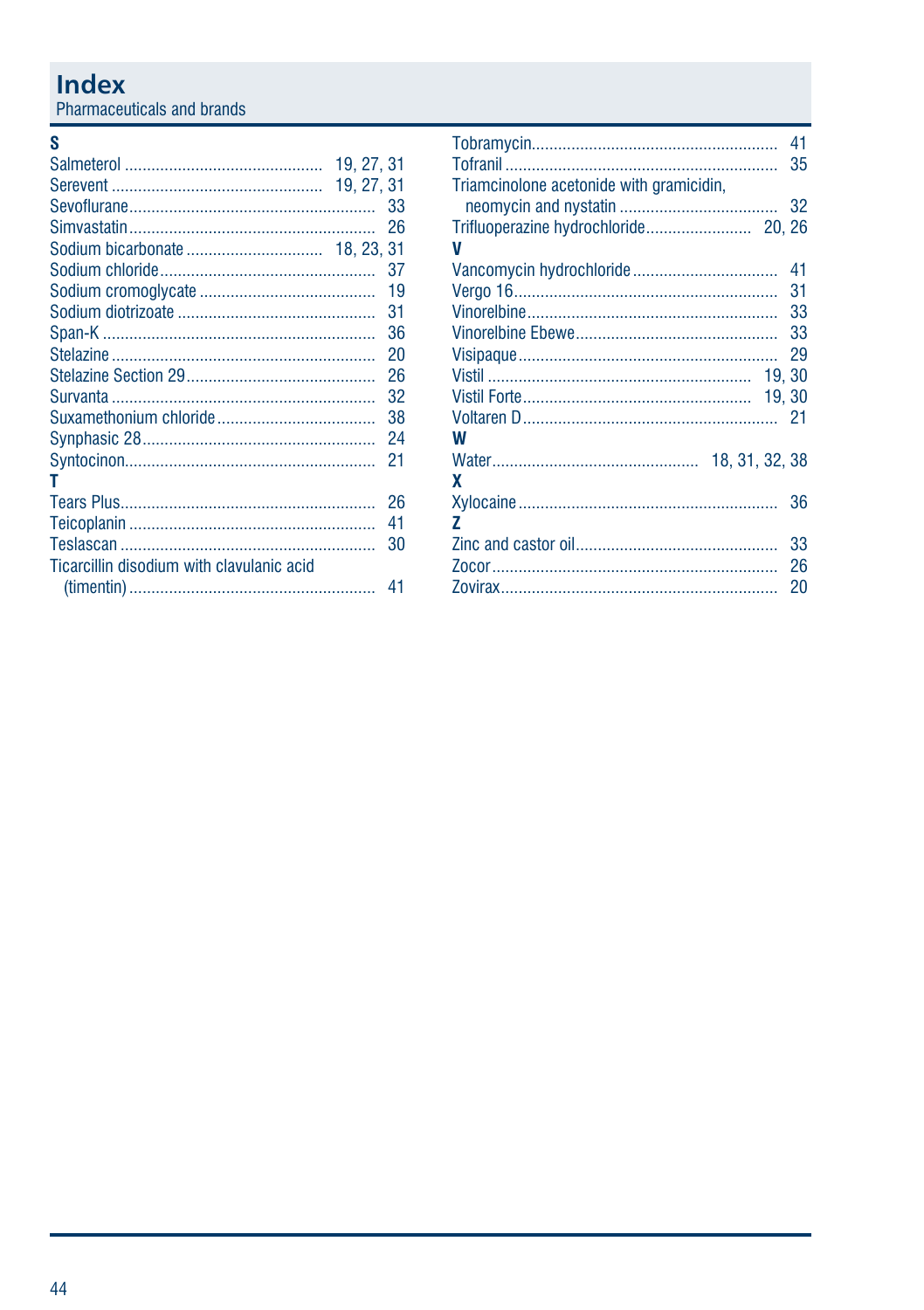# Index

Pharmaceuticals and brands

### S

Salmeterol ............................................ 19, 27, 31
Serevent ................................................ 19, 27, 31
Sevoflurane........................................................ 33
Simvastatin........................................................ 26
Sodium bicarbonate ............................... 18, 23, 31
Sodium chloride................................................. 37
Sodium cromoglycate ........................................ 19
Sodium diotrizoate ............................................. 31
Span-K .............................................................. 36
Stelazine ............................................................ 20
Stelazine Section 29........................................... 26
Survanta ............................................................. 32
Suxamethonium chloride.................................... 38
Synphasic 28..................................................... 24
Syntocinon.......................................................... 21

### T

Tears Plus.......................................................... 26
Teicoplanin ........................................................ 41
Teslascan .......................................................... 30
Ticarcillin disodium with clavulanic acid
(timentin) ........................................................ 41
Tobramycin........................................................ 41
Tofranil .............................................................. 35
Triamcinolone acetonide with gramicidin,
neomycin and nystatin .................................... 32
Trifluoperazine hydrochloride........................ 20, 26

### V

Vancomycin hydrochloride ................................. 41
Vergo 16............................................................ 31
Vinorelbine......................................................... 33
Vinorelbine Ebewe.............................................. 33
Visipaque ........................................................... 29
Vistil ............................................................ 19, 30
Vistil Forte.................................................... 19, 30
Voltaren D.......................................................... 21

### W

Water............................................... 18, 31, 32, 38

### X

Xylocaine ........................................................... 36

### Z

Zinc and castor oil.............................................. 33
Zocor.................................................................. 26
Zovirax............................................................... 20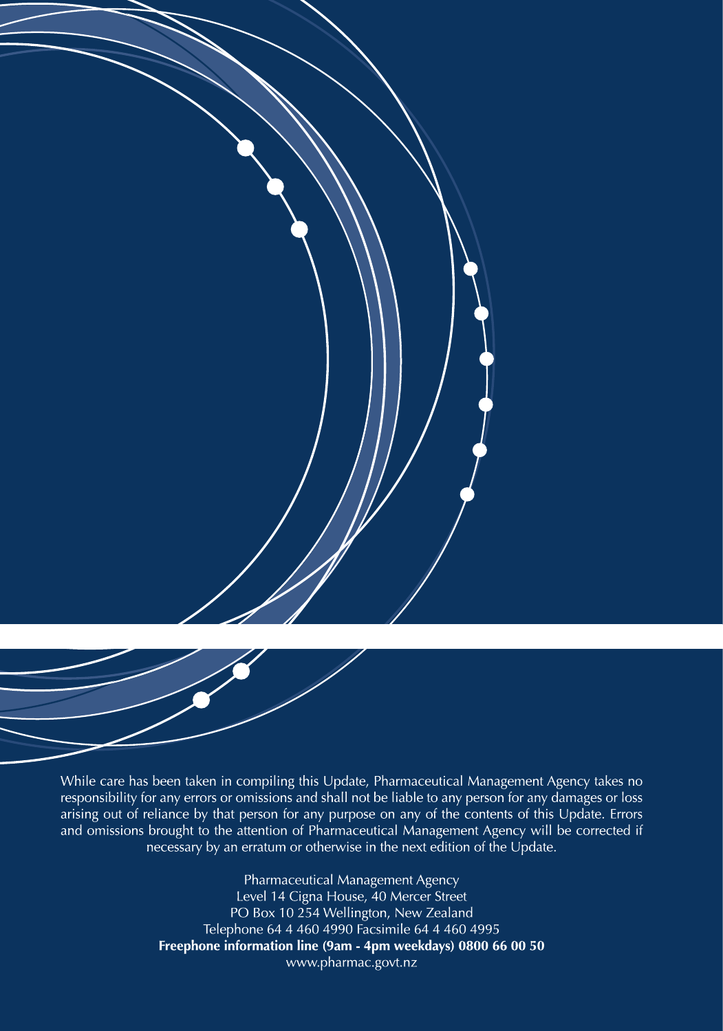While care has been taken in compiling this Update, Pharmaceutical Management Agency takes no responsibility for any errors or omissions and shall not be liable to any person for any damages or loss arising out of reliance by that person for any purpose on any of the contents of this Update. Errors and omissions brought to the attention of Pharmaceutical Management Agency will be corrected if necessary by an erratum or otherwise in the next edition of the Update.

Pharmaceutical Management Agency
Level 14 Cigna House, 40 Mercer Street
PO Box 10 254 Wellington, New Zealand
Telephone 64 4 460 4990 Facsimile 64 4 460 4995
**Freephone information line (9am - 4pm weekdays) 0800 66 00 50**
www.pharmac.govt.nz